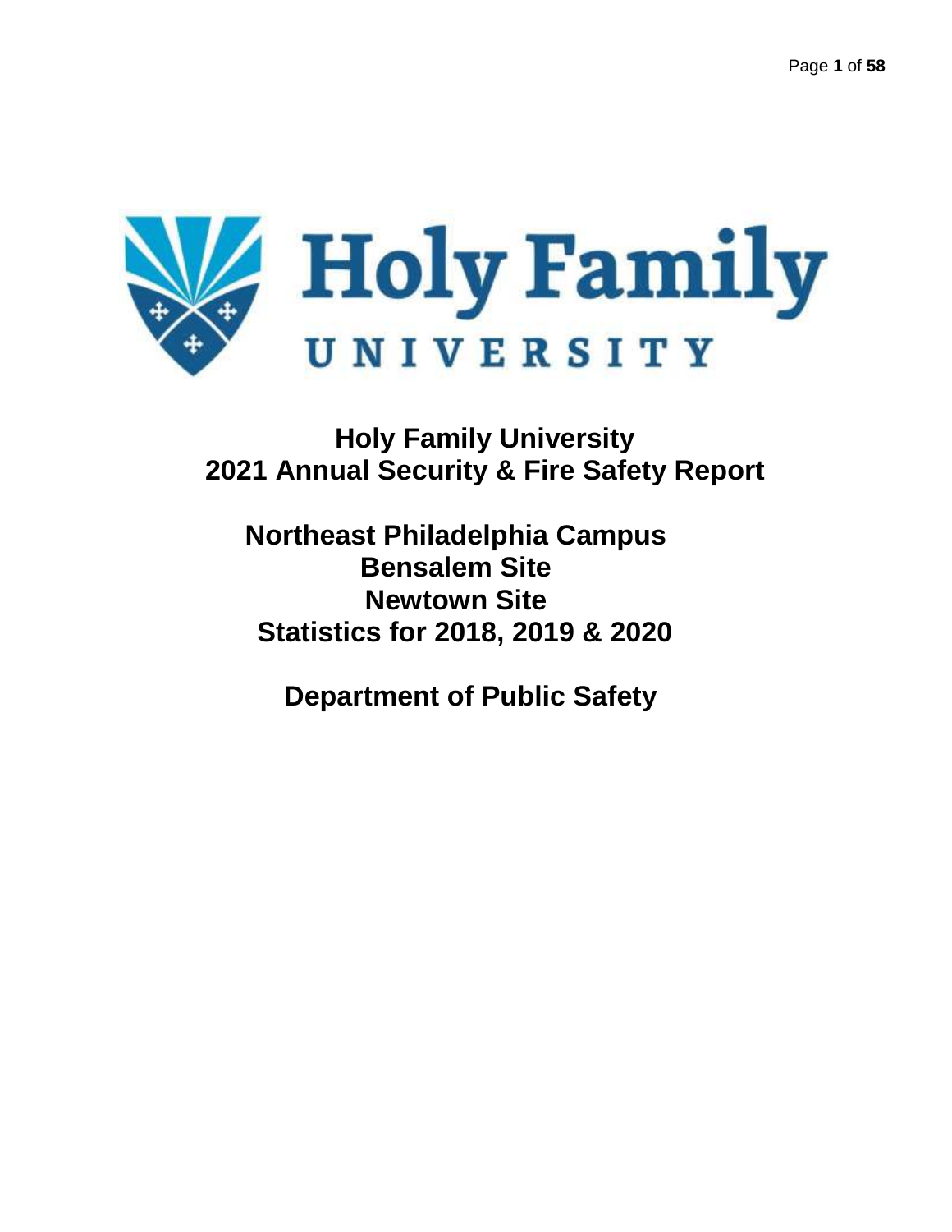# Holy Family University
# 2021 Annual Security & Fire Safety Report

## Northeast Philadelphia Campus
## Bensalem Site
## Newtown Site
## Statistics for 2018, 2019 & 2020

## Department of Public Safety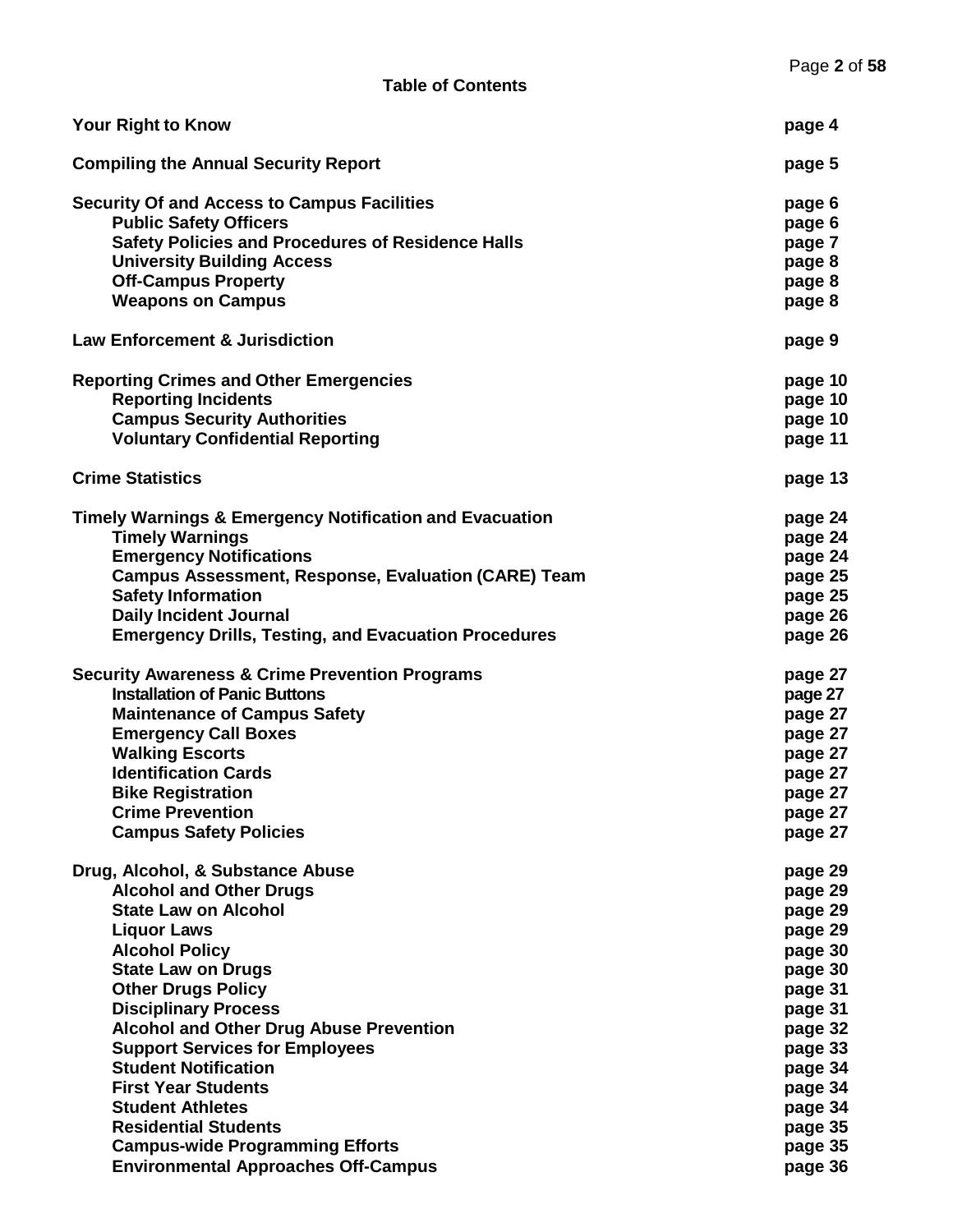## Table of Contents

| | |
|---|---|
| **Your Right to Know** | **page 4** |
| **Compiling the Annual Security Report** | **page 5** |
| **Security Of and Access to Campus Facilities** | **page 6** |
| **Public Safety Officers** | **page 6** |
| **Safety Policies and Procedures of Residence Halls** | **page 7** |
| **University Building Access** | **page 8** |
| **Off-Campus Property** | **page 8** |
| **Weapons on Campus** | **page 8** |
| **Law Enforcement & Jurisdiction** | **page 9** |
| **Reporting Crimes and Other Emergencies** | **page 10** |
| **Reporting Incidents** | **page 10** |
| **Campus Security Authorities** | **page 10** |
| **Voluntary Confidential Reporting** | **page 11** |
| **Crime Statistics** | **page 13** |
| **Timely Warnings & Emergency Notification and Evacuation** | **page 24** |
| **Timely Warnings** | **page 24** |
| **Emergency Notifications** | **page 24** |
| **Campus Assessment, Response, Evaluation (CARE) Team** | **page 25** |
| **Safety Information** | **page 25** |
| **Daily Incident Journal** | **page 26** |
| **Emergency Drills, Testing, and Evacuation Procedures** | **page 26** |
| **Security Awareness & Crime Prevention Programs** | **page 27** |
| **Installation of Panic Buttons** | **page 27** |
| **Maintenance of Campus Safety** | **page 27** |
| **Emergency Call Boxes** | **page 27** |
| **Walking Escorts** | **page 27** |
| **Identification Cards** | **page 27** |
| **Bike Registration** | **page 27** |
| **Crime Prevention** | **page 27** |
| **Campus Safety Policies** | **page 27** |
| **Drug, Alcohol, & Substance Abuse** | **page 29** |
| **Alcohol and Other Drugs** | **page 29** |
| **State Law on Alcohol** | **page 29** |
| **Liquor Laws** | **page 29** |
| **Alcohol Policy** | **page 30** |
| **State Law on Drugs** | **page 30** |
| **Other Drugs Policy** | **page 31** |
| **Disciplinary Process** | **page 31** |
| **Alcohol and Other Drug Abuse Prevention** | **page 32** |
| **Support Services for Employees** | **page 33** |
| **Student Notification** | **page 34** |
| **First Year Students** | **page 34** |
| **Student Athletes** | **page 34** |
| **Residential Students** | **page 35** |
| **Campus-wide Programming Efforts** | **page 35** |
| **Environmental Approaches Off-Campus** | **page 36** |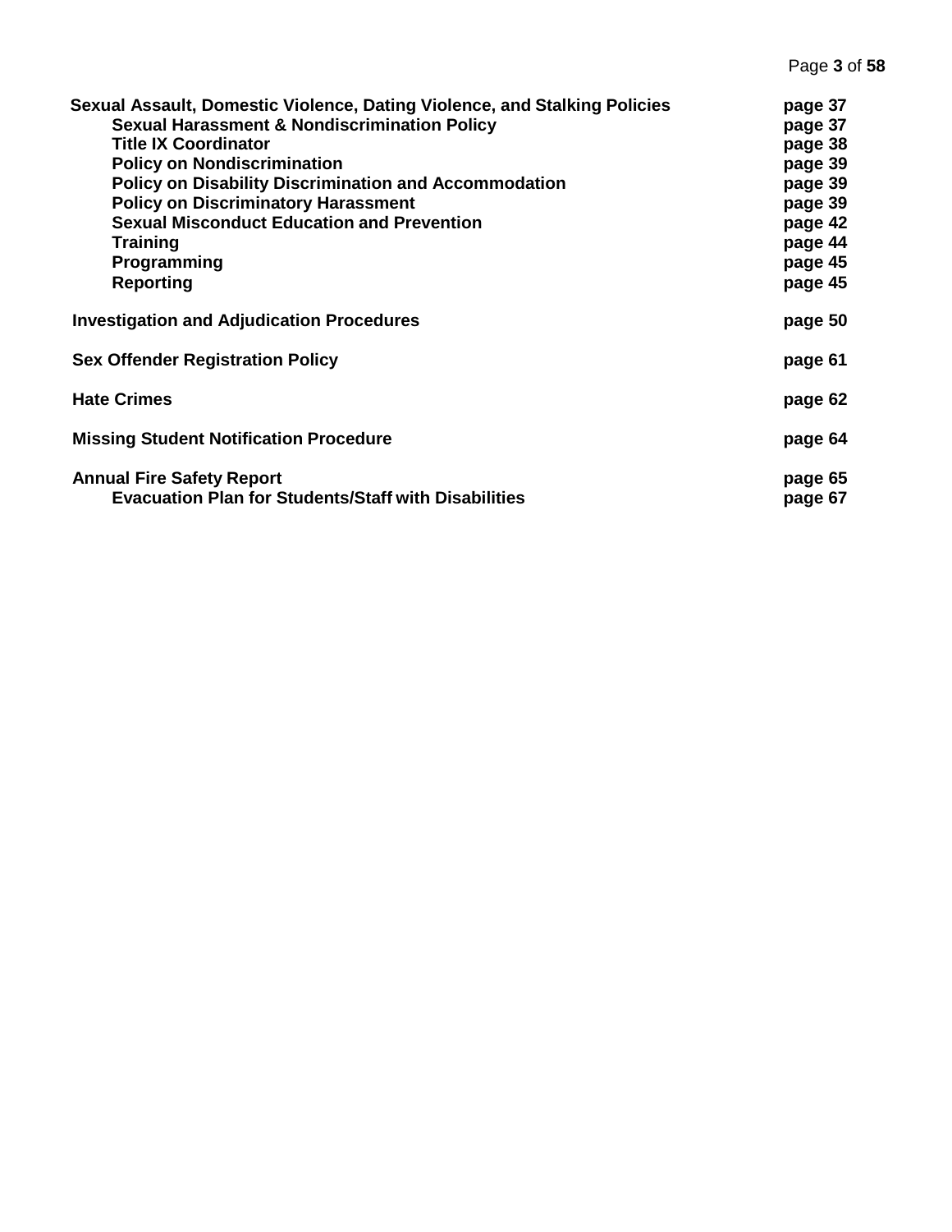| | |
|---|---|
| **Sexual Assault, Domestic Violence, Dating Violence, and Stalking Policies** | **page 37** |
| &nbsp;&nbsp;&nbsp;&nbsp;**Sexual Harassment & Nondiscrimination Policy** | **page 37** |
| &nbsp;&nbsp;&nbsp;&nbsp;**Title IX Coordinator** | **page 38** |
| &nbsp;&nbsp;&nbsp;&nbsp;**Policy on Nondiscrimination** | **page 39** |
| &nbsp;&nbsp;&nbsp;&nbsp;**Policy on Disability Discrimination and Accommodation** | **page 39** |
| &nbsp;&nbsp;&nbsp;&nbsp;**Policy on Discriminatory Harassment** | **page 39** |
| &nbsp;&nbsp;&nbsp;&nbsp;**Sexual Misconduct Education and Prevention** | **page 42** |
| &nbsp;&nbsp;&nbsp;&nbsp;**Training** | **page 44** |
| &nbsp;&nbsp;&nbsp;&nbsp;**Programming** | **page 45** |
| &nbsp;&nbsp;&nbsp;&nbsp;**Reporting** | **page 45** |
| **Investigation and Adjudication Procedures** | **page 50** |
| **Sex Offender Registration Policy** | **page 61** |
| **Hate Crimes** | **page 62** |
| **Missing Student Notification Procedure** | **page 64** |
| **Annual Fire Safety Report** | **page 65** |
| &nbsp;&nbsp;&nbsp;&nbsp;**Evacuation Plan for Students/Staff with Disabilities** | **page 67** |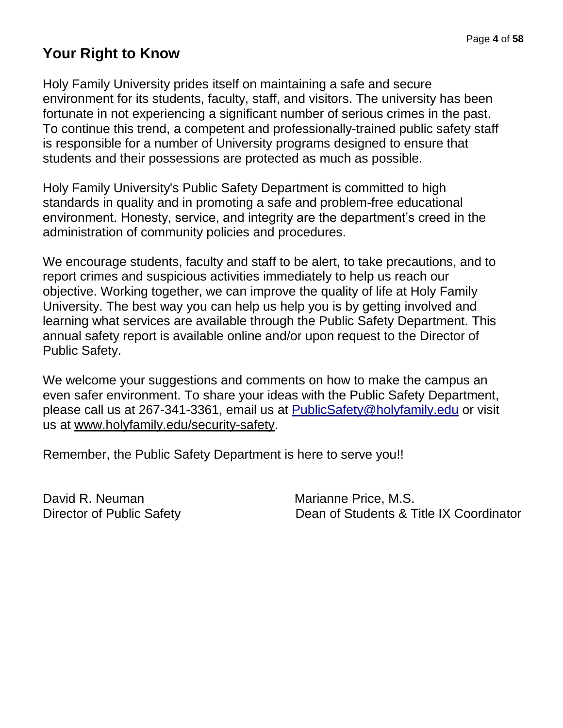## Your Right to Know

Holy Family University prides itself on maintaining a safe and secure environment for its students, faculty, staff, and visitors. The university has been fortunate in not experiencing a significant number of serious crimes in the past. To continue this trend, a competent and professionally-trained public safety staff is responsible for a number of University programs designed to ensure that students and their possessions are protected as much as possible.

Holy Family University's Public Safety Department is committed to high standards in quality and in promoting a safe and problem-free educational environment. Honesty, service, and integrity are the department's creed in the administration of community policies and procedures.

We encourage students, faculty and staff to be alert, to take precautions, and to report crimes and suspicious activities immediately to help us reach our objective. Working together, we can improve the quality of life at Holy Family University. The best way you can help us help you is by getting involved and learning what services are available through the Public Safety Department. This annual safety report is available online and/or upon request to the Director of Public Safety.

We welcome your suggestions and comments on how to make the campus an even safer environment. To share your ideas with the Public Safety Department, please call us at 267-341-3361, email us at PublicSafety@holyfamily.edu or visit us at www.holyfamily.edu/security-safety.

Remember, the Public Safety Department is here to serve you!!

David R. Neuman
Director of Public Safety

Marianne Price, M.S.
Dean of Students & Title IX Coordinator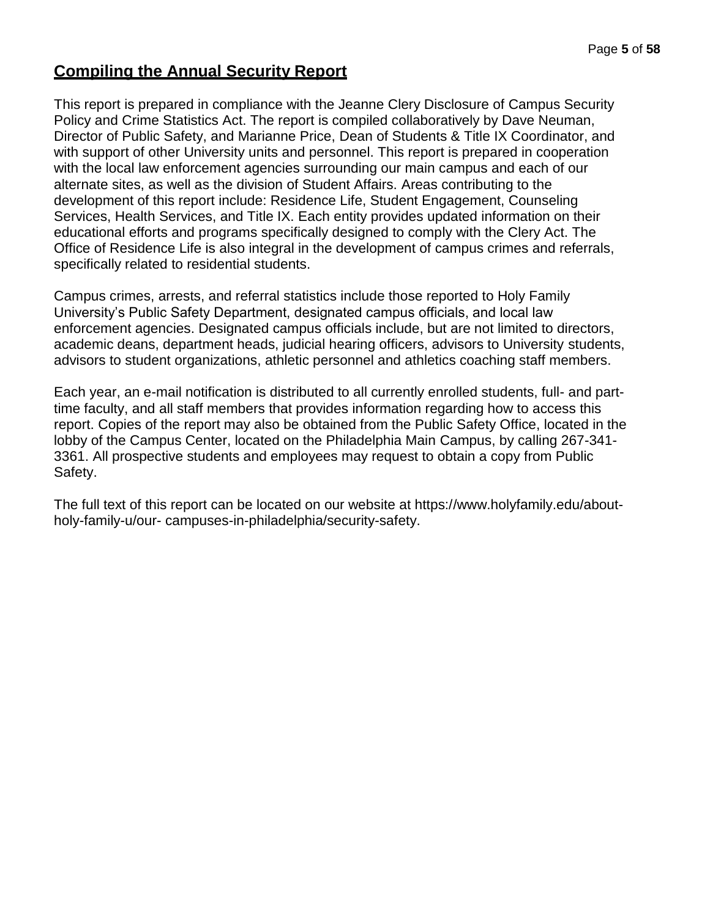## Compiling the Annual Security Report

This report is prepared in compliance with the Jeanne Clery Disclosure of Campus Security Policy and Crime Statistics Act. The report is compiled collaboratively by Dave Neuman, Director of Public Safety, and Marianne Price, Dean of Students & Title IX Coordinator, and with support of other University units and personnel. This report is prepared in cooperation with the local law enforcement agencies surrounding our main campus and each of our alternate sites, as well as the division of Student Affairs. Areas contributing to the development of this report include: Residence Life, Student Engagement, Counseling Services, Health Services, and Title IX. Each entity provides updated information on their educational efforts and programs specifically designed to comply with the Clery Act. The Office of Residence Life is also integral in the development of campus crimes and referrals, specifically related to residential students.

Campus crimes, arrests, and referral statistics include those reported to Holy Family University's Public Safety Department, designated campus officials, and local law enforcement agencies. Designated campus officials include, but are not limited to directors, academic deans, department heads, judicial hearing officers, advisors to University students, advisors to student organizations, athletic personnel and athletics coaching staff members.

Each year, an e-mail notification is distributed to all currently enrolled students, full- and part-time faculty, and all staff members that provides information regarding how to access this report. Copies of the report may also be obtained from the Public Safety Office, located in the lobby of the Campus Center, located on the Philadelphia Main Campus, by calling 267-341-3361. All prospective students and employees may request to obtain a copy from Public Safety.

The full text of this report can be located on our website at https://www.holyfamily.edu/about-holy-family-u/our- campuses-in-philadelphia/security-safety.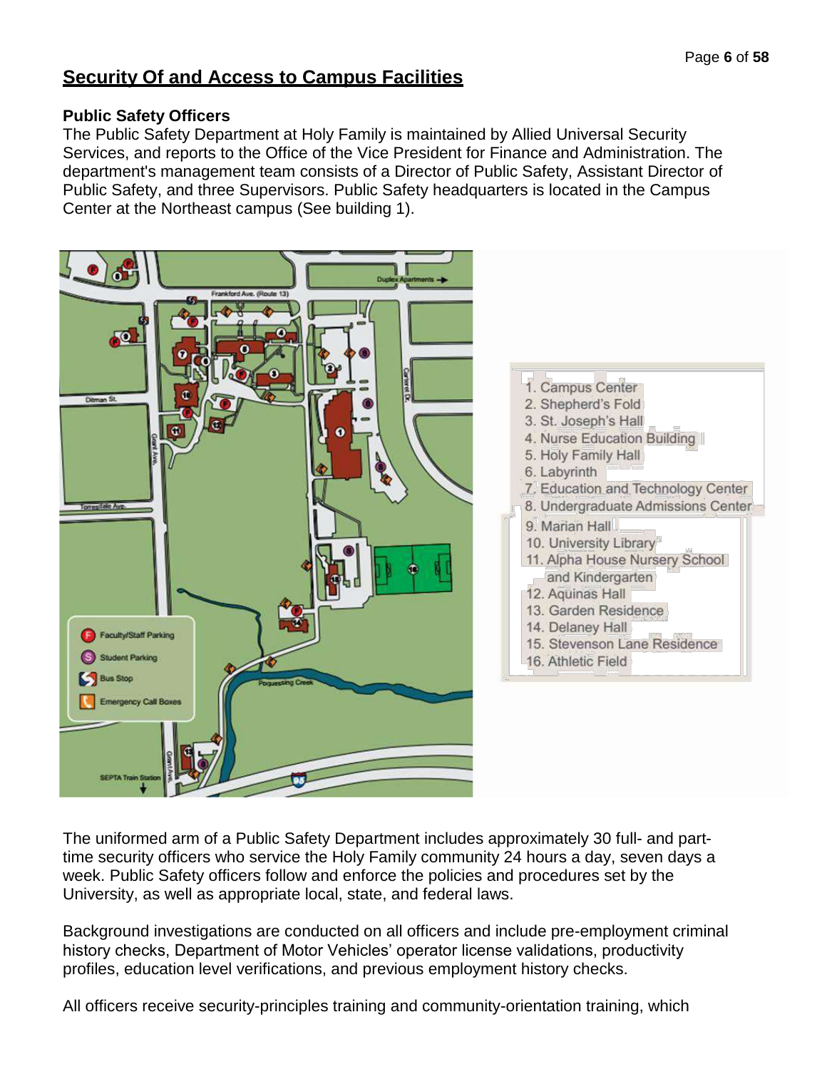## Security Of and Access to Campus Facilities

### Public Safety Officers

The Public Safety Department at Holy Family is maintained by Allied Universal Security Services, and reports to the Office of the Vice President for Finance and Administration. The department's management team consists of a Director of Public Safety, Assistant Director of Public Safety, and three Supervisors. Public Safety headquarters is located in the Campus Center at the Northeast campus (See building 1).

1. Campus Center
2. Shepherd's Fold
3. St. Joseph's Hall
4. Nurse Education Building
5. Holy Family Hall
6. Labyrinth
7. Education and Technology Center
8. Undergraduate Admissions Center
9. Marian Hall
10. University Library
11. Alpha House Nursery School and Kindergarten
12. Aquinas Hall
13. Garden Residence
14. Delaney Hall
15. Stevenson Lane Residence
16. Athletic Field

The uniformed arm of a Public Safety Department includes approximately 30 full- and part-time security officers who service the Holy Family community 24 hours a day, seven days a week. Public Safety officers follow and enforce the policies and procedures set by the University, as well as appropriate local, state, and federal laws.

Background investigations are conducted on all officers and include pre-employment criminal history checks, Department of Motor Vehicles' operator license validations, productivity profiles, education level verifications, and previous employment history checks.

All officers receive security-principles training and community-orientation training, which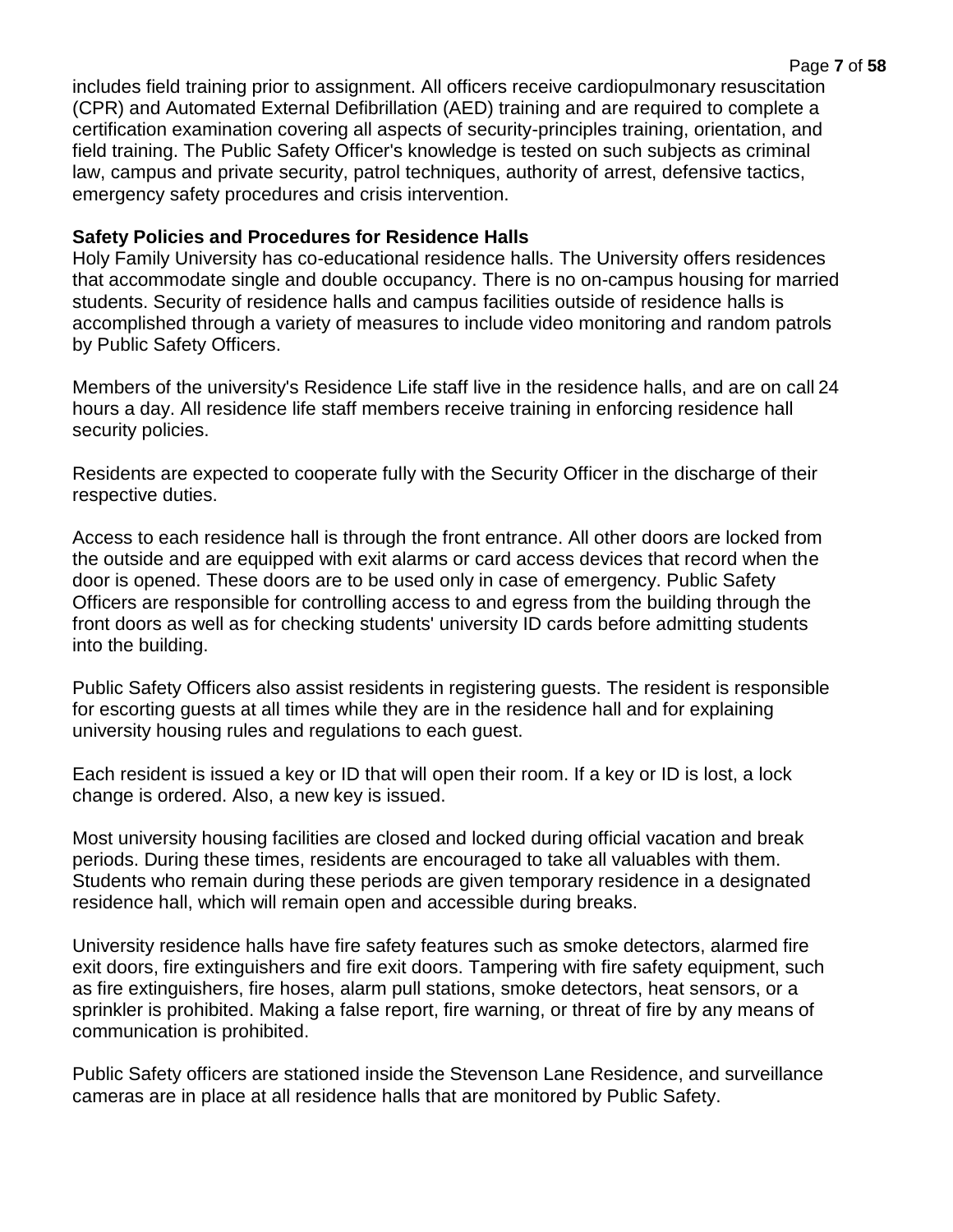includes field training prior to assignment. All officers receive cardiopulmonary resuscitation (CPR) and Automated External Defibrillation (AED) training and are required to complete a certification examination covering all aspects of security-principles training, orientation, and field training. The Public Safety Officer's knowledge is tested on such subjects as criminal law, campus and private security, patrol techniques, authority of arrest, defensive tactics, emergency safety procedures and crisis intervention.

**Safety Policies and Procedures for Residence Halls**

Holy Family University has co-educational residence halls. The University offers residences that accommodate single and double occupancy. There is no on-campus housing for married students. Security of residence halls and campus facilities outside of residence halls is accomplished through a variety of measures to include video monitoring and random patrols by Public Safety Officers.

Members of the university's Residence Life staff live in the residence halls, and are on call 24 hours a day. All residence life staff members receive training in enforcing residence hall security policies.

Residents are expected to cooperate fully with the Security Officer in the discharge of their respective duties.

Access to each residence hall is through the front entrance. All other doors are locked from the outside and are equipped with exit alarms or card access devices that record when the door is opened. These doors are to be used only in case of emergency. Public Safety Officers are responsible for controlling access to and egress from the building through the front doors as well as for checking students' university ID cards before admitting students into the building.

Public Safety Officers also assist residents in registering guests. The resident is responsible for escorting guests at all times while they are in the residence hall and for explaining university housing rules and regulations to each guest.

Each resident is issued a key or ID that will open their room. If a key or ID is lost, a lock change is ordered. Also, a new key is issued.

Most university housing facilities are closed and locked during official vacation and break periods. During these times, residents are encouraged to take all valuables with them. Students who remain during these periods are given temporary residence in a designated residence hall, which will remain open and accessible during breaks.

University residence halls have fire safety features such as smoke detectors, alarmed fire exit doors, fire extinguishers and fire exit doors. Tampering with fire safety equipment, such as fire extinguishers, fire hoses, alarm pull stations, smoke detectors, heat sensors, or a sprinkler is prohibited. Making a false report, fire warning, or threat of fire by any means of communication is prohibited.

Public Safety officers are stationed inside the Stevenson Lane Residence, and surveillance cameras are in place at all residence halls that are monitored by Public Safety.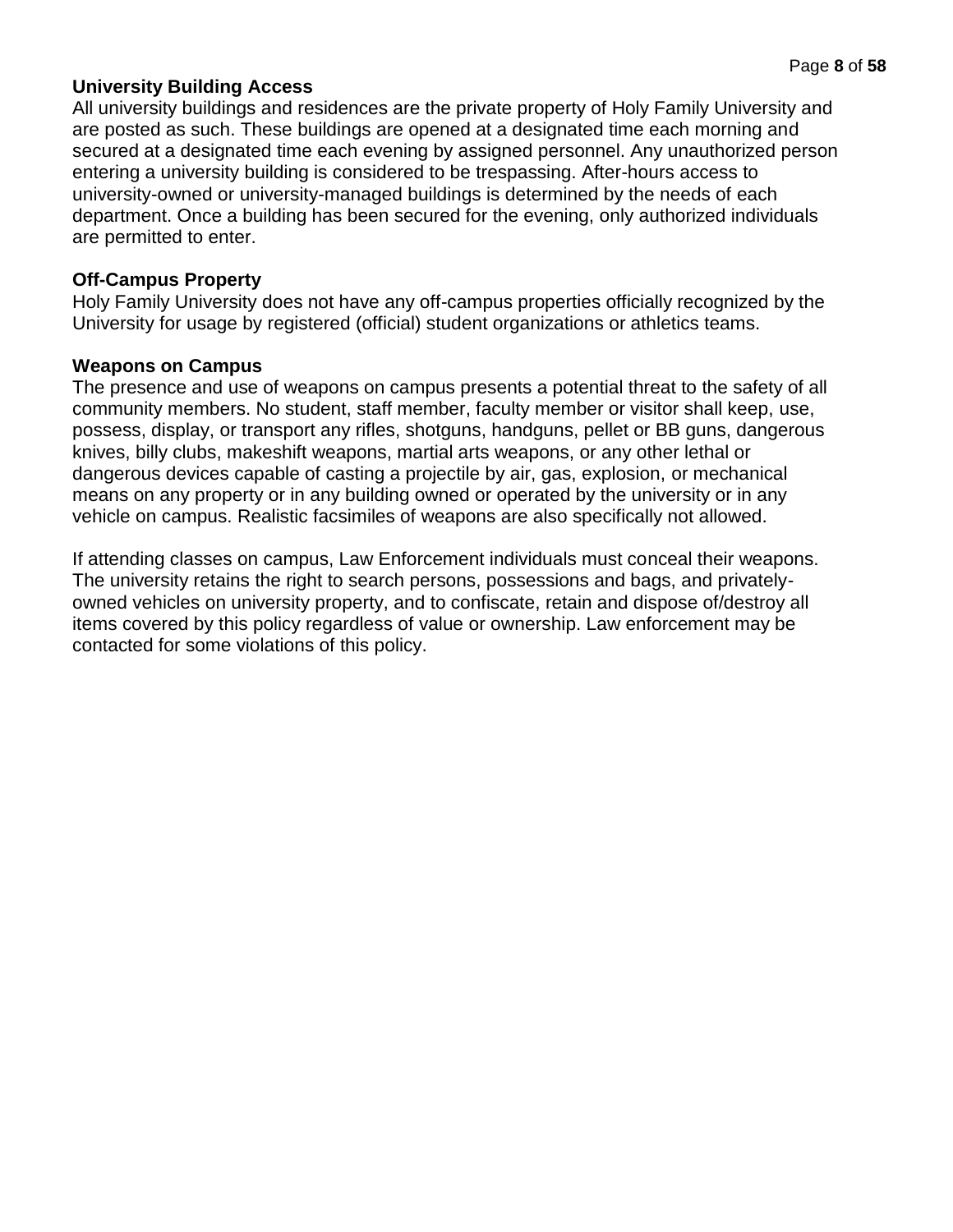**University Building Access**

All university buildings and residences are the private property of Holy Family University and are posted as such. These buildings are opened at a designated time each morning and secured at a designated time each evening by assigned personnel. Any unauthorized person entering a university building is considered to be trespassing. After-hours access to university-owned or university-managed buildings is determined by the needs of each department. Once a building has been secured for the evening, only authorized individuals are permitted to enter.

**Off-Campus Property**

Holy Family University does not have any off-campus properties officially recognized by the University for usage by registered (official) student organizations or athletics teams.

**Weapons on Campus**

The presence and use of weapons on campus presents a potential threat to the safety of all community members. No student, staff member, faculty member or visitor shall keep, use, possess, display, or transport any rifles, shotguns, handguns, pellet or BB guns, dangerous knives, billy clubs, makeshift weapons, martial arts weapons, or any other lethal or dangerous devices capable of casting a projectile by air, gas, explosion, or mechanical means on any property or in any building owned or operated by the university or in any vehicle on campus. Realistic facsimiles of weapons are also specifically not allowed.

If attending classes on campus, Law Enforcement individuals must conceal their weapons. The university retains the right to search persons, possessions and bags, and privately-owned vehicles on university property, and to confiscate, retain and dispose of/destroy all items covered by this policy regardless of value or ownership. Law enforcement may be contacted for some violations of this policy.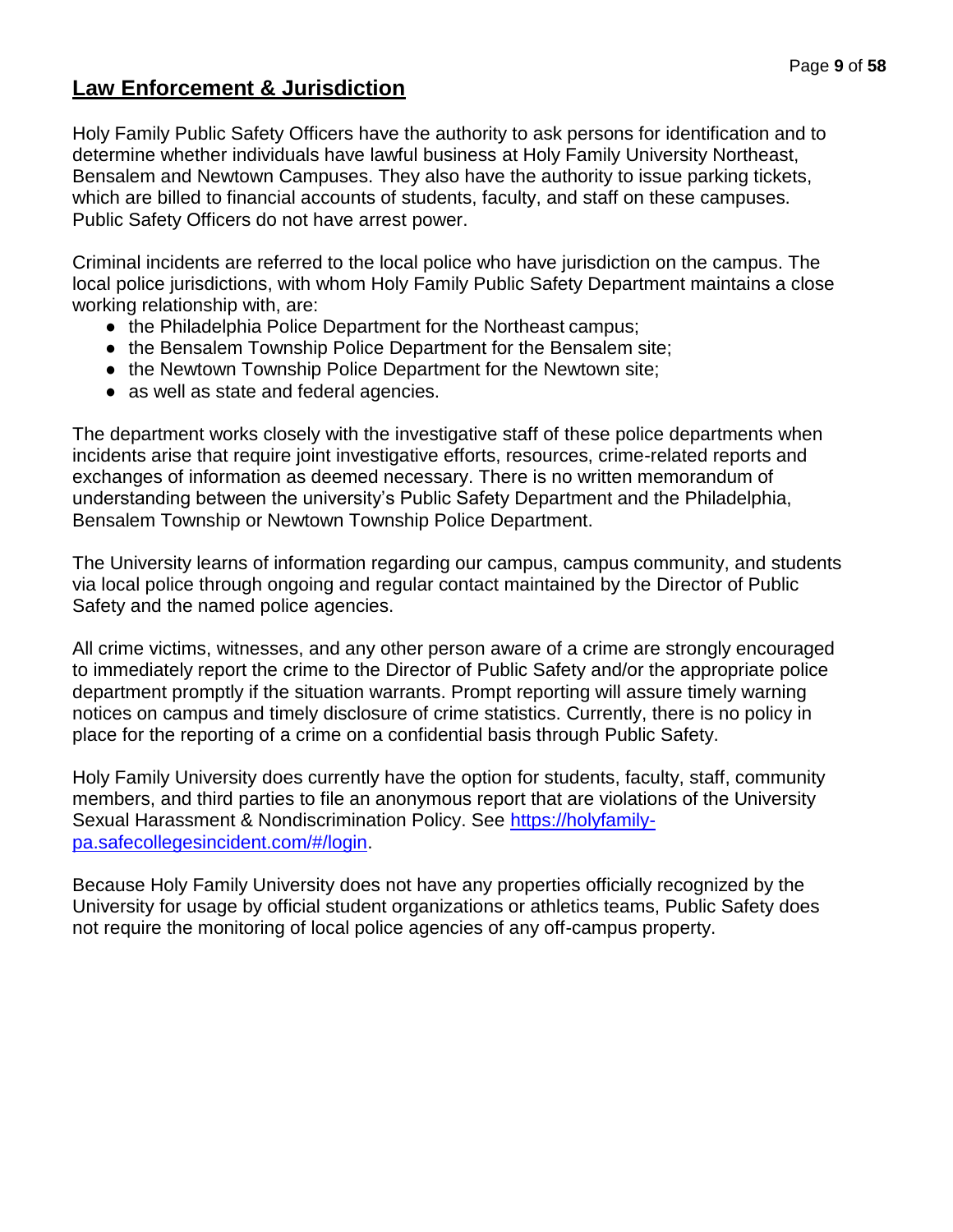## Law Enforcement & Jurisdiction

Holy Family Public Safety Officers have the authority to ask persons for identification and to determine whether individuals have lawful business at Holy Family University Northeast, Bensalem and Newtown Campuses. They also have the authority to issue parking tickets, which are billed to financial accounts of students, faculty, and staff on these campuses. Public Safety Officers do not have arrest power.

Criminal incidents are referred to the local police who have jurisdiction on the campus. The local police jurisdictions, with whom Holy Family Public Safety Department maintains a close working relationship with, are:

- the Philadelphia Police Department for the Northeast campus;
- the Bensalem Township Police Department for the Bensalem site;
- the Newtown Township Police Department for the Newtown site;
- as well as state and federal agencies.

The department works closely with the investigative staff of these police departments when incidents arise that require joint investigative efforts, resources, crime-related reports and exchanges of information as deemed necessary. There is no written memorandum of understanding between the university's Public Safety Department and the Philadelphia, Bensalem Township or Newtown Township Police Department.

The University learns of information regarding our campus, campus community, and students via local police through ongoing and regular contact maintained by the Director of Public Safety and the named police agencies.

All crime victims, witnesses, and any other person aware of a crime are strongly encouraged to immediately report the crime to the Director of Public Safety and/or the appropriate police department promptly if the situation warrants. Prompt reporting will assure timely warning notices on campus and timely disclosure of crime statistics. Currently, there is no policy in place for the reporting of a crime on a confidential basis through Public Safety.

Holy Family University does currently have the option for students, faculty, staff, community members, and third parties to file an anonymous report that are violations of the University Sexual Harassment & Nondiscrimination Policy. See [https://holyfamily-pa.safecollegesincident.com/#/login](https://holyfamily-pa.safecollegesincident.com/#/login).

Because Holy Family University does not have any properties officially recognized by the University for usage by official student organizations or athletics teams, Public Safety does not require the monitoring of local police agencies of any off-campus property.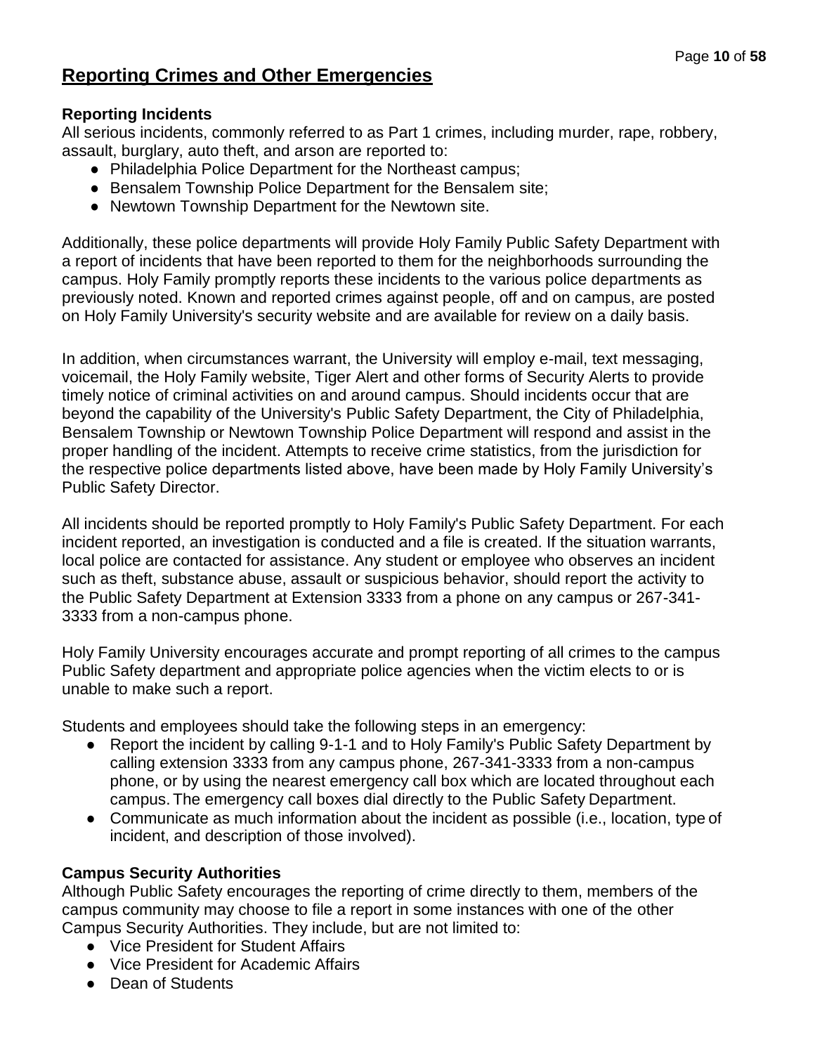## Reporting Crimes and Other Emergencies

### Reporting Incidents

All serious incidents, commonly referred to as Part 1 crimes, including murder, rape, robbery, assault, burglary, auto theft, and arson are reported to:

- Philadelphia Police Department for the Northeast campus;
- Bensalem Township Police Department for the Bensalem site;
- Newtown Township Department for the Newtown site.

Additionally, these police departments will provide Holy Family Public Safety Department with a report of incidents that have been reported to them for the neighborhoods surrounding the campus. Holy Family promptly reports these incidents to the various police departments as previously noted. Known and reported crimes against people, off and on campus, are posted on Holy Family University's security website and are available for review on a daily basis.

In addition, when circumstances warrant, the University will employ e-mail, text messaging, voicemail, the Holy Family website, Tiger Alert and other forms of Security Alerts to provide timely notice of criminal activities on and around campus. Should incidents occur that are beyond the capability of the University's Public Safety Department, the City of Philadelphia, Bensalem Township or Newtown Township Police Department will respond and assist in the proper handling of the incident. Attempts to receive crime statistics, from the jurisdiction for the respective police departments listed above, have been made by Holy Family University's Public Safety Director.

All incidents should be reported promptly to Holy Family's Public Safety Department. For each incident reported, an investigation is conducted and a file is created. If the situation warrants, local police are contacted for assistance. Any student or employee who observes an incident such as theft, substance abuse, assault or suspicious behavior, should report the activity to the Public Safety Department at Extension 3333 from a phone on any campus or 267-341-3333 from a non-campus phone.

Holy Family University encourages accurate and prompt reporting of all crimes to the campus Public Safety department and appropriate police agencies when the victim elects to or is unable to make such a report.

Students and employees should take the following steps in an emergency:

- Report the incident by calling 9-1-1 and to Holy Family's Public Safety Department by calling extension 3333 from any campus phone, 267-341-3333 from a non-campus phone, or by using the nearest emergency call box which are located throughout each campus. The emergency call boxes dial directly to the Public Safety Department.
- Communicate as much information about the incident as possible (i.e., location, type of incident, and description of those involved).

### Campus Security Authorities

Although Public Safety encourages the reporting of crime directly to them, members of the campus community may choose to file a report in some instances with one of the other Campus Security Authorities. They include, but are not limited to:

- Vice President for Student Affairs
- Vice President for Academic Affairs
- Dean of Students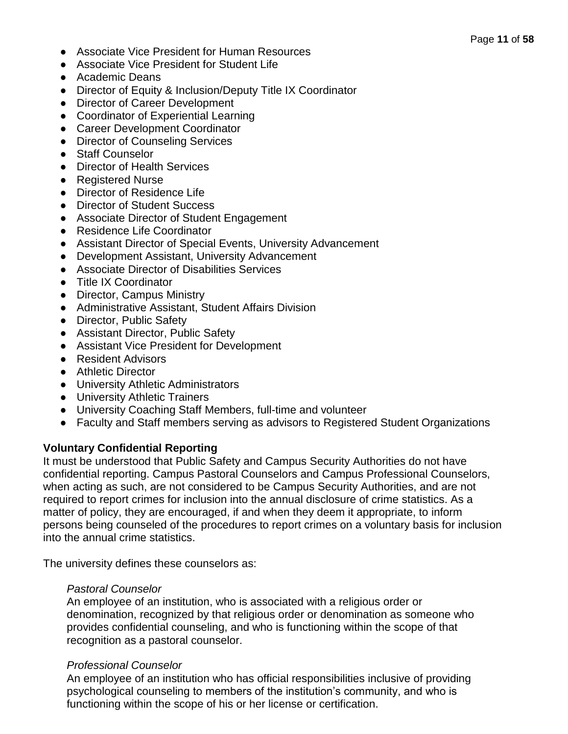- Associate Vice President for Human Resources
- Associate Vice President for Student Life
- Academic Deans
- Director of Equity & Inclusion/Deputy Title IX Coordinator
- Director of Career Development
- Coordinator of Experiential Learning
- Career Development Coordinator
- Director of Counseling Services
- Staff Counselor
- Director of Health Services
- Registered Nurse
- Director of Residence Life
- Director of Student Success
- Associate Director of Student Engagement
- Residence Life Coordinator
- Assistant Director of Special Events, University Advancement
- Development Assistant, University Advancement
- Associate Director of Disabilities Services
- Title IX Coordinator
- Director, Campus Ministry
- Administrative Assistant, Student Affairs Division
- Director, Public Safety
- Assistant Director, Public Safety
- Assistant Vice President for Development
- Resident Advisors
- Athletic Director
- University Athletic Administrators
- University Athletic Trainers
- University Coaching Staff Members, full-time and volunteer
- Faculty and Staff members serving as advisors to Registered Student Organizations

**Voluntary Confidential Reporting**

It must be understood that Public Safety and Campus Security Authorities do not have confidential reporting. Campus Pastoral Counselors and Campus Professional Counselors, when acting as such, are not considered to be Campus Security Authorities, and are not required to report crimes for inclusion into the annual disclosure of crime statistics. As a matter of policy, they are encouraged, if and when they deem it appropriate, to inform persons being counseled of the procedures to report crimes on a voluntary basis for inclusion into the annual crime statistics.

The university defines these counselors as:

> *Pastoral Counselor*
> An employee of an institution, who is associated with a religious order or denomination, recognized by that religious order or denomination as someone who provides confidential counseling, and who is functioning within the scope of that recognition as a pastoral counselor.
>
> *Professional Counselor*
> An employee of an institution who has official responsibilities inclusive of providing psychological counseling to members of the institution's community, and who is functioning within the scope of his or her license or certification.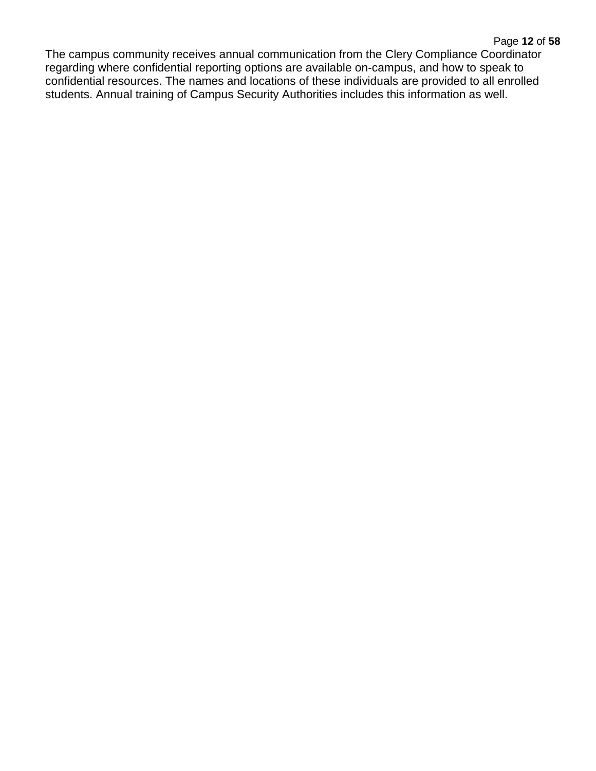The campus community receives annual communication from the Clery Compliance Coordinator regarding where confidential reporting options are available on-campus, and how to speak to confidential resources. The names and locations of these individuals are provided to all enrolled students. Annual training of Campus Security Authorities includes this information as well.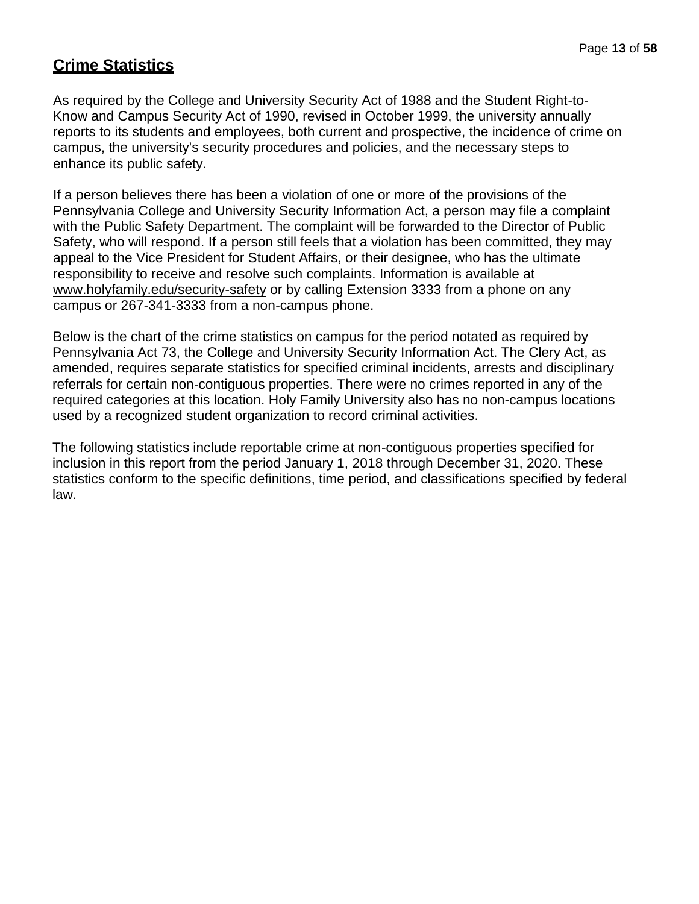## Crime Statistics

As required by the College and University Security Act of 1988 and the Student Right-to-Know and Campus Security Act of 1990, revised in October 1999, the university annually reports to its students and employees, both current and prospective, the incidence of crime on campus, the university's security procedures and policies, and the necessary steps to enhance its public safety.

If a person believes there has been a violation of one or more of the provisions of the Pennsylvania College and University Security Information Act, a person may file a complaint with the Public Safety Department. The complaint will be forwarded to the Director of Public Safety, who will respond. If a person still feels that a violation has been committed, they may appeal to the Vice President for Student Affairs, or their designee, who has the ultimate responsibility to receive and resolve such complaints. Information is available at www.holyfamily.edu/security-safety or by calling Extension 3333 from a phone on any campus or 267-341-3333 from a non-campus phone.

Below is the chart of the crime statistics on campus for the period notated as required by Pennsylvania Act 73, the College and University Security Information Act. The Clery Act, as amended, requires separate statistics for specified criminal incidents, arrests and disciplinary referrals for certain non-contiguous properties. There were no crimes reported in any of the required categories at this location. Holy Family University also has no non-campus locations used by a recognized student organization to record criminal activities.

The following statistics include reportable crime at non-contiguous properties specified for inclusion in this report from the period January 1, 2018 through December 31, 2020. These statistics conform to the specific definitions, time period, and classifications specified by federal law.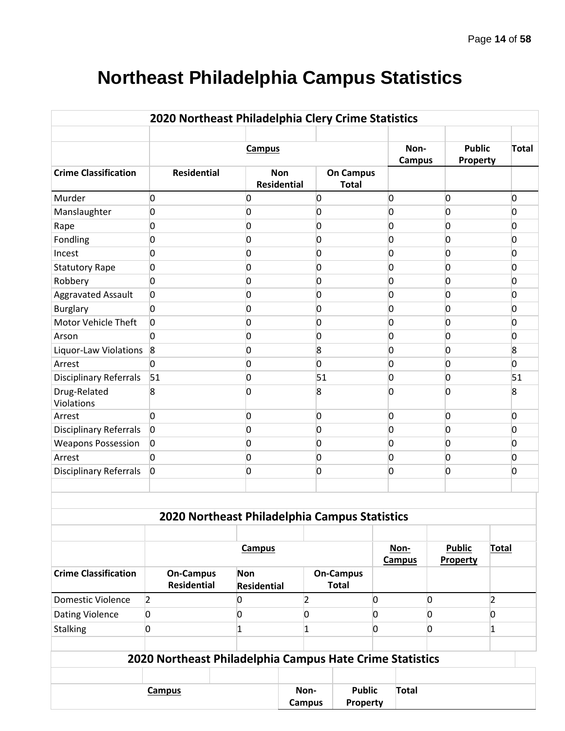# Northeast Philadelphia Campus Statistics

**2020 Northeast Philadelphia Clery Crime Statistics**

| | Campus | | | Non-Campus | Public Property | Total |
|---|---|---|---|---|---|---|
| **Crime Classification** | **Residential** | **Non Residential** | **On Campus Total** | | | |
| Murder | 0 | 0 | 0 | 0 | 0 | 0 |
| Manslaughter | 0 | 0 | 0 | 0 | 0 | 0 |
| Rape | 0 | 0 | 0 | 0 | 0 | 0 |
| Fondling | 0 | 0 | 0 | 0 | 0 | 0 |
| Incest | 0 | 0 | 0 | 0 | 0 | 0 |
| Statutory Rape | 0 | 0 | 0 | 0 | 0 | 0 |
| Robbery | 0 | 0 | 0 | 0 | 0 | 0 |
| Aggravated Assault | 0 | 0 | 0 | 0 | 0 | 0 |
| Burglary | 0 | 0 | 0 | 0 | 0 | 0 |
| Motor Vehicle Theft | 0 | 0 | 0 | 0 | 0 | 0 |
| Arson | 0 | 0 | 0 | 0 | 0 | 0 |
| Liquor-Law Violations | 8 | 0 | 8 | 0 | 0 | 8 |
| Arrest | 0 | 0 | 0 | 0 | 0 | 0 |
| Disciplinary Referrals | 51 | 0 | 51 | 0 | 0 | 51 |
| Drug-Related Violations | 8 | 0 | 8 | 0 | 0 | 8 |
| Arrest | 0 | 0 | 0 | 0 | 0 | 0 |
| Disciplinary Referrals | 0 | 0 | 0 | 0 | 0 | 0 |
| Weapons Possession | 0 | 0 | 0 | 0 | 0 | 0 |
| Arrest | 0 | 0 | 0 | 0 | 0 | 0 |
| Disciplinary Referrals | 0 | 0 | 0 | 0 | 0 | 0 |

**2020 Northeast Philadelphia Campus Statistics**

| | Campus | | | Non-Campus | Public Property | Total |
|---|---|---|---|---|---|---|
| **Crime Classification** | **On-Campus Residential** | **Non Residential** | **On-Campus Total** | | | |
| Domestic Violence | 2 | 0 | 2 | 0 | 0 | 2 |
| Dating Violence | 0 | 0 | 0 | 0 | 0 | 0 |
| Stalking | 0 | 1 | 1 | 0 | 0 | 1 |

**2020 Northeast Philadelphia Campus Hate Crime Statistics**

| Campus | | | Non-Campus | Public Property | Total |
|---|---|---|---|---|---|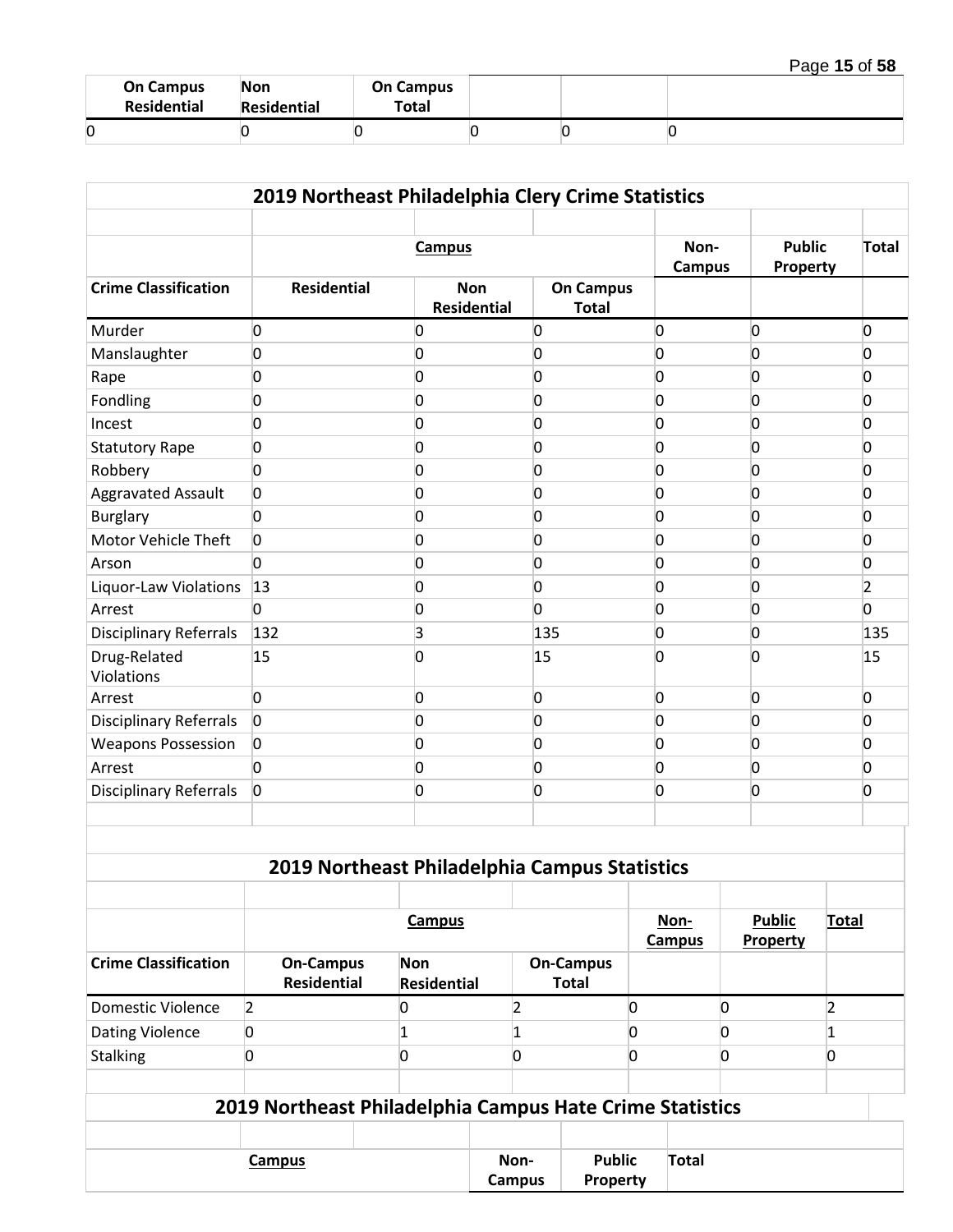| On Campus Residential | Non Residential | On Campus Total | | | |
|---|---|---|---|---|---|
| 0 | 0 | 0 | 0 | 0 | 0 |

| 2019 Northeast Philadelphia Clery Crime Statistics | | | | | | |
|---|---|---|---|---|---|---|
| | | | | | | |
| | Campus | | | Non-Campus | Public Property | Total |
| Crime Classification | Residential | Non Residential | On Campus Total | | | |
| Murder | 0 | 0 | 0 | 0 | 0 | 0 |
| Manslaughter | 0 | 0 | 0 | 0 | 0 | 0 |
| Rape | 0 | 0 | 0 | 0 | 0 | 0 |
| Fondling | 0 | 0 | 0 | 0 | 0 | 0 |
| Incest | 0 | 0 | 0 | 0 | 0 | 0 |
| Statutory Rape | 0 | 0 | 0 | 0 | 0 | 0 |
| Robbery | 0 | 0 | 0 | 0 | 0 | 0 |
| Aggravated Assault | 0 | 0 | 0 | 0 | 0 | 0 |
| Burglary | 0 | 0 | 0 | 0 | 0 | 0 |
| Motor Vehicle Theft | 0 | 0 | 0 | 0 | 0 | 0 |
| Arson | 0 | 0 | 0 | 0 | 0 | 0 |
| Liquor-Law Violations | 13 | 0 | 0 | 0 | 0 | 2 |
| Arrest | 0 | 0 | 0 | 0 | 0 | 0 |
| Disciplinary Referrals | 132 | 3 | 135 | 0 | 0 | 135 |
| Drug-Related Violations | 15 | 0 | 15 | 0 | 0 | 15 |
| Arrest | 0 | 0 | 0 | 0 | 0 | 0 |
| Disciplinary Referrals | 0 | 0 | 0 | 0 | 0 | 0 |
| Weapons Possession | 0 | 0 | 0 | 0 | 0 | 0 |
| Arrest | 0 | 0 | 0 | 0 | 0 | 0 |
| Disciplinary Referrals | 0 | 0 | 0 | 0 | 0 | 0 |

| 2019 Northeast Philadelphia Campus Statistics | | | | | | |
|---|---|---|---|---|---|---|
| | | | | | | |
| | Campus | | | Non-Campus | Public Property | Total |
| Crime Classification | On-Campus Residential | Non Residential | On-Campus Total | | | |
| Domestic Violence | 2 | 0 | 2 | 0 | 0 | 2 |
| Dating Violence | 0 | 1 | 1 | 0 | 0 | 1 |
| Stalking | 0 | 0 | 0 | 0 | 0 | 0 |

| 2019 Northeast Philadelphia Campus Hate Crime Statistics | | | | | |
|---|---|---|---|---|---|
| | | | | | |
| Campus | | | Non-Campus | Public Property | Total |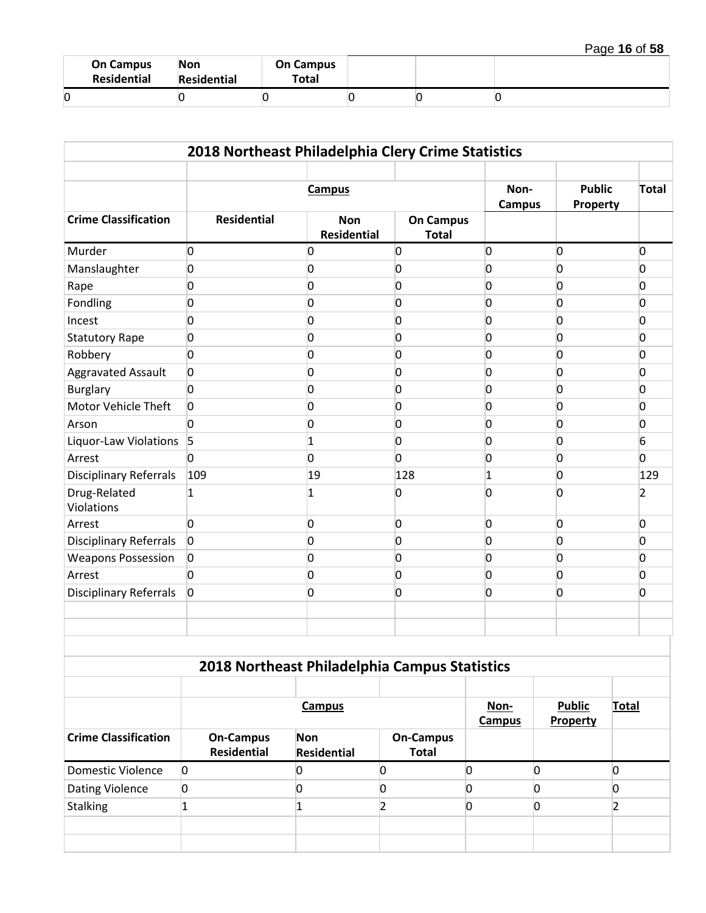| On Campus Residential | Non Residential | On Campus Total | | | |
|---|---|---|---|---|---|
| 0 | 0 | 0 | 0 | 0 | 0 |

## 2018 Northeast Philadelphia Clery Crime Statistics

| | Campus | | | Non-Campus | Public Property | Total |
|---|---|---|---|---|---|---|
| Crime Classification | Residential | Non Residential | On Campus Total | | | |
| Murder | 0 | 0 | 0 | 0 | 0 | 0 |
| Manslaughter | 0 | 0 | 0 | 0 | 0 | 0 |
| Rape | 0 | 0 | 0 | 0 | 0 | 0 |
| Fondling | 0 | 0 | 0 | 0 | 0 | 0 |
| Incest | 0 | 0 | 0 | 0 | 0 | 0 |
| Statutory Rape | 0 | 0 | 0 | 0 | 0 | 0 |
| Robbery | 0 | 0 | 0 | 0 | 0 | 0 |
| Aggravated Assault | 0 | 0 | 0 | 0 | 0 | 0 |
| Burglary | 0 | 0 | 0 | 0 | 0 | 0 |
| Motor Vehicle Theft | 0 | 0 | 0 | 0 | 0 | 0 |
| Arson | 0 | 0 | 0 | 0 | 0 | 0 |
| Liquor-Law Violations | 5 | 1 | 0 | 0 | 0 | 6 |
| Arrest | 0 | 0 | 0 | 0 | 0 | 0 |
| Disciplinary Referrals | 109 | 19 | 128 | 1 | 0 | 129 |
| Drug-Related Violations | 1 | 1 | 0 | 0 | 0 | 2 |
| Arrest | 0 | 0 | 0 | 0 | 0 | 0 |
| Disciplinary Referrals | 0 | 0 | 0 | 0 | 0 | 0 |
| Weapons Possession | 0 | 0 | 0 | 0 | 0 | 0 |
| Arrest | 0 | 0 | 0 | 0 | 0 | 0 |
| Disciplinary Referrals | 0 | 0 | 0 | 0 | 0 | 0 |

## 2018 Northeast Philadelphia Campus Statistics

| | Campus | | | Non-Campus | Public Property | Total |
|---|---|---|---|---|---|---|
| Crime Classification | On-Campus Residential | Non Residential | On-Campus Total | | | |
| Domestic Violence | 0 | 0 | 0 | 0 | 0 | 0 |
| Dating Violence | 0 | 0 | 0 | 0 | 0 | 0 |
| Stalking | 1 | 1 | 2 | 0 | 0 | 2 |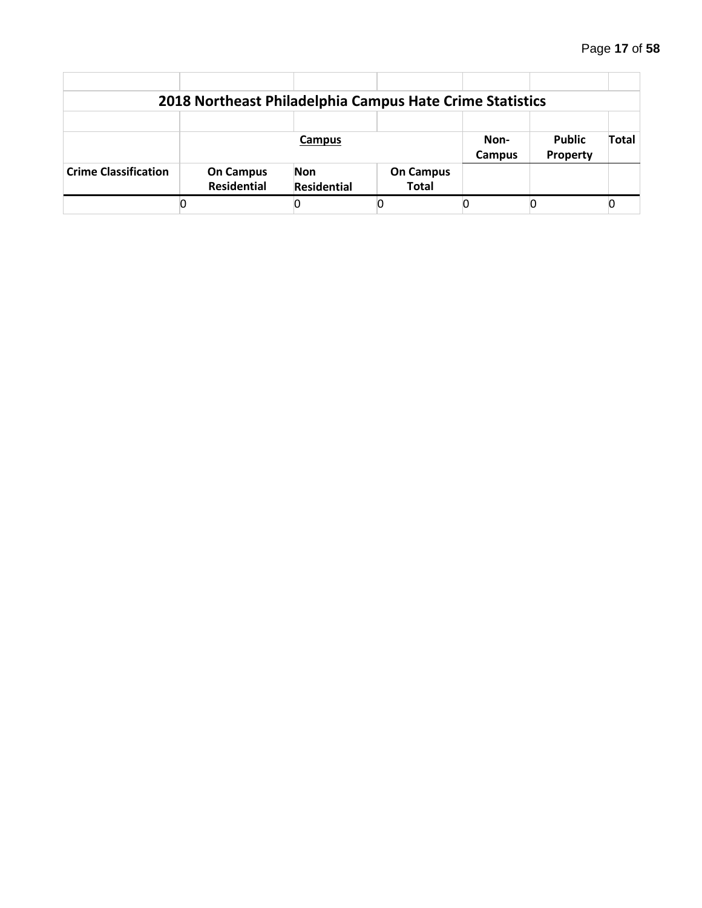## 2018 Northeast Philadelphia Campus Hate Crime Statistics

| | Campus | | | Non-Campus | Public Property | Total |
|---|---|---|---|---|---|---|
| **Crime Classification** | **On Campus Residential** | **Non Residential** | **On Campus Total** | | | |
| | 0 | 0 | 0 | 0 | 0 | 0 |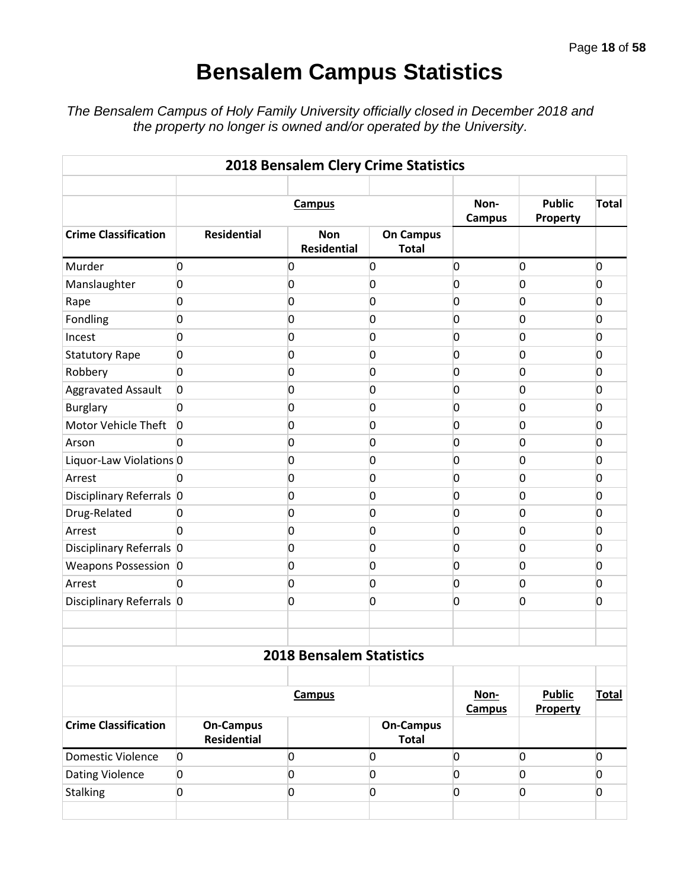# Bensalem Campus Statistics

*The Bensalem Campus of Holy Family University officially closed in December 2018 and the property no longer is owned and/or operated by the University.*

## 2018 Bensalem Clery Crime Statistics

| | Campus | | | Non-Campus | Public Property | Total |
|---|---|---|---|---|---|---|
| **Crime Classification** | **Residential** | **Non Residential** | **On Campus Total** | | | |
| Murder | 0 | 0 | 0 | 0 | 0 | 0 |
| Manslaughter | 0 | 0 | 0 | 0 | 0 | 0 |
| Rape | 0 | 0 | 0 | 0 | 0 | 0 |
| Fondling | 0 | 0 | 0 | 0 | 0 | 0 |
| Incest | 0 | 0 | 0 | 0 | 0 | 0 |
| Statutory Rape | 0 | 0 | 0 | 0 | 0 | 0 |
| Robbery | 0 | 0 | 0 | 0 | 0 | 0 |
| Aggravated Assault | 0 | 0 | 0 | 0 | 0 | 0 |
| Burglary | 0 | 0 | 0 | 0 | 0 | 0 |
| Motor Vehicle Theft | 0 | 0 | 0 | 0 | 0 | 0 |
| Arson | 0 | 0 | 0 | 0 | 0 | 0 |
| Liquor-Law Violations | 0 | 0 | 0 | 0 | 0 | 0 |
| Arrest | 0 | 0 | 0 | 0 | 0 | 0 |
| Disciplinary Referrals | 0 | 0 | 0 | 0 | 0 | 0 |
| Drug-Related | 0 | 0 | 0 | 0 | 0 | 0 |
| Arrest | 0 | 0 | 0 | 0 | 0 | 0 |
| Disciplinary Referrals | 0 | 0 | 0 | 0 | 0 | 0 |
| Weapons Possession | 0 | 0 | 0 | 0 | 0 | 0 |
| Arrest | 0 | 0 | 0 | 0 | 0 | 0 |
| Disciplinary Referrals | 0 | 0 | 0 | 0 | 0 | 0 |

## 2018 Bensalem Statistics

| | Campus | | | Non-Campus | Public Property | Total |
|---|---|---|---|---|---|---|
| **Crime Classification** | **On-Campus Residential** | | **On-Campus Total** | | | |
| Domestic Violence | 0 | 0 | 0 | 0 | 0 | 0 |
| Dating Violence | 0 | 0 | 0 | 0 | 0 | 0 |
| Stalking | 0 | 0 | 0 | 0 | 0 | 0 |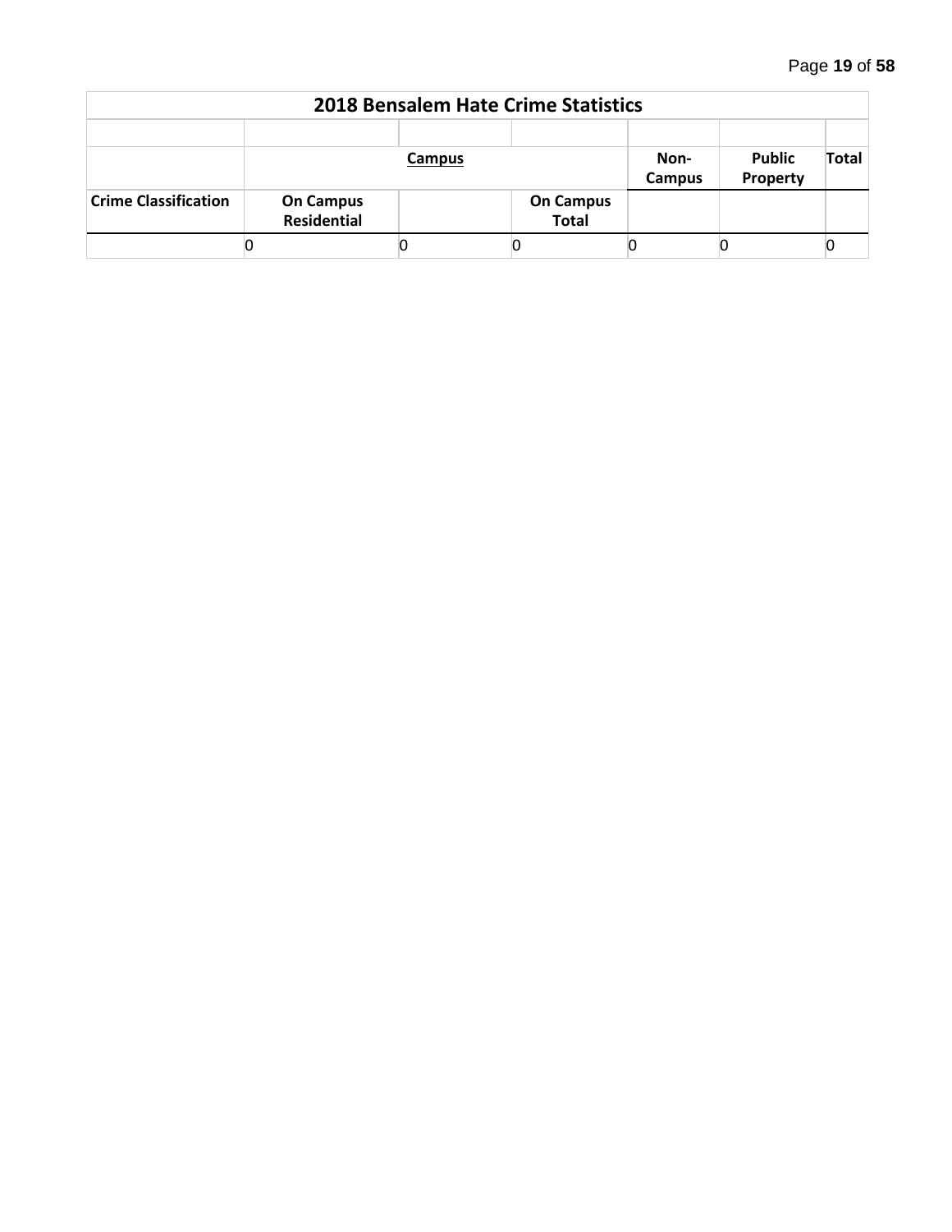| 2018 Bensalem Hate Crime Statistics | | | | | | |
|---|---|---|---|---|---|---|
| | | | | | | |
| | Campus | | | Non-Campus | Public Property | Total |
| Crime Classification | On Campus Residential | | On Campus Total | | | |
| | 0 | 0 | 0 | 0 | 0 | 0 |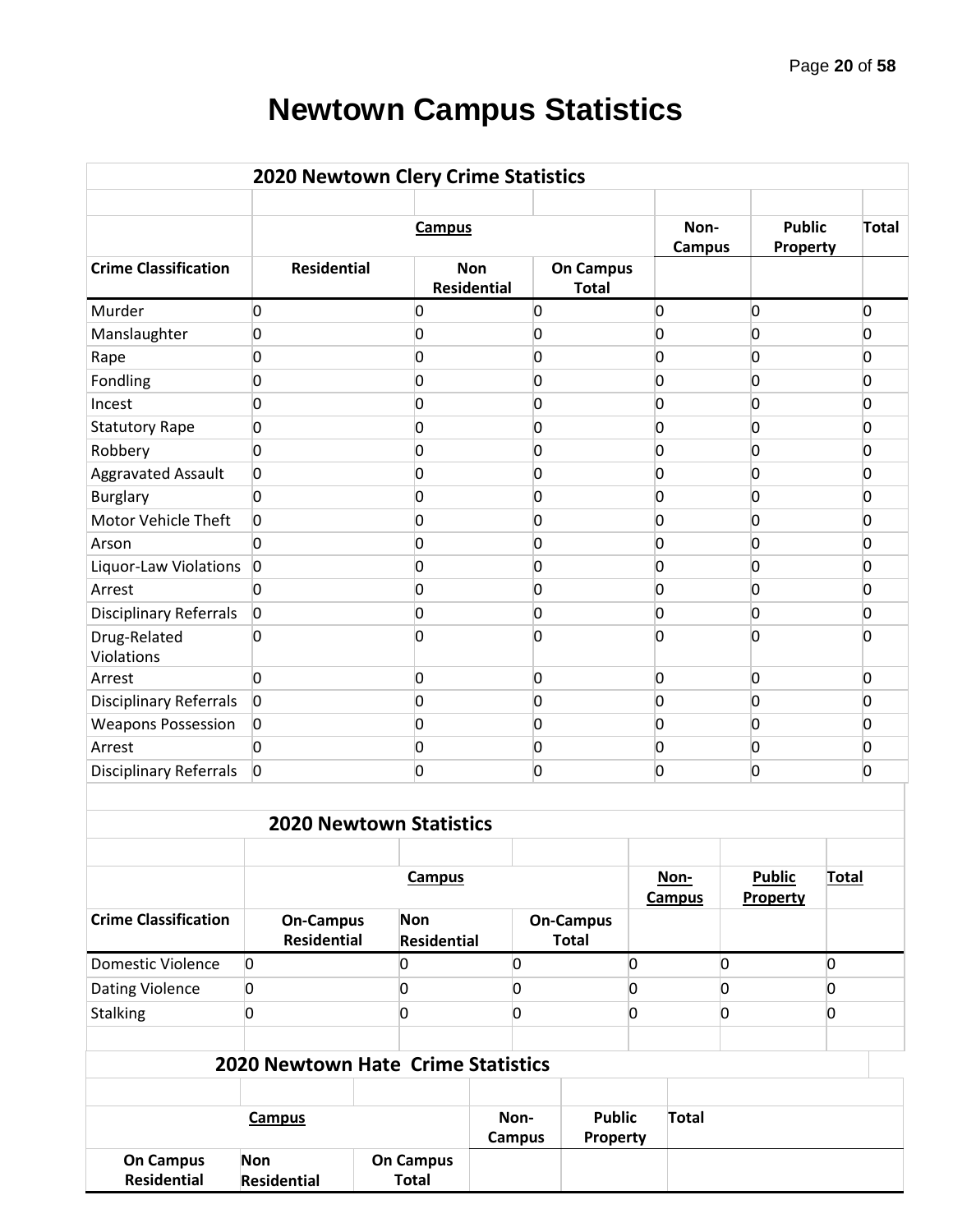# Newtown Campus Statistics

| 2020 Newtown Clery Crime Statistics | | | | | | |
|---|---|---|---|---|---|---|
| | **Campus** | | | **Non-Campus** | **Public Property** | **Total** |
| **Crime Classification** | **Residential** | **Non Residential** | **On Campus Total** | | | |
| Murder | 0 | 0 | 0 | 0 | 0 | 0 |
| Manslaughter | 0 | 0 | 0 | 0 | 0 | 0 |
| Rape | 0 | 0 | 0 | 0 | 0 | 0 |
| Fondling | 0 | 0 | 0 | 0 | 0 | 0 |
| Incest | 0 | 0 | 0 | 0 | 0 | 0 |
| Statutory Rape | 0 | 0 | 0 | 0 | 0 | 0 |
| Robbery | 0 | 0 | 0 | 0 | 0 | 0 |
| Aggravated Assault | 0 | 0 | 0 | 0 | 0 | 0 |
| Burglary | 0 | 0 | 0 | 0 | 0 | 0 |
| Motor Vehicle Theft | 0 | 0 | 0 | 0 | 0 | 0 |
| Arson | 0 | 0 | 0 | 0 | 0 | 0 |
| Liquor-Law Violations | 0 | 0 | 0 | 0 | 0 | 0 |
| Arrest | 0 | 0 | 0 | 0 | 0 | 0 |
| Disciplinary Referrals | 0 | 0 | 0 | 0 | 0 | 0 |
| Drug-Related Violations | 0 | 0 | 0 | 0 | 0 | 0 |
| Arrest | 0 | 0 | 0 | 0 | 0 | 0 |
| Disciplinary Referrals | 0 | 0 | 0 | 0 | 0 | 0 |
| Weapons Possession | 0 | 0 | 0 | 0 | 0 | 0 |
| Arrest | 0 | 0 | 0 | 0 | 0 | 0 |
| Disciplinary Referrals | 0 | 0 | 0 | 0 | 0 | 0 |

| 2020 Newtown Statistics | | | | | | |
|---|---|---|---|---|---|---|
| | **Campus** | | | **Non-Campus** | **Public Property** | **Total** |
| **Crime Classification** | **On-Campus Residential** | **Non Residential** | **On-Campus Total** | | | |
| Domestic Violence | 0 | 0 | 0 | 0 | 0 | 0 |
| Dating Violence | 0 | 0 | 0 | 0 | 0 | 0 |
| Stalking | 0 | 0 | 0 | 0 | 0 | 0 |

| 2020 Newtown Hate Crime Statistics | | | | | |
|---|---|---|---|---|---|
| **Campus** | | | **Non-Campus** | **Public Property** | **Total** |
| **On Campus Residential** | **Non Residential** | **On Campus Total** | | | |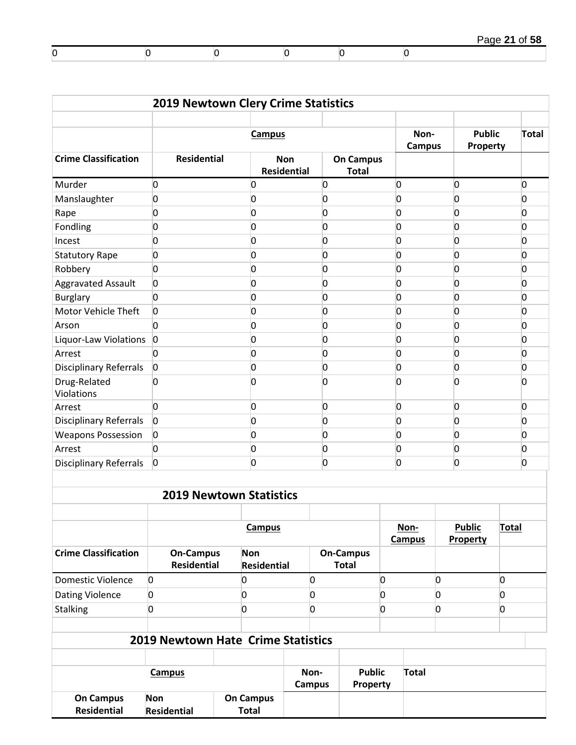| 0 | 0 | 0 | 0 | 0 | 0 |
|---|---|---|---|---|---|

## 2019 Newtown Clery Crime Statistics

| | Campus | | | Non-Campus | Public Property | Total |
|---|---|---|---|---|---|---|
| **Crime Classification** | **Residential** | **Non Residential** | **On Campus Total** | | | |
| Murder | 0 | 0 | 0 | 0 | 0 | 0 |
| Manslaughter | 0 | 0 | 0 | 0 | 0 | 0 |
| Rape | 0 | 0 | 0 | 0 | 0 | 0 |
| Fondling | 0 | 0 | 0 | 0 | 0 | 0 |
| Incest | 0 | 0 | 0 | 0 | 0 | 0 |
| Statutory Rape | 0 | 0 | 0 | 0 | 0 | 0 |
| Robbery | 0 | 0 | 0 | 0 | 0 | 0 |
| Aggravated Assault | 0 | 0 | 0 | 0 | 0 | 0 |
| Burglary | 0 | 0 | 0 | 0 | 0 | 0 |
| Motor Vehicle Theft | 0 | 0 | 0 | 0 | 0 | 0 |
| Arson | 0 | 0 | 0 | 0 | 0 | 0 |
| Liquor-Law Violations | 0 | 0 | 0 | 0 | 0 | 0 |
| Arrest | 0 | 0 | 0 | 0 | 0 | 0 |
| Disciplinary Referrals | 0 | 0 | 0 | 0 | 0 | 0 |
| Drug-Related Violations | 0 | 0 | 0 | 0 | 0 | 0 |
| Arrest | 0 | 0 | 0 | 0 | 0 | 0 |
| Disciplinary Referrals | 0 | 0 | 0 | 0 | 0 | 0 |
| Weapons Possession | 0 | 0 | 0 | 0 | 0 | 0 |
| Arrest | 0 | 0 | 0 | 0 | 0 | 0 |
| Disciplinary Referrals | 0 | 0 | 0 | 0 | 0 | 0 |

## 2019 Newtown Statistics

| | Campus | | | Non-Campus | Public Property | Total |
|---|---|---|---|---|---|---|
| **Crime Classification** | **On-Campus Residential** | **Non Residential** | **On-Campus Total** | | | |
| Domestic Violence | 0 | 0 | 0 | 0 | 0 | 0 |
| Dating Violence | 0 | 0 | 0 | 0 | 0 | 0 |
| Stalking | 0 | 0 | 0 | 0 | 0 | 0 |

## 2019 Newtown Hate Crime Statistics

| Campus | | | Non-Campus | Public Property | Total |
|---|---|---|---|---|---|
| **On Campus Residential** | **Non Residential** | **On Campus Total** | | | |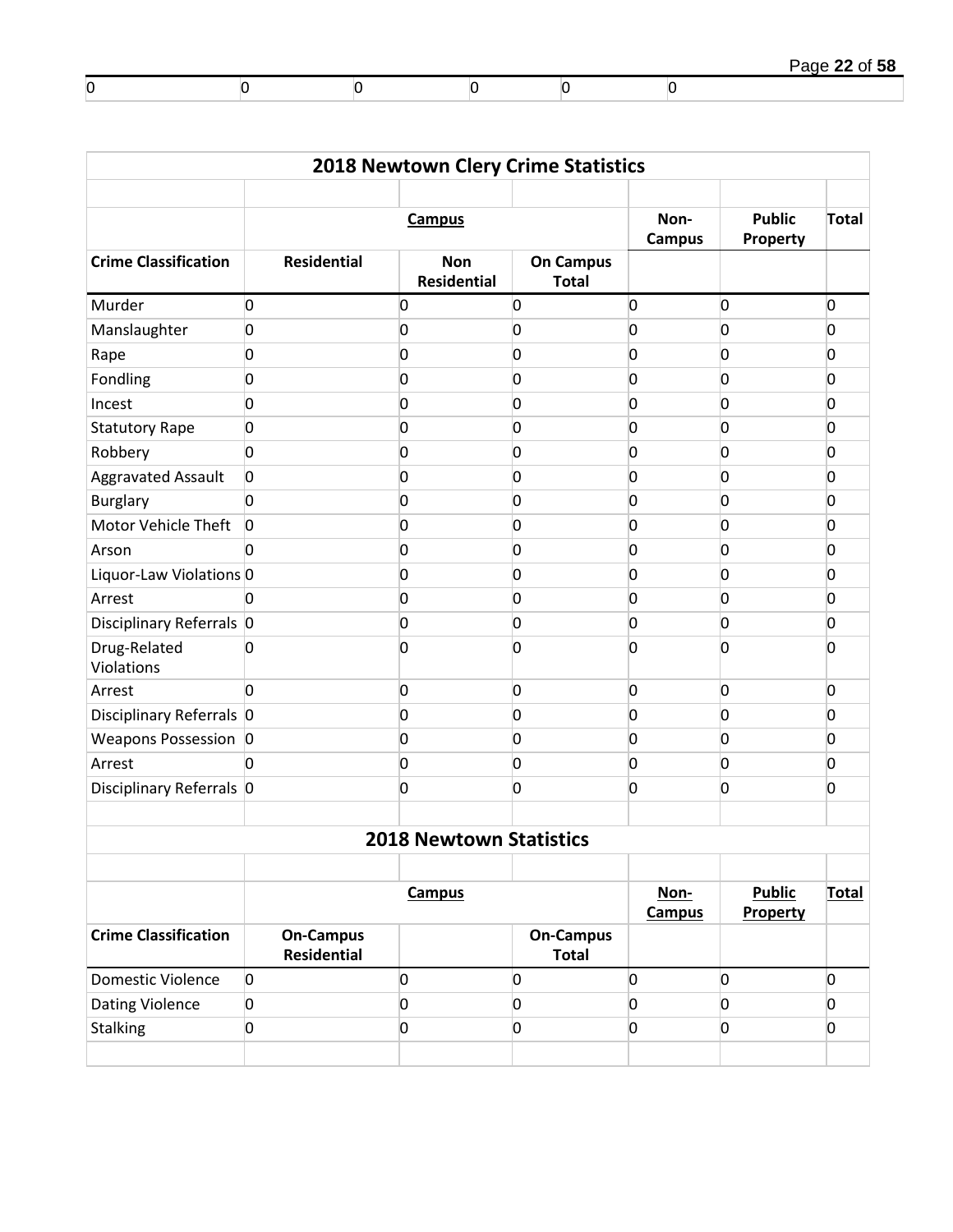| 0 | 0 | 0 | 0 | 0 | 0 |
|---|---|---|---|---|---|

| 2018 Newtown Clery Crime Statistics | | | | | | |
|---|---|---|---|---|---|---|
| | | | | | | |
| | **Campus** | | | Non-Campus | Public Property | Total |
| **Crime Classification** | **Residential** | **Non Residential** | **On Campus Total** | | | |
| Murder | 0 | 0 | 0 | 0 | 0 | 0 |
| Manslaughter | 0 | 0 | 0 | 0 | 0 | 0 |
| Rape | 0 | 0 | 0 | 0 | 0 | 0 |
| Fondling | 0 | 0 | 0 | 0 | 0 | 0 |
| Incest | 0 | 0 | 0 | 0 | 0 | 0 |
| Statutory Rape | 0 | 0 | 0 | 0 | 0 | 0 |
| Robbery | 0 | 0 | 0 | 0 | 0 | 0 |
| Aggravated Assault | 0 | 0 | 0 | 0 | 0 | 0 |
| Burglary | 0 | 0 | 0 | 0 | 0 | 0 |
| Motor Vehicle Theft | 0 | 0 | 0 | 0 | 0 | 0 |
| Arson | 0 | 0 | 0 | 0 | 0 | 0 |
| Liquor-Law Violations | 0 | 0 | 0 | 0 | 0 | 0 |
| Arrest | 0 | 0 | 0 | 0 | 0 | 0 |
| Disciplinary Referrals | 0 | 0 | 0 | 0 | 0 | 0 |
| Drug-Related Violations | 0 | 0 | 0 | 0 | 0 | 0 |
| Arrest | 0 | 0 | 0 | 0 | 0 | 0 |
| Disciplinary Referrals | 0 | 0 | 0 | 0 | 0 | 0 |
| Weapons Possession | 0 | 0 | 0 | 0 | 0 | 0 |
| Arrest | 0 | 0 | 0 | 0 | 0 | 0 |
| Disciplinary Referrals | 0 | 0 | 0 | 0 | 0 | 0 |

| 2018 Newtown Statistics | | | | | | |
|---|---|---|---|---|---|---|
| | | | | | | |
| | **Campus** | | | Non-Campus | Public Property | Total |
| **Crime Classification** | **On-Campus Residential** | | **On-Campus Total** | | | |
| Domestic Violence | 0 | 0 | 0 | 0 | 0 | 0 |
| Dating Violence | 0 | 0 | 0 | 0 | 0 | 0 |
| Stalking | 0 | 0 | 0 | 0 | 0 | 0 |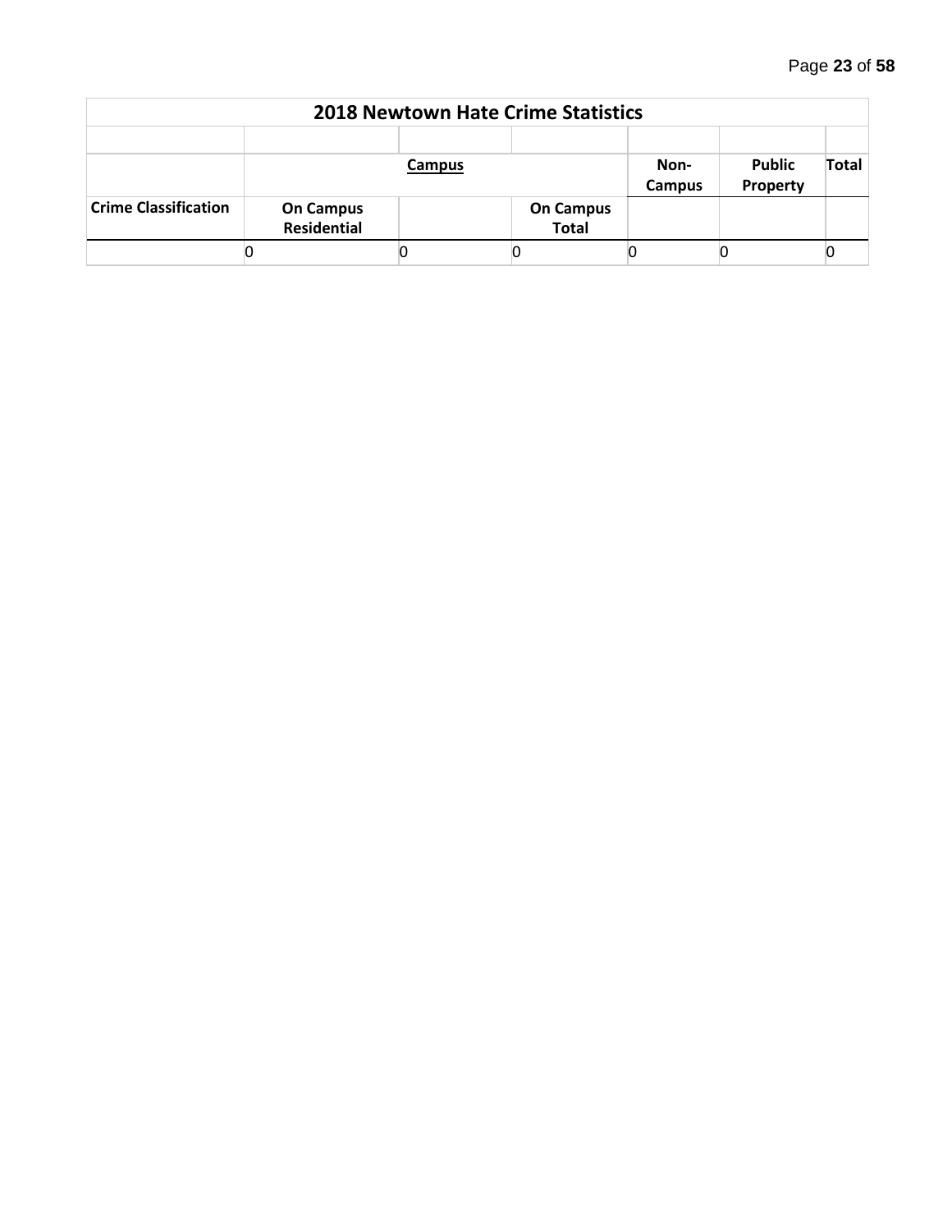| 2018 Newtown Hate Crime Statistics | | | | | | |
|---|---|---|---|---|---|---|
| | | | | | | |
| | Campus | | | Non-Campus | Public Property | Total |
| Crime Classification | On Campus Residential | | On Campus Total | | | |
| | 0 | 0 | 0 | 0 | 0 | 0 |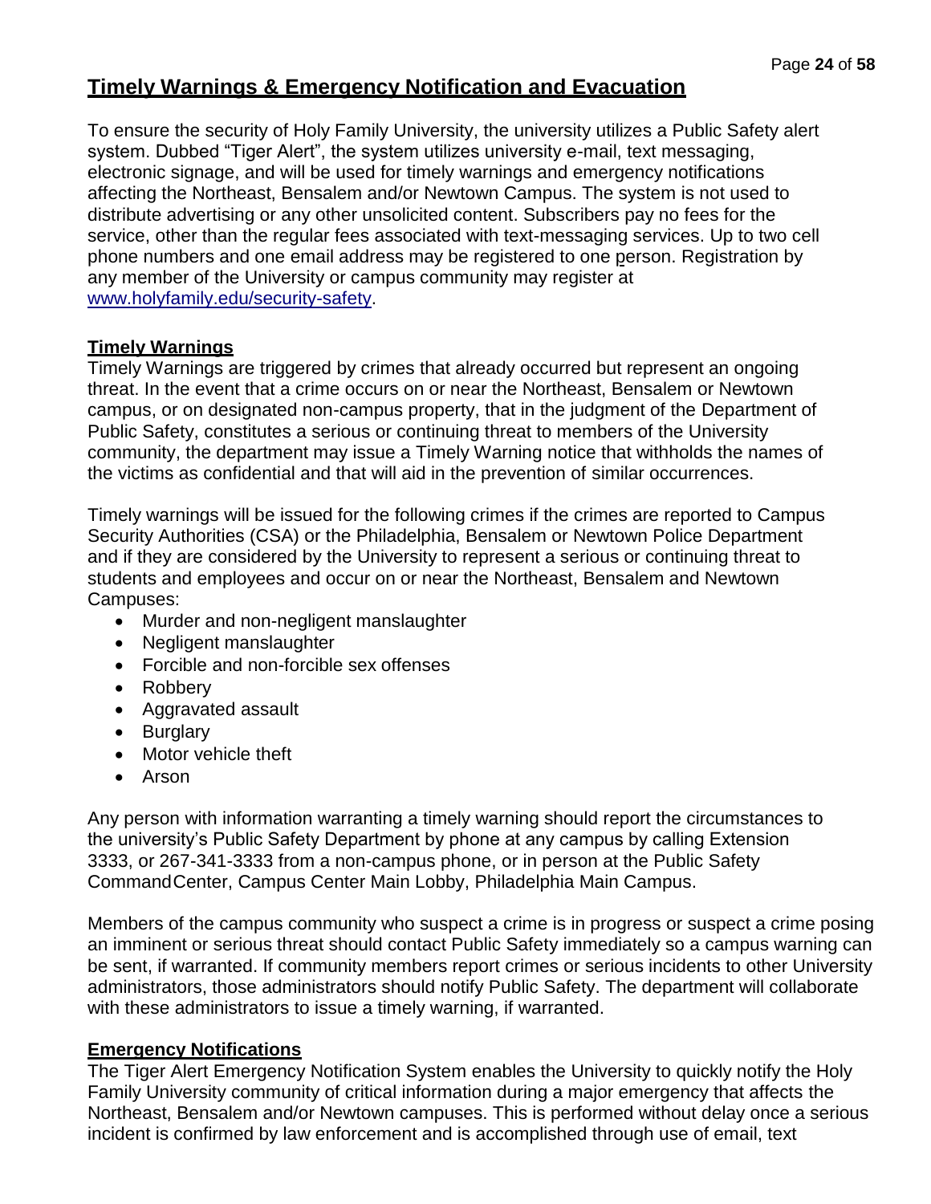## Timely Warnings & Emergency Notification and Evacuation

To ensure the security of Holy Family University, the university utilizes a Public Safety alert system. Dubbed "Tiger Alert", the system utilizes university e-mail, text messaging, electronic signage, and will be used for timely warnings and emergency notifications affecting the Northeast, Bensalem and/or Newtown Campus. The system is not used to distribute advertising or any other unsolicited content. Subscribers pay no fees for the service, other than the regular fees associated with text-messaging services. Up to two cell phone numbers and one email address may be registered to one person. Registration by any member of the University or campus community may register at [www.holyfamily.edu/security-safety](www.holyfamily.edu/security-safety).

### Timely Warnings

Timely Warnings are triggered by crimes that already occurred but represent an ongoing threat. In the event that a crime occurs on or near the Northeast, Bensalem or Newtown campus, or on designated non-campus property, that in the judgment of the Department of Public Safety, constitutes a serious or continuing threat to members of the University community, the department may issue a Timely Warning notice that withholds the names of the victims as confidential and that will aid in the prevention of similar occurrences.

Timely warnings will be issued for the following crimes if the crimes are reported to Campus Security Authorities (CSA) or the Philadelphia, Bensalem or Newtown Police Department and if they are considered by the University to represent a serious or continuing threat to students and employees and occur on or near the Northeast, Bensalem and Newtown Campuses:

- Murder and non-negligent manslaughter
- Negligent manslaughter
- Forcible and non-forcible sex offenses
- Robbery
- Aggravated assault
- Burglary
- Motor vehicle theft
- Arson

Any person with information warranting a timely warning should report the circumstances to the university's Public Safety Department by phone at any campus by calling Extension 3333, or 267-341-3333 from a non-campus phone, or in person at the Public Safety CommandCenter, Campus Center Main Lobby, Philadelphia Main Campus.

Members of the campus community who suspect a crime is in progress or suspect a crime posing an imminent or serious threat should contact Public Safety immediately so a campus warning can be sent, if warranted. If community members report crimes or serious incidents to other University administrators, those administrators should notify Public Safety. The department will collaborate with these administrators to issue a timely warning, if warranted.

### Emergency Notifications

The Tiger Alert Emergency Notification System enables the University to quickly notify the Holy Family University community of critical information during a major emergency that affects the Northeast, Bensalem and/or Newtown campuses. This is performed without delay once a serious incident is confirmed by law enforcement and is accomplished through use of email, text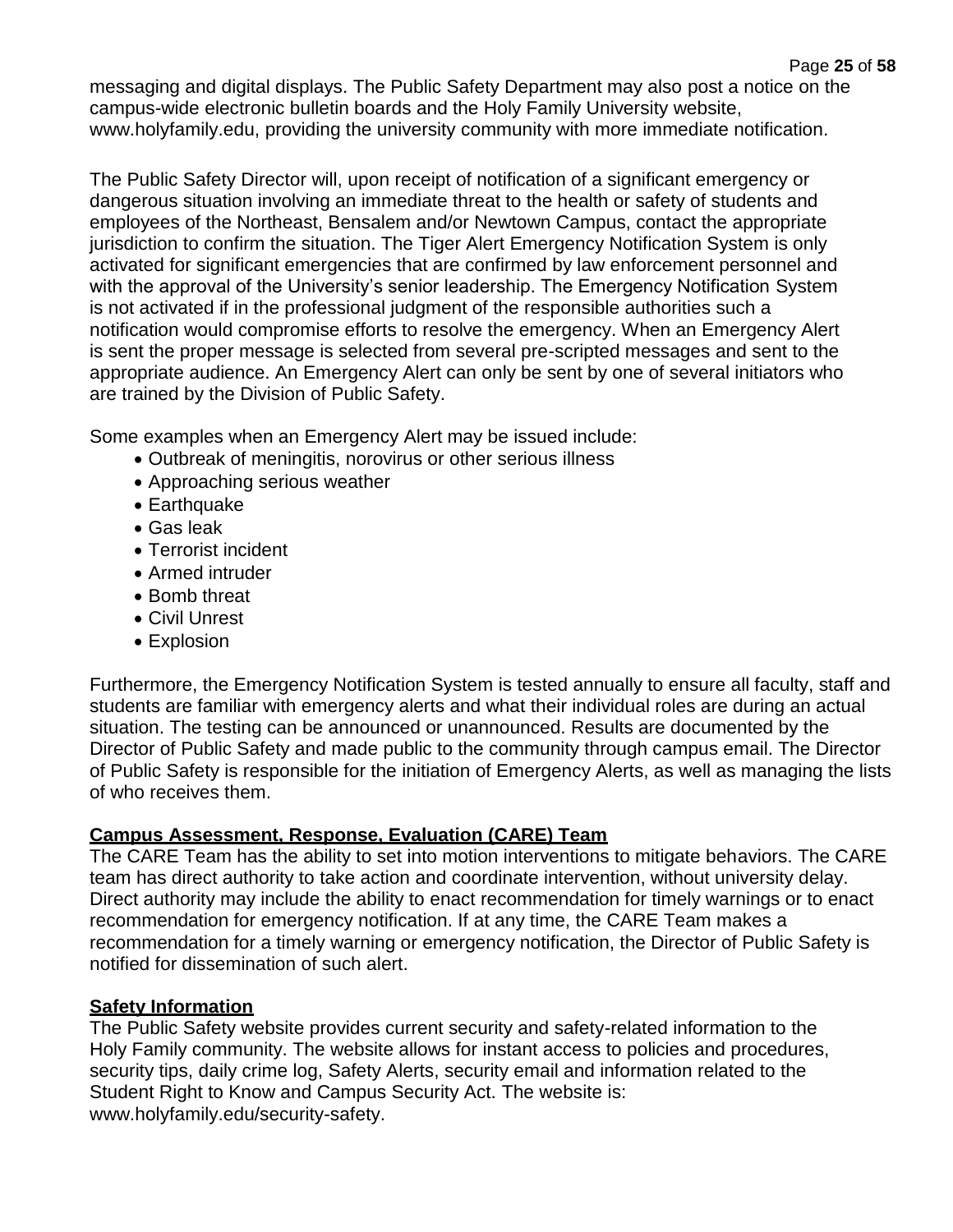messaging and digital displays. The Public Safety Department may also post a notice on the campus-wide electronic bulletin boards and the Holy Family University website, www.holyfamily.edu, providing the university community with more immediate notification.

The Public Safety Director will, upon receipt of notification of a significant emergency or dangerous situation involving an immediate threat to the health or safety of students and employees of the Northeast, Bensalem and/or Newtown Campus, contact the appropriate jurisdiction to confirm the situation. The Tiger Alert Emergency Notification System is only activated for significant emergencies that are confirmed by law enforcement personnel and with the approval of the University's senior leadership. The Emergency Notification System is not activated if in the professional judgment of the responsible authorities such a notification would compromise efforts to resolve the emergency. When an Emergency Alert is sent the proper message is selected from several pre-scripted messages and sent to the appropriate audience. An Emergency Alert can only be sent by one of several initiators who are trained by the Division of Public Safety.

Some examples when an Emergency Alert may be issued include:

- Outbreak of meningitis, norovirus or other serious illness
- Approaching serious weather
- Earthquake
- Gas leak
- Terrorist incident
- Armed intruder
- Bomb threat
- Civil Unrest
- Explosion

Furthermore, the Emergency Notification System is tested annually to ensure all faculty, staff and students are familiar with emergency alerts and what their individual roles are during an actual situation. The testing can be announced or unannounced. Results are documented by the Director of Public Safety and made public to the community through campus email. The Director of Public Safety is responsible for the initiation of Emergency Alerts, as well as managing the lists of who receives them.

## Campus Assessment, Response, Evaluation (CARE) Team

The CARE Team has the ability to set into motion interventions to mitigate behaviors. The CARE team has direct authority to take action and coordinate intervention, without university delay. Direct authority may include the ability to enact recommendation for timely warnings or to enact recommendation for emergency notification. If at any time, the CARE Team makes a recommendation for a timely warning or emergency notification, the Director of Public Safety is notified for dissemination of such alert.

## Safety Information

The Public Safety website provides current security and safety-related information to the Holy Family community. The website allows for instant access to policies and procedures, security tips, daily crime log, Safety Alerts, security email and information related to the Student Right to Know and Campus Security Act. The website is: www.holyfamily.edu/security-safety.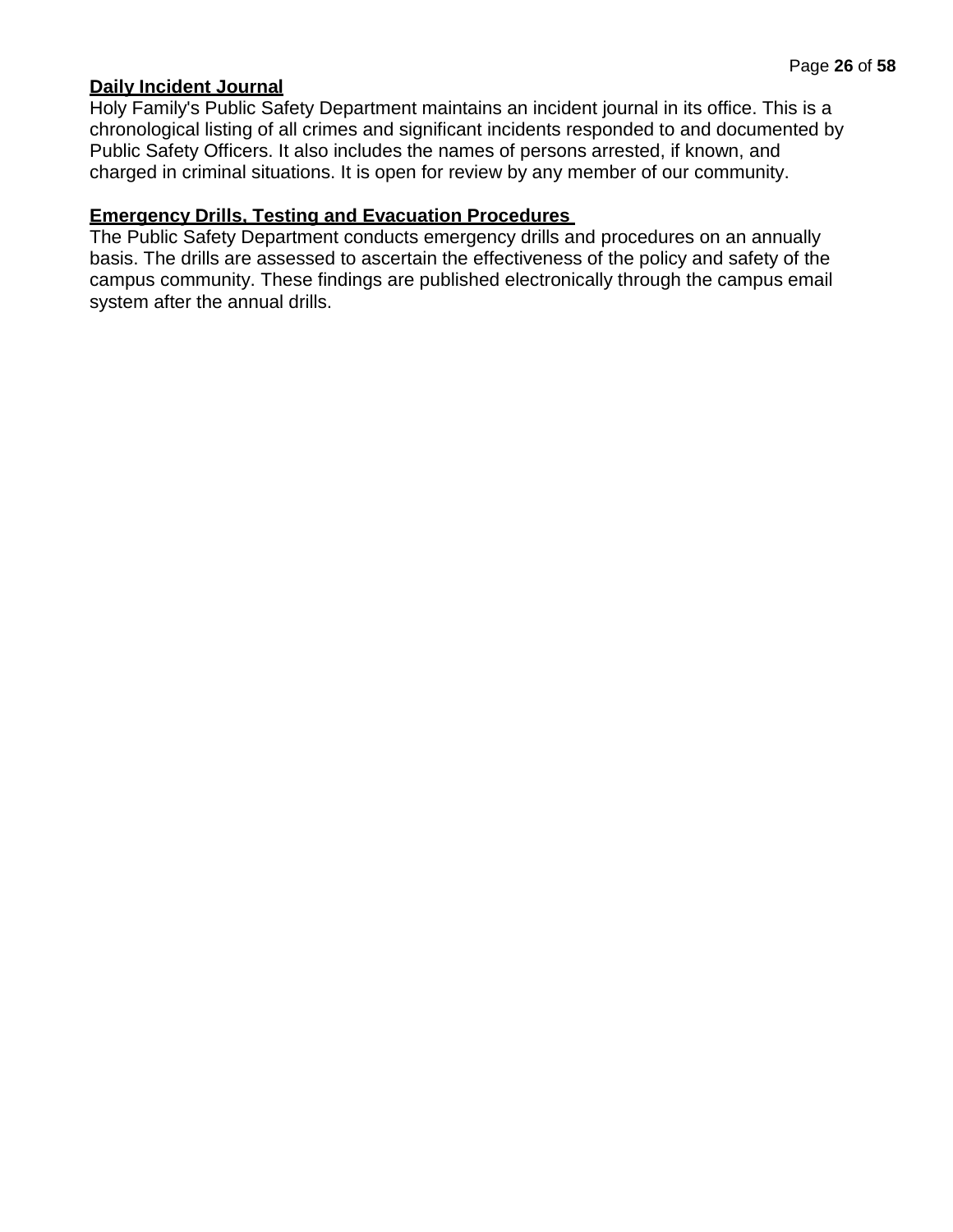## Daily Incident Journal

Holy Family's Public Safety Department maintains an incident journal in its office. This is a chronological listing of all crimes and significant incidents responded to and documented by Public Safety Officers. It also includes the names of persons arrested, if known, and charged in criminal situations. It is open for review by any member of our community.

## Emergency Drills, Testing and Evacuation Procedures

The Public Safety Department conducts emergency drills and procedures on an annually basis. The drills are assessed to ascertain the effectiveness of the policy and safety of the campus community. These findings are published electronically through the campus email system after the annual drills.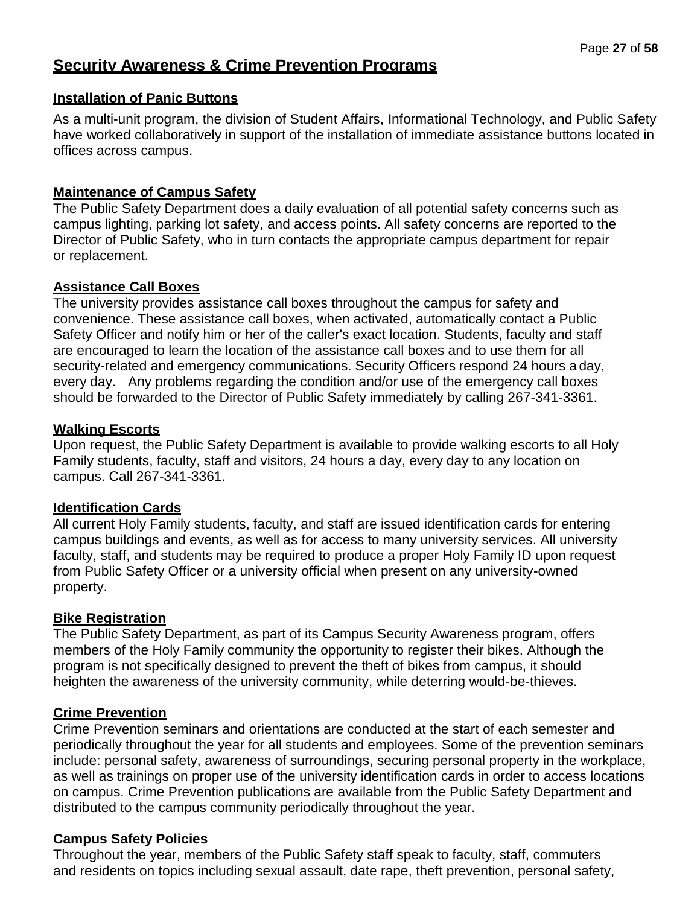# Security Awareness & Crime Prevention Programs

## Installation of Panic Buttons

As a multi-unit program, the division of Student Affairs, Informational Technology, and Public Safety have worked collaboratively in support of the installation of immediate assistance buttons located in offices across campus.

## Maintenance of Campus Safety

The Public Safety Department does a daily evaluation of all potential safety concerns such as campus lighting, parking lot safety, and access points. All safety concerns are reported to the Director of Public Safety, who in turn contacts the appropriate campus department for repair or replacement.

## Assistance Call Boxes

The university provides assistance call boxes throughout the campus for safety and convenience. These assistance call boxes, when activated, automatically contact a Public Safety Officer and notify him or her of the caller's exact location. Students, faculty and staff are encouraged to learn the location of the assistance call boxes and to use them for all security-related and emergency communications. Security Officers respond 24 hours a day, every day. Any problems regarding the condition and/or use of the emergency call boxes should be forwarded to the Director of Public Safety immediately by calling 267-341-3361.

## Walking Escorts

Upon request, the Public Safety Department is available to provide walking escorts to all Holy Family students, faculty, staff and visitors, 24 hours a day, every day to any location on campus. Call 267-341-3361.

## Identification Cards

All current Holy Family students, faculty, and staff are issued identification cards for entering campus buildings and events, as well as for access to many university services. All university faculty, staff, and students may be required to produce a proper Holy Family ID upon request from Public Safety Officer or a university official when present on any university-owned property.

## Bike Registration

The Public Safety Department, as part of its Campus Security Awareness program, offers members of the Holy Family community the opportunity to register their bikes. Although the program is not specifically designed to prevent the theft of bikes from campus, it should heighten the awareness of the university community, while deterring would-be-thieves.

## Crime Prevention

Crime Prevention seminars and orientations are conducted at the start of each semester and periodically throughout the year for all students and employees. Some of the prevention seminars include: personal safety, awareness of surroundings, securing personal property in the workplace, as well as trainings on proper use of the university identification cards in order to access locations on campus. Crime Prevention publications are available from the Public Safety Department and distributed to the campus community periodically throughout the year.

## Campus Safety Policies

Throughout the year, members of the Public Safety staff speak to faculty, staff, commuters and residents on topics including sexual assault, date rape, theft prevention, personal safety,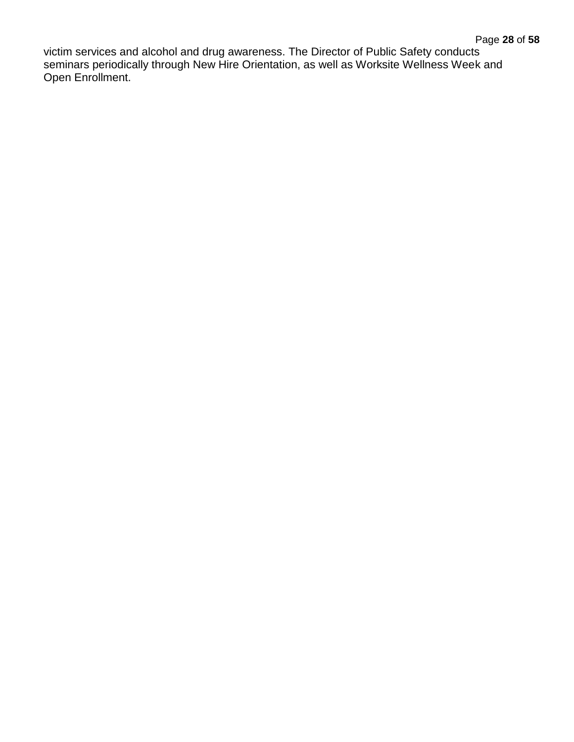victim services and alcohol and drug awareness. The Director of Public Safety conducts seminars periodically through New Hire Orientation, as well as Worksite Wellness Week and Open Enrollment.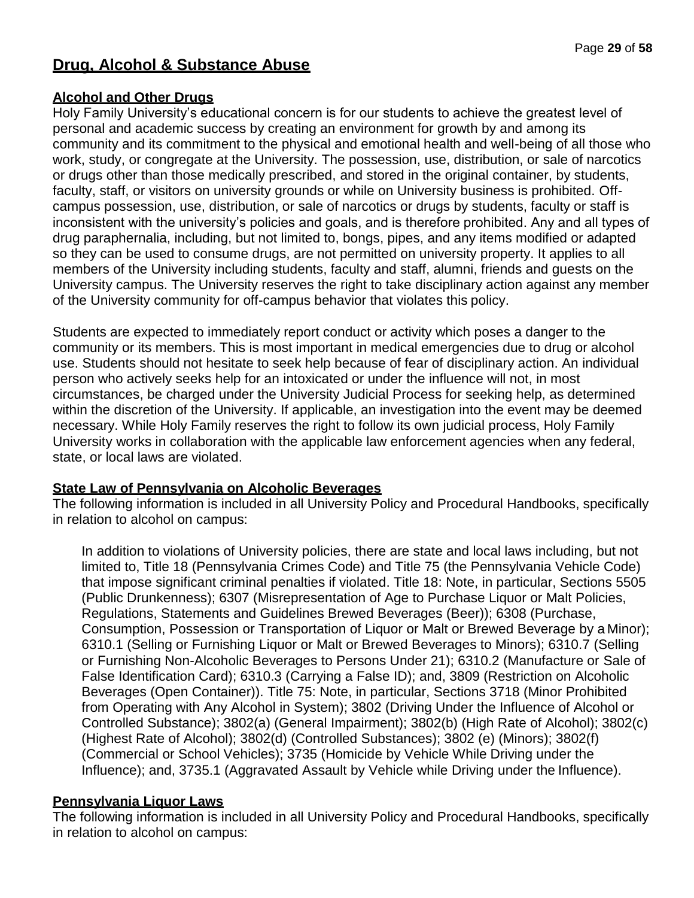# Drug, Alcohol & Substance Abuse

## Alcohol and Other Drugs

Holy Family University's educational concern is for our students to achieve the greatest level of personal and academic success by creating an environment for growth by and among its community and its commitment to the physical and emotional health and well-being of all those who work, study, or congregate at the University. The possession, use, distribution, or sale of narcotics or drugs other than those medically prescribed, and stored in the original container, by students, faculty, staff, or visitors on university grounds or while on University business is prohibited. Off-campus possession, use, distribution, or sale of narcotics or drugs by students, faculty or staff is inconsistent with the university's policies and goals, and is therefore prohibited. Any and all types of drug paraphernalia, including, but not limited to, bongs, pipes, and any items modified or adapted so they can be used to consume drugs, are not permitted on university property. It applies to all members of the University including students, faculty and staff, alumni, friends and guests on the University campus. The University reserves the right to take disciplinary action against any member of the University community for off-campus behavior that violates this policy.

Students are expected to immediately report conduct or activity which poses a danger to the community or its members. This is most important in medical emergencies due to drug or alcohol use. Students should not hesitate to seek help because of fear of disciplinary action. An individual person who actively seeks help for an intoxicated or under the influence will not, in most circumstances, be charged under the University Judicial Process for seeking help, as determined within the discretion of the University. If applicable, an investigation into the event may be deemed necessary. While Holy Family reserves the right to follow its own judicial process, Holy Family University works in collaboration with the applicable law enforcement agencies when any federal, state, or local laws are violated.

## State Law of Pennsylvania on Alcoholic Beverages

The following information is included in all University Policy and Procedural Handbooks, specifically in relation to alcohol on campus:

> In addition to violations of University policies, there are state and local laws including, but not limited to, Title 18 (Pennsylvania Crimes Code) and Title 75 (the Pennsylvania Vehicle Code) that impose significant criminal penalties if violated. Title 18: Note, in particular, Sections 5505 (Public Drunkenness); 6307 (Misrepresentation of Age to Purchase Liquor or Malt Policies, Regulations, Statements and Guidelines Brewed Beverages (Beer)); 6308 (Purchase, Consumption, Possession or Transportation of Liquor or Malt or Brewed Beverage by a Minor); 6310.1 (Selling or Furnishing Liquor or Malt or Brewed Beverages to Minors); 6310.7 (Selling or Furnishing Non-Alcoholic Beverages to Persons Under 21); 6310.2 (Manufacture or Sale of False Identification Card); 6310.3 (Carrying a False ID); and, 3809 (Restriction on Alcoholic Beverages (Open Container)). Title 75: Note, in particular, Sections 3718 (Minor Prohibited from Operating with Any Alcohol in System); 3802 (Driving Under the Influence of Alcohol or Controlled Substance); 3802(a) (General Impairment); 3802(b) (High Rate of Alcohol); 3802(c) (Highest Rate of Alcohol); 3802(d) (Controlled Substances); 3802 (e) (Minors); 3802(f) (Commercial or School Vehicles); 3735 (Homicide by Vehicle While Driving under the Influence); and, 3735.1 (Aggravated Assault by Vehicle while Driving under the Influence).

## Pennsylvania Liquor Laws

The following information is included in all University Policy and Procedural Handbooks, specifically in relation to alcohol on campus: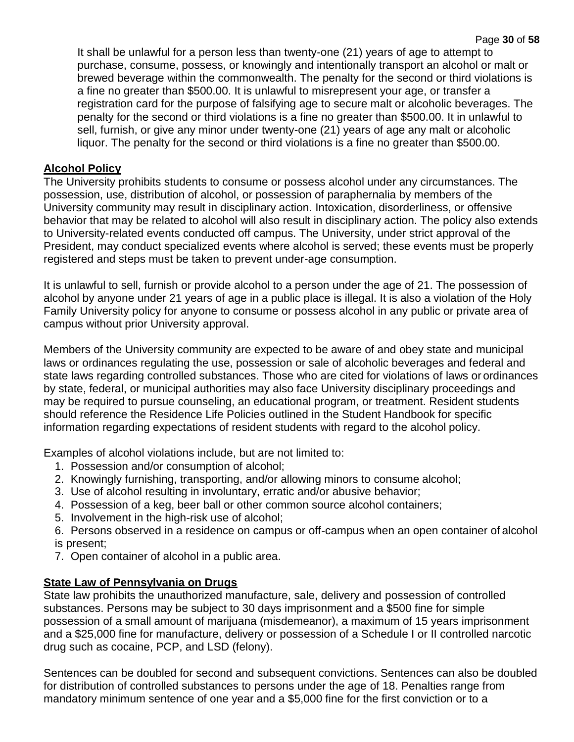It shall be unlawful for a person less than twenty-one (21) years of age to attempt to purchase, consume, possess, or knowingly and intentionally transport an alcohol or malt or brewed beverage within the commonwealth. The penalty for the second or third violations is a fine no greater than $500.00. It is unlawful to misrepresent your age, or transfer a registration card for the purpose of falsifying age to secure malt or alcoholic beverages. The penalty for the second or third violations is a fine no greater than $500.00. It in unlawful to sell, furnish, or give any minor under twenty-one (21) years of age any malt or alcoholic liquor. The penalty for the second or third violations is a fine no greater than $500.00.

## Alcohol Policy

The University prohibits students to consume or possess alcohol under any circumstances. The possession, use, distribution of alcohol, or possession of paraphernalia by members of the University community may result in disciplinary action. Intoxication, disorderliness, or offensive behavior that may be related to alcohol will also result in disciplinary action. The policy also extends to University-related events conducted off campus. The University, under strict approval of the President, may conduct specialized events where alcohol is served; these events must be properly registered and steps must be taken to prevent under-age consumption.

It is unlawful to sell, furnish or provide alcohol to a person under the age of 21. The possession of alcohol by anyone under 21 years of age in a public place is illegal. It is also a violation of the Holy Family University policy for anyone to consume or possess alcohol in any public or private area of campus without prior University approval.

Members of the University community are expected to be aware of and obey state and municipal laws or ordinances regulating the use, possession or sale of alcoholic beverages and federal and state laws regarding controlled substances. Those who are cited for violations of laws or ordinances by state, federal, or municipal authorities may also face University disciplinary proceedings and may be required to pursue counseling, an educational program, or treatment. Resident students should reference the Residence Life Policies outlined in the Student Handbook for specific information regarding expectations of resident students with regard to the alcohol policy.

Examples of alcohol violations include, but are not limited to:

1. Possession and/or consumption of alcohol;
2. Knowingly furnishing, transporting, and/or allowing minors to consume alcohol;
3. Use of alcohol resulting in involuntary, erratic and/or abusive behavior;
4. Possession of a keg, beer ball or other common source alcohol containers;
5. Involvement in the high-risk use of alcohol;
6. Persons observed in a residence on campus or off-campus when an open container of alcohol is present;
7. Open container of alcohol in a public area.

## State Law of Pennsylvania on Drugs

State law prohibits the unauthorized manufacture, sale, delivery and possession of controlled substances. Persons may be subject to 30 days imprisonment and a $500 fine for simple possession of a small amount of marijuana (misdemeanor), a maximum of 15 years imprisonment and a $25,000 fine for manufacture, delivery or possession of a Schedule I or II controlled narcotic drug such as cocaine, PCP, and LSD (felony).

Sentences can be doubled for second and subsequent convictions. Sentences can also be doubled for distribution of controlled substances to persons under the age of 18. Penalties range from mandatory minimum sentence of one year and a $5,000 fine for the first conviction or to a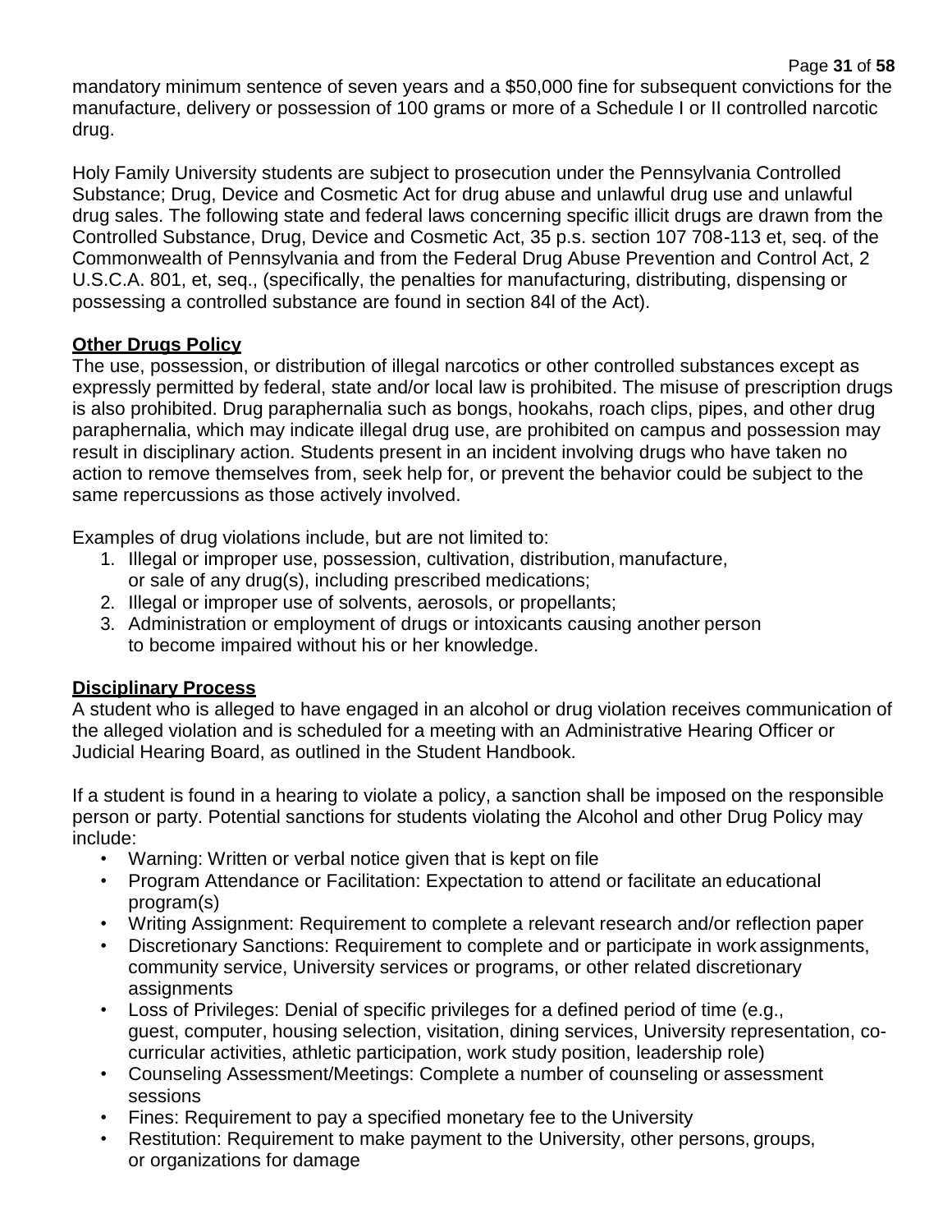mandatory minimum sentence of seven years and a $50,000 fine for subsequent convictions for the manufacture, delivery or possession of 100 grams or more of a Schedule I or II controlled narcotic drug.

Holy Family University students are subject to prosecution under the Pennsylvania Controlled Substance; Drug, Device and Cosmetic Act for drug abuse and unlawful drug use and unlawful drug sales. The following state and federal laws concerning specific illicit drugs are drawn from the Controlled Substance, Drug, Device and Cosmetic Act, 35 p.s. section 107 708-113 et, seq. of the Commonwealth of Pennsylvania and from the Federal Drug Abuse Prevention and Control Act, 2 U.S.C.A. 801, et, seq., (specifically, the penalties for manufacturing, distributing, dispensing or possessing a controlled substance are found in section 84l of the Act).

**Other Drugs Policy**

The use, possession, or distribution of illegal narcotics or other controlled substances except as expressly permitted by federal, state and/or local law is prohibited. The misuse of prescription drugs is also prohibited. Drug paraphernalia such as bongs, hookahs, roach clips, pipes, and other drug paraphernalia, which may indicate illegal drug use, are prohibited on campus and possession may result in disciplinary action. Students present in an incident involving drugs who have taken no action to remove themselves from, seek help for, or prevent the behavior could be subject to the same repercussions as those actively involved.

Examples of drug violations include, but are not limited to:

1. Illegal or improper use, possession, cultivation, distribution, manufacture, or sale of any drug(s), including prescribed medications;
2. Illegal or improper use of solvents, aerosols, or propellants;
3. Administration or employment of drugs or intoxicants causing another person to become impaired without his or her knowledge.

**Disciplinary Process**

A student who is alleged to have engaged in an alcohol or drug violation receives communication of the alleged violation and is scheduled for a meeting with an Administrative Hearing Officer or Judicial Hearing Board, as outlined in the Student Handbook.

If a student is found in a hearing to violate a policy, a sanction shall be imposed on the responsible person or party. Potential sanctions for students violating the Alcohol and other Drug Policy may include:

- Warning: Written or verbal notice given that is kept on file
- Program Attendance or Facilitation: Expectation to attend or facilitate an educational program(s)
- Writing Assignment: Requirement to complete a relevant research and/or reflection paper
- Discretionary Sanctions: Requirement to complete and or participate in work assignments, community service, University services or programs, or other related discretionary assignments
- Loss of Privileges: Denial of specific privileges for a defined period of time (e.g., guest, computer, housing selection, visitation, dining services, University representation, co-curricular activities, athletic participation, work study position, leadership role)
- Counseling Assessment/Meetings: Complete a number of counseling or assessment sessions
- Fines: Requirement to pay a specified monetary fee to the University
- Restitution: Requirement to make payment to the University, other persons, groups, or organizations for damage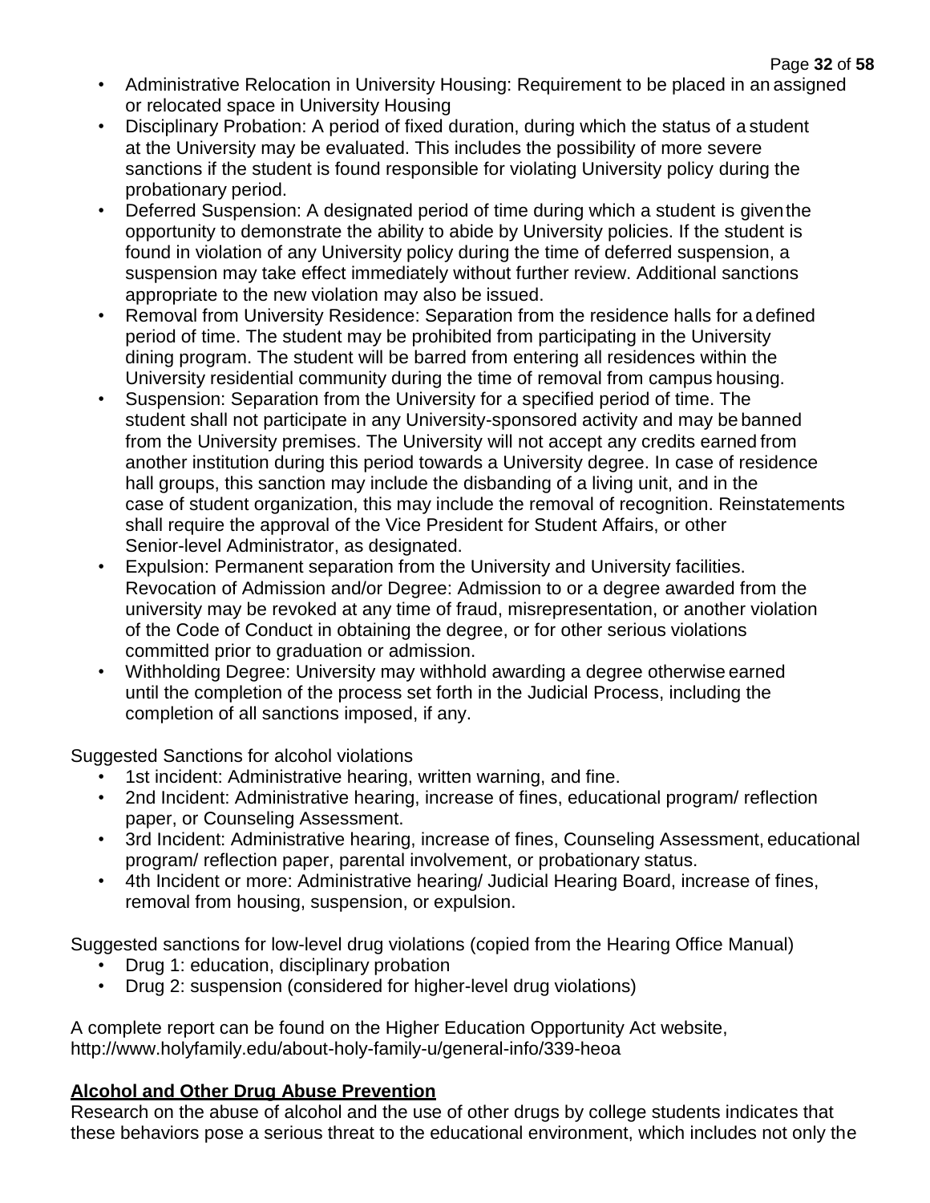- Administrative Relocation in University Housing: Requirement to be placed in an assigned or relocated space in University Housing
- Disciplinary Probation: A period of fixed duration, during which the status of a student at the University may be evaluated. This includes the possibility of more severe sanctions if the student is found responsible for violating University policy during the probationary period.
- Deferred Suspension: A designated period of time during which a student is given the opportunity to demonstrate the ability to abide by University policies. If the student is found in violation of any University policy during the time of deferred suspension, a suspension may take effect immediately without further review. Additional sanctions appropriate to the new violation may also be issued.
- Removal from University Residence: Separation from the residence halls for a defined period of time. The student may be prohibited from participating in the University dining program. The student will be barred from entering all residences within the University residential community during the time of removal from campus housing.
- Suspension: Separation from the University for a specified period of time. The student shall not participate in any University-sponsored activity and may be banned from the University premises. The University will not accept any credits earned from another institution during this period towards a University degree. In case of residence hall groups, this sanction may include the disbanding of a living unit, and in the case of student organization, this may include the removal of recognition. Reinstatements shall require the approval of the Vice President for Student Affairs, or other Senior-level Administrator, as designated.
- Expulsion: Permanent separation from the University and University facilities. Revocation of Admission and/or Degree: Admission to or a degree awarded from the university may be revoked at any time of fraud, misrepresentation, or another violation of the Code of Conduct in obtaining the degree, or for other serious violations committed prior to graduation or admission.
- Withholding Degree: University may withhold awarding a degree otherwise earned until the completion of the process set forth in the Judicial Process, including the completion of all sanctions imposed, if any.

Suggested Sanctions for alcohol violations

- 1st incident: Administrative hearing, written warning, and fine.
- 2nd Incident: Administrative hearing, increase of fines, educational program/ reflection paper, or Counseling Assessment.
- 3rd Incident: Administrative hearing, increase of fines, Counseling Assessment, educational program/ reflection paper, parental involvement, or probationary status.
- 4th Incident or more: Administrative hearing/ Judicial Hearing Board, increase of fines, removal from housing, suspension, or expulsion.

Suggested sanctions for low-level drug violations (copied from the Hearing Office Manual)

- Drug 1: education, disciplinary probation
- Drug 2: suspension (considered for higher-level drug violations)

A complete report can be found on the Higher Education Opportunity Act website, http://www.holyfamily.edu/about-holy-family-u/general-info/339-heoa

## Alcohol and Other Drug Abuse Prevention

Research on the abuse of alcohol and the use of other drugs by college students indicates that these behaviors pose a serious threat to the educational environment, which includes not only the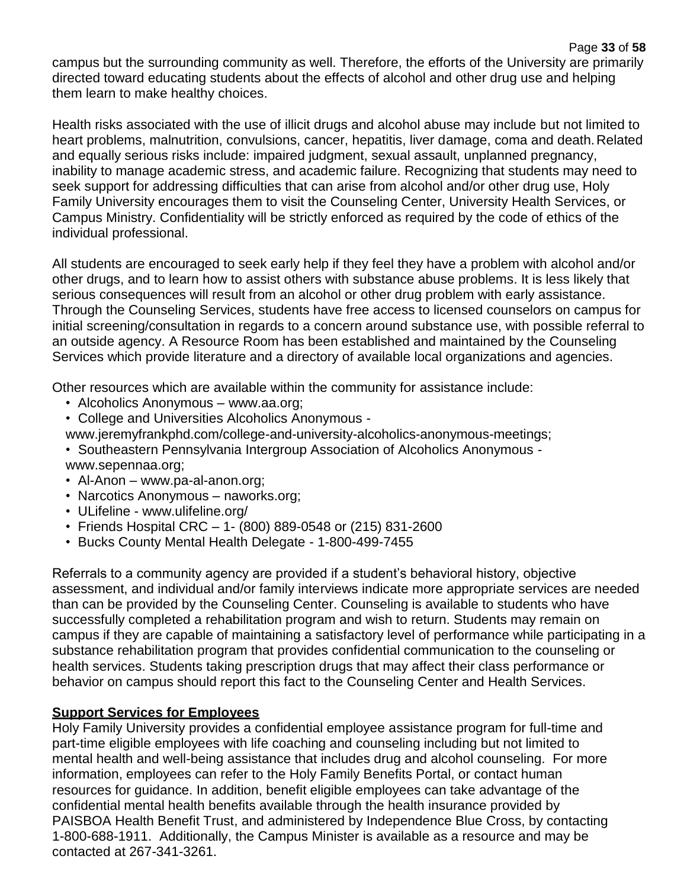campus but the surrounding community as well. Therefore, the efforts of the University are primarily directed toward educating students about the effects of alcohol and other drug use and helping them learn to make healthy choices.

Health risks associated with the use of illicit drugs and alcohol abuse may include but not limited to heart problems, malnutrition, convulsions, cancer, hepatitis, liver damage, coma and death. Related and equally serious risks include: impaired judgment, sexual assault, unplanned pregnancy, inability to manage academic stress, and academic failure. Recognizing that students may need to seek support for addressing difficulties that can arise from alcohol and/or other drug use, Holy Family University encourages them to visit the Counseling Center, University Health Services, or Campus Ministry. Confidentiality will be strictly enforced as required by the code of ethics of the individual professional.

All students are encouraged to seek early help if they feel they have a problem with alcohol and/or other drugs, and to learn how to assist others with substance abuse problems. It is less likely that serious consequences will result from an alcohol or other drug problem with early assistance. Through the Counseling Services, students have free access to licensed counselors on campus for initial screening/consultation in regards to a concern around substance use, with possible referral to an outside agency. A Resource Room has been established and maintained by the Counseling Services which provide literature and a directory of available local organizations and agencies.

Other resources which are available within the community for assistance include:

- Alcoholics Anonymous – www.aa.org;
- College and Universities Alcoholics Anonymous - www.jeremyfrankphd.com/college-and-university-alcoholics-anonymous-meetings;
- Southeastern Pennsylvania Intergroup Association of Alcoholics Anonymous - www.sepennaa.org;
- Al-Anon – www.pa-al-anon.org;
- Narcotics Anonymous – naworks.org;
- ULifeline - www.ulifeline.org/
- Friends Hospital CRC – 1- (800) 889-0548 or (215) 831-2600
- Bucks County Mental Health Delegate - 1-800-499-7455

Referrals to a community agency are provided if a student's behavioral history, objective assessment, and individual and/or family interviews indicate more appropriate services are needed than can be provided by the Counseling Center. Counseling is available to students who have successfully completed a rehabilitation program and wish to return. Students may remain on campus if they are capable of maintaining a satisfactory level of performance while participating in a substance rehabilitation program that provides confidential communication to the counseling or health services. Students taking prescription drugs that may affect their class performance or behavior on campus should report this fact to the Counseling Center and Health Services.

**Support Services for Employees**

Holy Family University provides a confidential employee assistance program for full-time and part-time eligible employees with life coaching and counseling including but not limited to mental health and well-being assistance that includes drug and alcohol counseling. For more information, employees can refer to the Holy Family Benefits Portal, or contact human resources for guidance. In addition, benefit eligible employees can take advantage of the confidential mental health benefits available through the health insurance provided by PAISBOA Health Benefit Trust, and administered by Independence Blue Cross, by contacting 1-800-688-1911. Additionally, the Campus Minister is available as a resource and may be contacted at 267-341-3261.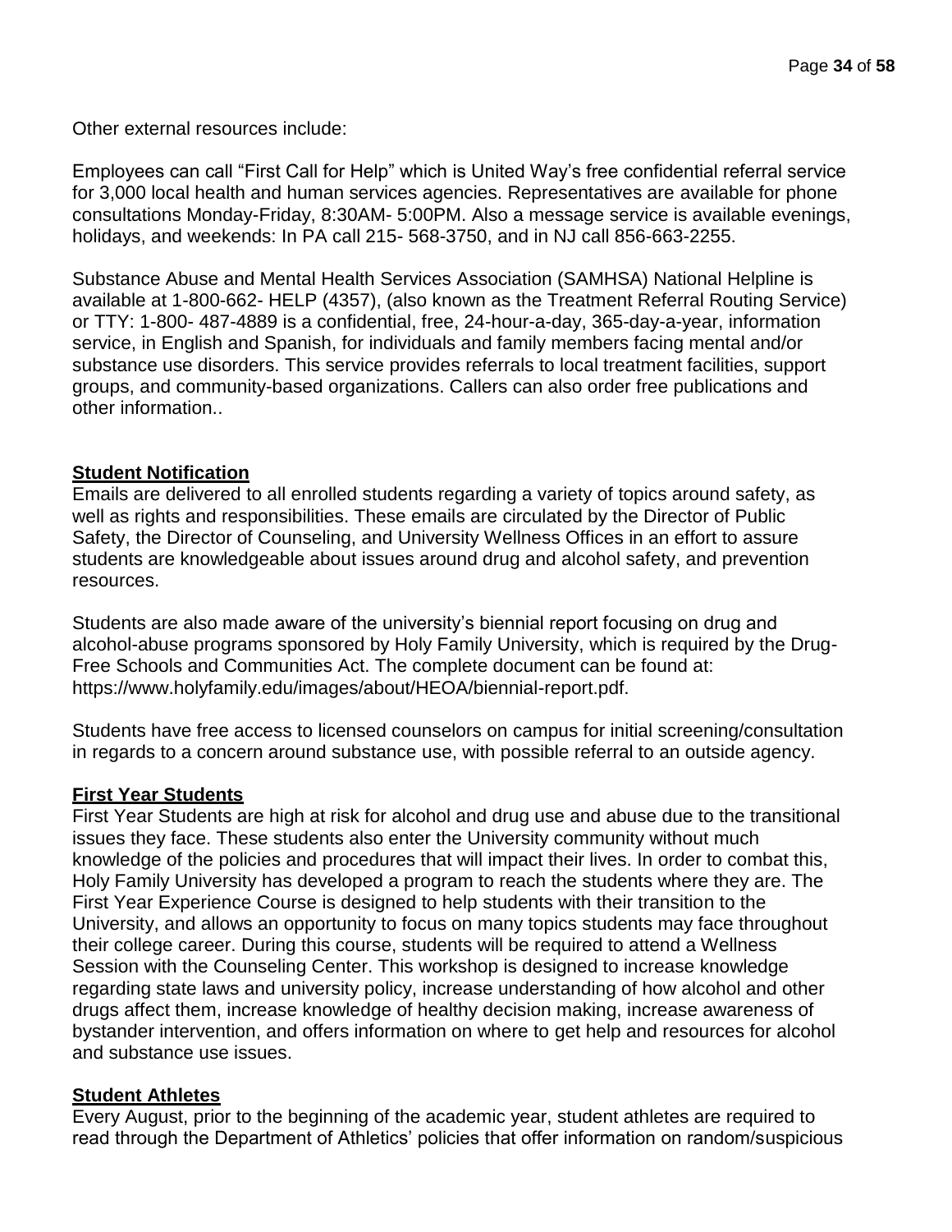Other external resources include:

Employees can call “First Call for Help” which is United Way’s free confidential referral service for 3,000 local health and human services agencies. Representatives are available for phone consultations Monday-Friday, 8:30AM- 5:00PM. Also a message service is available evenings, holidays, and weekends: In PA call 215- 568-3750, and in NJ call 856-663-2255.

Substance Abuse and Mental Health Services Association (SAMHSA) National Helpline is available at 1-800-662- HELP (4357), (also known as the Treatment Referral Routing Service) or TTY: 1-800- 487-4889 is a confidential, free, 24-hour-a-day, 365-day-a-year, information service, in English and Spanish, for individuals and family members facing mental and/or substance use disorders. This service provides referrals to local treatment facilities, support groups, and community-based organizations. Callers can also order free publications and other information..

## Student Notification

Emails are delivered to all enrolled students regarding a variety of topics around safety, as well as rights and responsibilities. These emails are circulated by the Director of Public Safety, the Director of Counseling, and University Wellness Offices in an effort to assure students are knowledgeable about issues around drug and alcohol safety, and prevention resources.

Students are also made aware of the university’s biennial report focusing on drug and alcohol-abuse programs sponsored by Holy Family University, which is required by the Drug-Free Schools and Communities Act. The complete document can be found at: https://www.holyfamily.edu/images/about/HEOA/biennial-report.pdf.

Students have free access to licensed counselors on campus for initial screening/consultation in regards to a concern around substance use, with possible referral to an outside agency.

## First Year Students

First Year Students are high at risk for alcohol and drug use and abuse due to the transitional issues they face. These students also enter the University community without much knowledge of the policies and procedures that will impact their lives. In order to combat this, Holy Family University has developed a program to reach the students where they are. The First Year Experience Course is designed to help students with their transition to the University, and allows an opportunity to focus on many topics students may face throughout their college career. During this course, students will be required to attend a Wellness Session with the Counseling Center. This workshop is designed to increase knowledge regarding state laws and university policy, increase understanding of how alcohol and other drugs affect them, increase knowledge of healthy decision making, increase awareness of bystander intervention, and offers information on where to get help and resources for alcohol and substance use issues.

## Student Athletes

Every August, prior to the beginning of the academic year, student athletes are required to read through the Department of Athletics’ policies that offer information on random/suspicious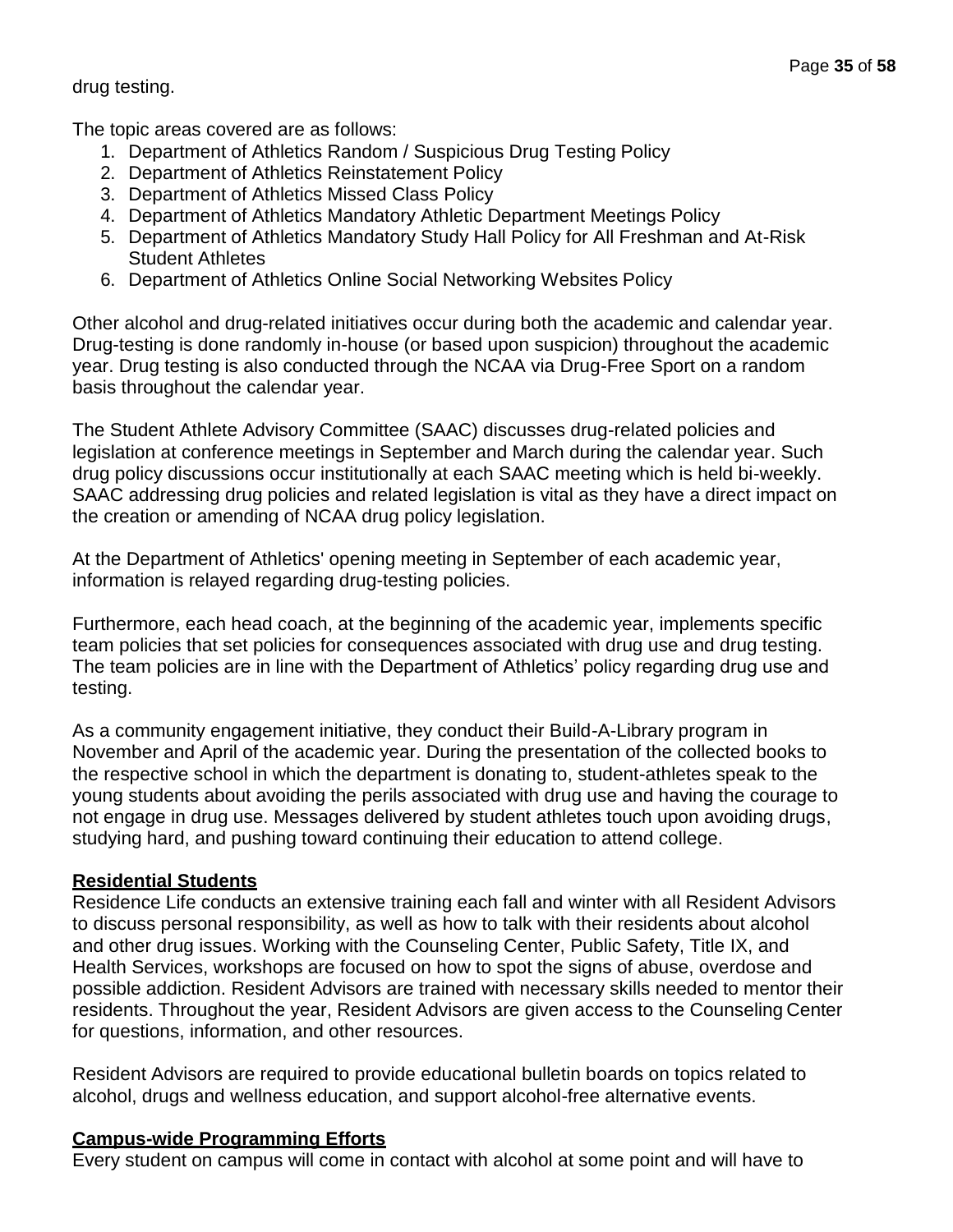drug testing.

The topic areas covered are as follows:

1. Department of Athletics Random / Suspicious Drug Testing Policy
2. Department of Athletics Reinstatement Policy
3. Department of Athletics Missed Class Policy
4. Department of Athletics Mandatory Athletic Department Meetings Policy
5. Department of Athletics Mandatory Study Hall Policy for All Freshman and At-Risk Student Athletes
6. Department of Athletics Online Social Networking Websites Policy

Other alcohol and drug-related initiatives occur during both the academic and calendar year. Drug-testing is done randomly in-house (or based upon suspicion) throughout the academic year. Drug testing is also conducted through the NCAA via Drug-Free Sport on a random basis throughout the calendar year.

The Student Athlete Advisory Committee (SAAC) discusses drug-related policies and legislation at conference meetings in September and March during the calendar year. Such drug policy discussions occur institutionally at each SAAC meeting which is held bi-weekly. SAAC addressing drug policies and related legislation is vital as they have a direct impact on the creation or amending of NCAA drug policy legislation.

At the Department of Athletics' opening meeting in September of each academic year, information is relayed regarding drug-testing policies.

Furthermore, each head coach, at the beginning of the academic year, implements specific team policies that set policies for consequences associated with drug use and drug testing. The team policies are in line with the Department of Athletics' policy regarding drug use and testing.

As a community engagement initiative, they conduct their Build-A-Library program in November and April of the academic year. During the presentation of the collected books to the respective school in which the department is donating to, student-athletes speak to the young students about avoiding the perils associated with drug use and having the courage to not engage in drug use. Messages delivered by student athletes touch upon avoiding drugs, studying hard, and pushing toward continuing their education to attend college.

**Residential Students**

Residence Life conducts an extensive training each fall and winter with all Resident Advisors to discuss personal responsibility, as well as how to talk with their residents about alcohol and other drug issues. Working with the Counseling Center, Public Safety, Title IX, and Health Services, workshops are focused on how to spot the signs of abuse, overdose and possible addiction. Resident Advisors are trained with necessary skills needed to mentor their residents. Throughout the year, Resident Advisors are given access to the Counseling Center for questions, information, and other resources.

Resident Advisors are required to provide educational bulletin boards on topics related to alcohol, drugs and wellness education, and support alcohol-free alternative events.

**Campus-wide Programming Efforts**

Every student on campus will come in contact with alcohol at some point and will have to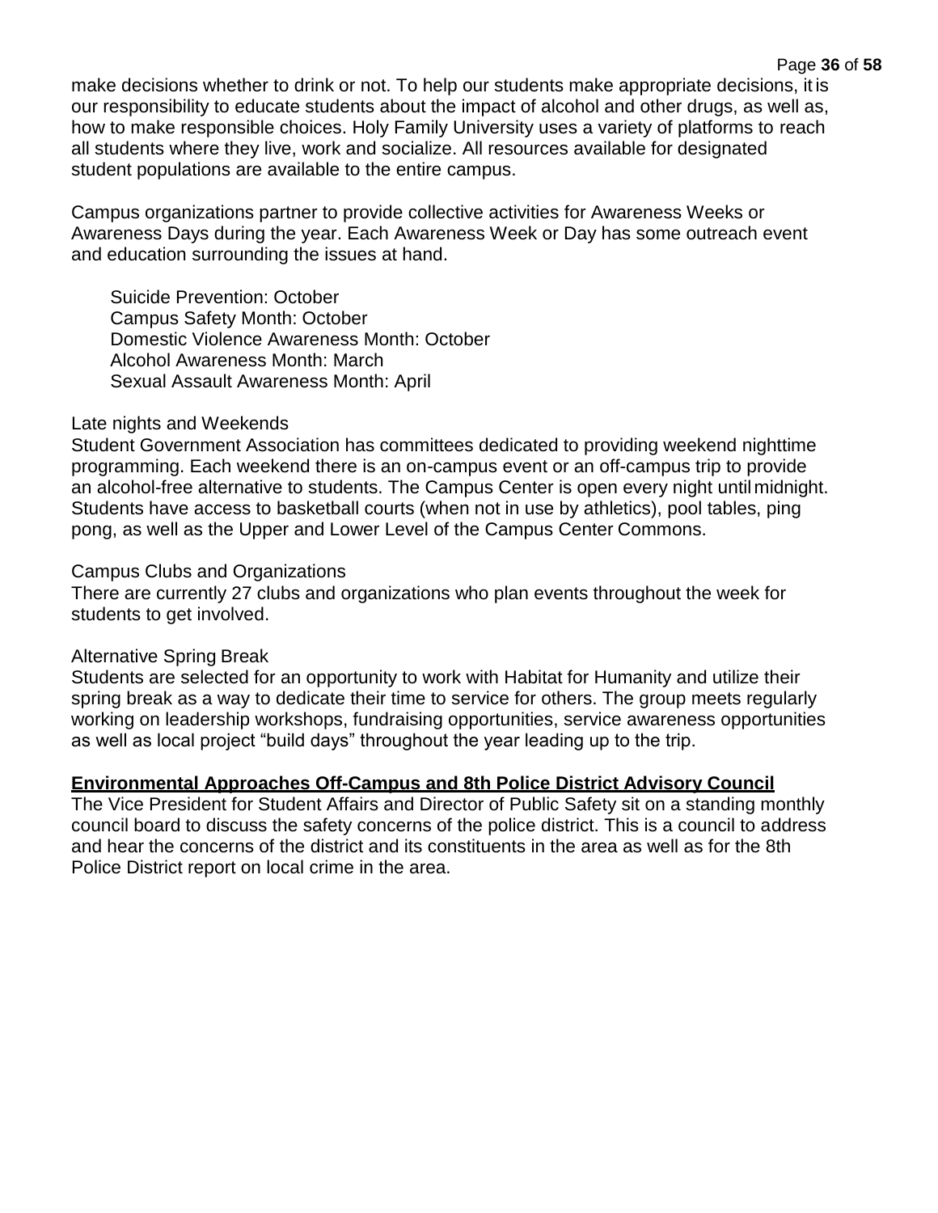make decisions whether to drink or not. To help our students make appropriate decisions, it is our responsibility to educate students about the impact of alcohol and other drugs, as well as, how to make responsible choices. Holy Family University uses a variety of platforms to reach all students where they live, work and socialize. All resources available for designated student populations are available to the entire campus.

Campus organizations partner to provide collective activities for Awareness Weeks or Awareness Days during the year. Each Awareness Week or Day has some outreach event and education surrounding the issues at hand.

Suicide Prevention: October
Campus Safety Month: October
Domestic Violence Awareness Month: October
Alcohol Awareness Month: March
Sexual Assault Awareness Month: April

Late nights and Weekends
Student Government Association has committees dedicated to providing weekend nighttime programming. Each weekend there is an on-campus event or an off-campus trip to provide an alcohol-free alternative to students. The Campus Center is open every night until midnight. Students have access to basketball courts (when not in use by athletics), pool tables, ping pong, as well as the Upper and Lower Level of the Campus Center Commons.

Campus Clubs and Organizations
There are currently 27 clubs and organizations who plan events throughout the week for students to get involved.

Alternative Spring Break
Students are selected for an opportunity to work with Habitat for Humanity and utilize their spring break as a way to dedicate their time to service for others. The group meets regularly working on leadership workshops, fundraising opportunities, service awareness opportunities as well as local project “build days” throughout the year leading up to the trip.

**Environmental Approaches Off-Campus and 8th Police District Advisory Council**

The Vice President for Student Affairs and Director of Public Safety sit on a standing monthly council board to discuss the safety concerns of the police district. This is a council to address and hear the concerns of the district and its constituents in the area as well as for the 8th Police District report on local crime in the area.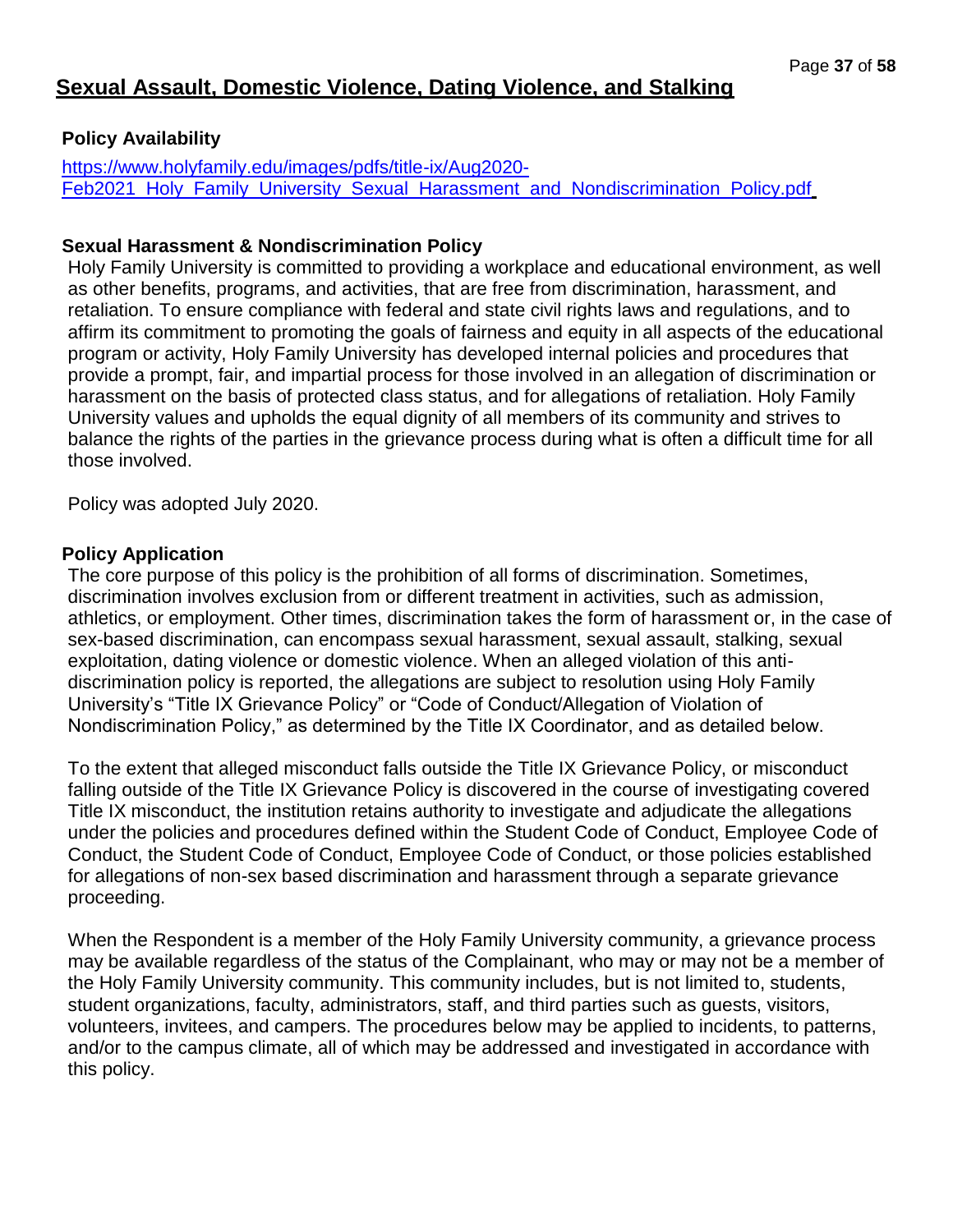# Sexual Assault, Domestic Violence, Dating Violence, and Stalking

### Policy Availability

https://www.holyfamily.edu/images/pdfs/title-ix/Aug2020-Feb2021_Holy_Family_University_Sexual_Harassment_and_Nondiscrimination_Policy.pdf

### Sexual Harassment & Nondiscrimination Policy

Holy Family University is committed to providing a workplace and educational environment, as well as other benefits, programs, and activities, that are free from discrimination, harassment, and retaliation. To ensure compliance with federal and state civil rights laws and regulations, and to affirm its commitment to promoting the goals of fairness and equity in all aspects of the educational program or activity, Holy Family University has developed internal policies and procedures that provide a prompt, fair, and impartial process for those involved in an allegation of discrimination or harassment on the basis of protected class status, and for allegations of retaliation. Holy Family University values and upholds the equal dignity of all members of its community and strives to balance the rights of the parties in the grievance process during what is often a difficult time for all those involved.

Policy was adopted July 2020.

### Policy Application

The core purpose of this policy is the prohibition of all forms of discrimination. Sometimes, discrimination involves exclusion from or different treatment in activities, such as admission, athletics, or employment. Other times, discrimination takes the form of harassment or, in the case of sex-based discrimination, can encompass sexual harassment, sexual assault, stalking, sexual exploitation, dating violence or domestic violence. When an alleged violation of this anti-discrimination policy is reported, the allegations are subject to resolution using Holy Family University's "Title IX Grievance Policy" or "Code of Conduct/Allegation of Violation of Nondiscrimination Policy," as determined by the Title IX Coordinator, and as detailed below.

To the extent that alleged misconduct falls outside the Title IX Grievance Policy, or misconduct falling outside of the Title IX Grievance Policy is discovered in the course of investigating covered Title IX misconduct, the institution retains authority to investigate and adjudicate the allegations under the policies and procedures defined within the Student Code of Conduct, Employee Code of Conduct, the Student Code of Conduct, Employee Code of Conduct, or those policies established for allegations of non-sex based discrimination and harassment through a separate grievance proceeding.

When the Respondent is a member of the Holy Family University community, a grievance process may be available regardless of the status of the Complainant, who may or may not be a member of the Holy Family University community. This community includes, but is not limited to, students, student organizations, faculty, administrators, staff, and third parties such as guests, visitors, volunteers, invitees, and campers. The procedures below may be applied to incidents, to patterns, and/or to the campus climate, all of which may be addressed and investigated in accordance with this policy.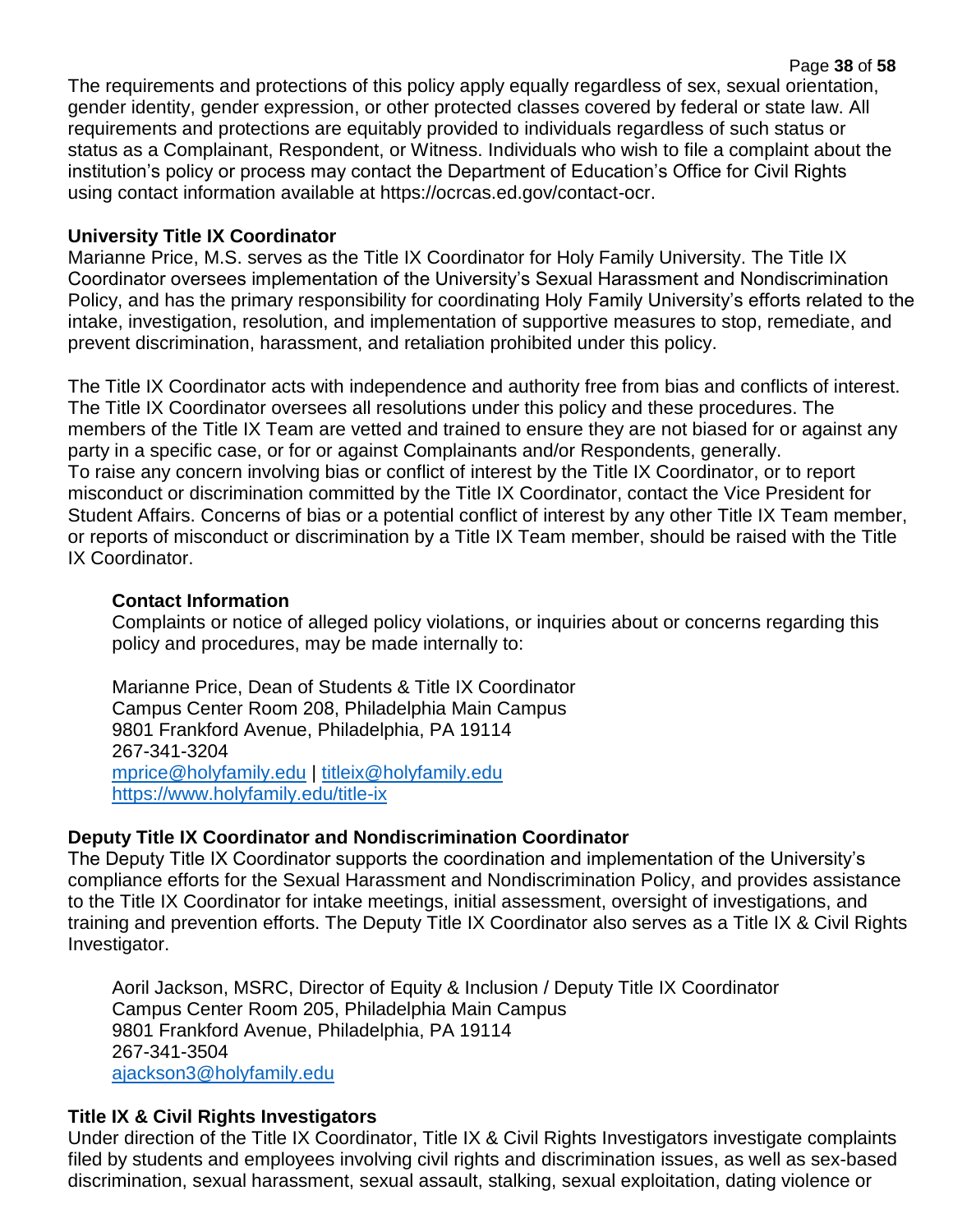The requirements and protections of this policy apply equally regardless of sex, sexual orientation, gender identity, gender expression, or other protected classes covered by federal or state law. All requirements and protections are equitably provided to individuals regardless of such status or status as a Complainant, Respondent, or Witness. Individuals who wish to file a complaint about the institution's policy or process may contact the Department of Education's Office for Civil Rights using contact information available at https://ocrcas.ed.gov/contact-ocr.

**University Title IX Coordinator**

Marianne Price, M.S. serves as the Title IX Coordinator for Holy Family University. The Title IX Coordinator oversees implementation of the University's Sexual Harassment and Nondiscrimination Policy, and has the primary responsibility for coordinating Holy Family University's efforts related to the intake, investigation, resolution, and implementation of supportive measures to stop, remediate, and prevent discrimination, harassment, and retaliation prohibited under this policy.

The Title IX Coordinator acts with independence and authority free from bias and conflicts of interest. The Title IX Coordinator oversees all resolutions under this policy and these procedures. The members of the Title IX Team are vetted and trained to ensure they are not biased for or against any party in a specific case, or for or against Complainants and/or Respondents, generally. To raise any concern involving bias or conflict of interest by the Title IX Coordinator, or to report misconduct or discrimination committed by the Title IX Coordinator, contact the Vice President for Student Affairs. Concerns of bias or a potential conflict of interest by any other Title IX Team member, or reports of misconduct or discrimination by a Title IX Team member, should be raised with the Title IX Coordinator.

**Contact Information**

Complaints or notice of alleged policy violations, or inquiries about or concerns regarding this policy and procedures, may be made internally to:

Marianne Price, Dean of Students & Title IX Coordinator
Campus Center Room 208, Philadelphia Main Campus
9801 Frankford Avenue, Philadelphia, PA 19114
267-341-3204
mprice@holyfamily.edu | titleix@holyfamily.edu
https://www.holyfamily.edu/title-ix

**Deputy Title IX Coordinator and Nondiscrimination Coordinator**

The Deputy Title IX Coordinator supports the coordination and implementation of the University's compliance efforts for the Sexual Harassment and Nondiscrimination Policy, and provides assistance to the Title IX Coordinator for intake meetings, initial assessment, oversight of investigations, and training and prevention efforts. The Deputy Title IX Coordinator also serves as a Title IX & Civil Rights Investigator.

Aoril Jackson, MSRC, Director of Equity & Inclusion / Deputy Title IX Coordinator
Campus Center Room 205, Philadelphia Main Campus
9801 Frankford Avenue, Philadelphia, PA 19114
267-341-3504
ajackson3@holyfamily.edu

**Title IX & Civil Rights Investigators**

Under direction of the Title IX Coordinator, Title IX & Civil Rights Investigators investigate complaints filed by students and employees involving civil rights and discrimination issues, as well as sex-based discrimination, sexual harassment, sexual assault, stalking, sexual exploitation, dating violence or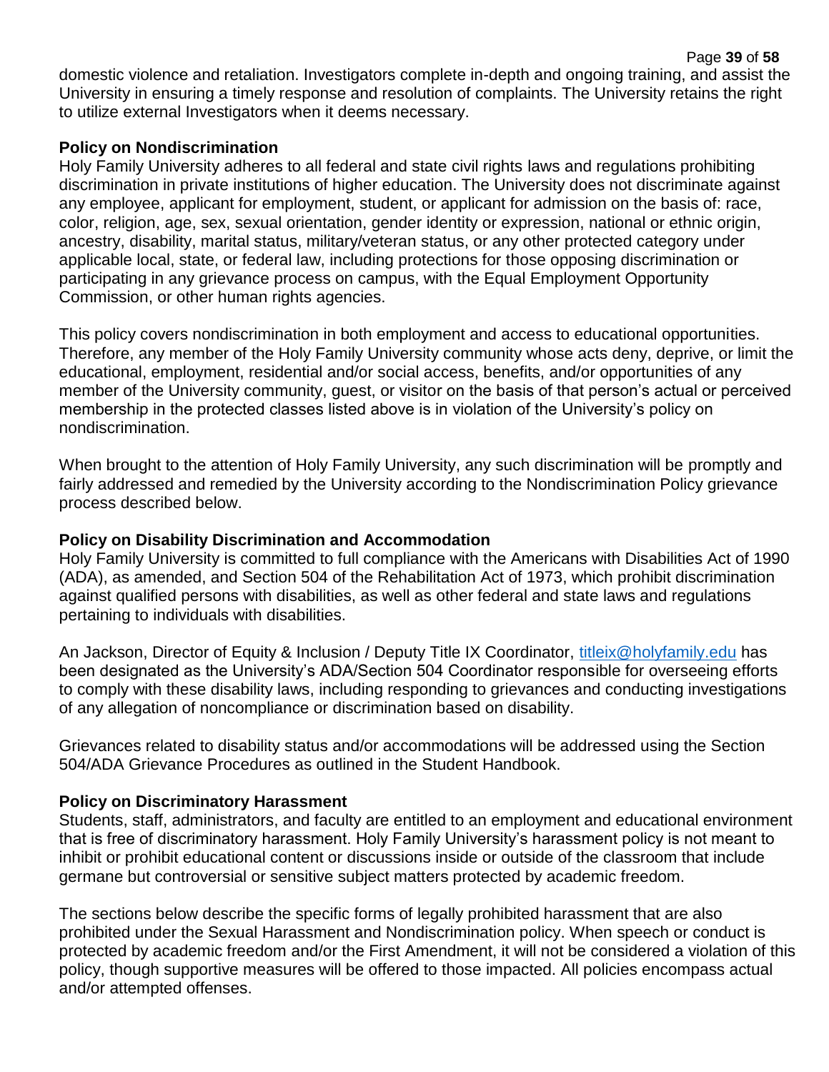domestic violence and retaliation. Investigators complete in-depth and ongoing training, and assist the University in ensuring a timely response and resolution of complaints. The University retains the right to utilize external Investigators when it deems necessary.

**Policy on Nondiscrimination**

Holy Family University adheres to all federal and state civil rights laws and regulations prohibiting discrimination in private institutions of higher education. The University does not discriminate against any employee, applicant for employment, student, or applicant for admission on the basis of: race, color, religion, age, sex, sexual orientation, gender identity or expression, national or ethnic origin, ancestry, disability, marital status, military/veteran status, or any other protected category under applicable local, state, or federal law, including protections for those opposing discrimination or participating in any grievance process on campus, with the Equal Employment Opportunity Commission, or other human rights agencies.

This policy covers nondiscrimination in both employment and access to educational opportunities. Therefore, any member of the Holy Family University community whose acts deny, deprive, or limit the educational, employment, residential and/or social access, benefits, and/or opportunities of any member of the University community, guest, or visitor on the basis of that person's actual or perceived membership in the protected classes listed above is in violation of the University's policy on nondiscrimination.

When brought to the attention of Holy Family University, any such discrimination will be promptly and fairly addressed and remedied by the University according to the Nondiscrimination Policy grievance process described below.

**Policy on Disability Discrimination and Accommodation**

Holy Family University is committed to full compliance with the Americans with Disabilities Act of 1990 (ADA), as amended, and Section 504 of the Rehabilitation Act of 1973, which prohibit discrimination against qualified persons with disabilities, as well as other federal and state laws and regulations pertaining to individuals with disabilities.

An Jackson, Director of Equity & Inclusion / Deputy Title IX Coordinator, titleix@holyfamily.edu has been designated as the University's ADA/Section 504 Coordinator responsible for overseeing efforts to comply with these disability laws, including responding to grievances and conducting investigations of any allegation of noncompliance or discrimination based on disability.

Grievances related to disability status and/or accommodations will be addressed using the Section 504/ADA Grievance Procedures as outlined in the Student Handbook.

**Policy on Discriminatory Harassment**

Students, staff, administrators, and faculty are entitled to an employment and educational environment that is free of discriminatory harassment. Holy Family University's harassment policy is not meant to inhibit or prohibit educational content or discussions inside or outside of the classroom that include germane but controversial or sensitive subject matters protected by academic freedom.

The sections below describe the specific forms of legally prohibited harassment that are also prohibited under the Sexual Harassment and Nondiscrimination policy. When speech or conduct is protected by academic freedom and/or the First Amendment, it will not be considered a violation of this policy, though supportive measures will be offered to those impacted. All policies encompass actual and/or attempted offenses.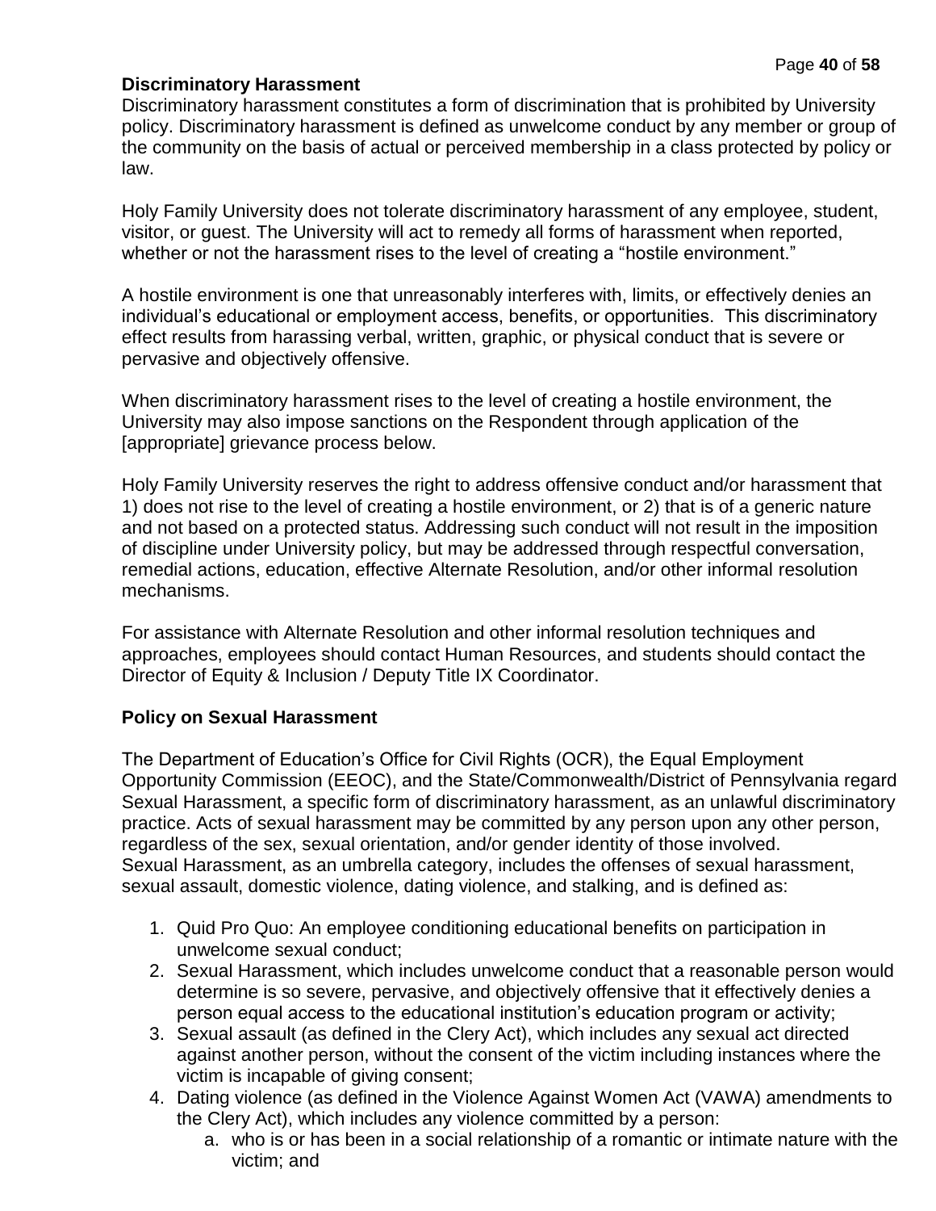**Discriminatory Harassment**

Discriminatory harassment constitutes a form of discrimination that is prohibited by University policy. Discriminatory harassment is defined as unwelcome conduct by any member or group of the community on the basis of actual or perceived membership in a class protected by policy or law.

Holy Family University does not tolerate discriminatory harassment of any employee, student, visitor, or guest. The University will act to remedy all forms of harassment when reported, whether or not the harassment rises to the level of creating a "hostile environment."

A hostile environment is one that unreasonably interferes with, limits, or effectively denies an individual's educational or employment access, benefits, or opportunities. This discriminatory effect results from harassing verbal, written, graphic, or physical conduct that is severe or pervasive and objectively offensive.

When discriminatory harassment rises to the level of creating a hostile environment, the University may also impose sanctions on the Respondent through application of the [appropriate] grievance process below.

Holy Family University reserves the right to address offensive conduct and/or harassment that 1) does not rise to the level of creating a hostile environment, or 2) that is of a generic nature and not based on a protected status. Addressing such conduct will not result in the imposition of discipline under University policy, but may be addressed through respectful conversation, remedial actions, education, effective Alternate Resolution, and/or other informal resolution mechanisms.

For assistance with Alternate Resolution and other informal resolution techniques and approaches, employees should contact Human Resources, and students should contact the Director of Equity & Inclusion / Deputy Title IX Coordinator.

**Policy on Sexual Harassment**

The Department of Education's Office for Civil Rights (OCR), the Equal Employment Opportunity Commission (EEOC), and the State/Commonwealth/District of Pennsylvania regard Sexual Harassment, a specific form of discriminatory harassment, as an unlawful discriminatory practice. Acts of sexual harassment may be committed by any person upon any other person, regardless of the sex, sexual orientation, and/or gender identity of those involved. Sexual Harassment, as an umbrella category, includes the offenses of sexual harassment, sexual assault, domestic violence, dating violence, and stalking, and is defined as:

1. Quid Pro Quo: An employee conditioning educational benefits on participation in unwelcome sexual conduct;
2. Sexual Harassment, which includes unwelcome conduct that a reasonable person would determine is so severe, pervasive, and objectively offensive that it effectively denies a person equal access to the educational institution's education program or activity;
3. Sexual assault (as defined in the Clery Act), which includes any sexual act directed against another person, without the consent of the victim including instances where the victim is incapable of giving consent;
4. Dating violence (as defined in the Violence Against Women Act (VAWA) amendments to the Clery Act), which includes any violence committed by a person:
    a. who is or has been in a social relationship of a romantic or intimate nature with the victim; and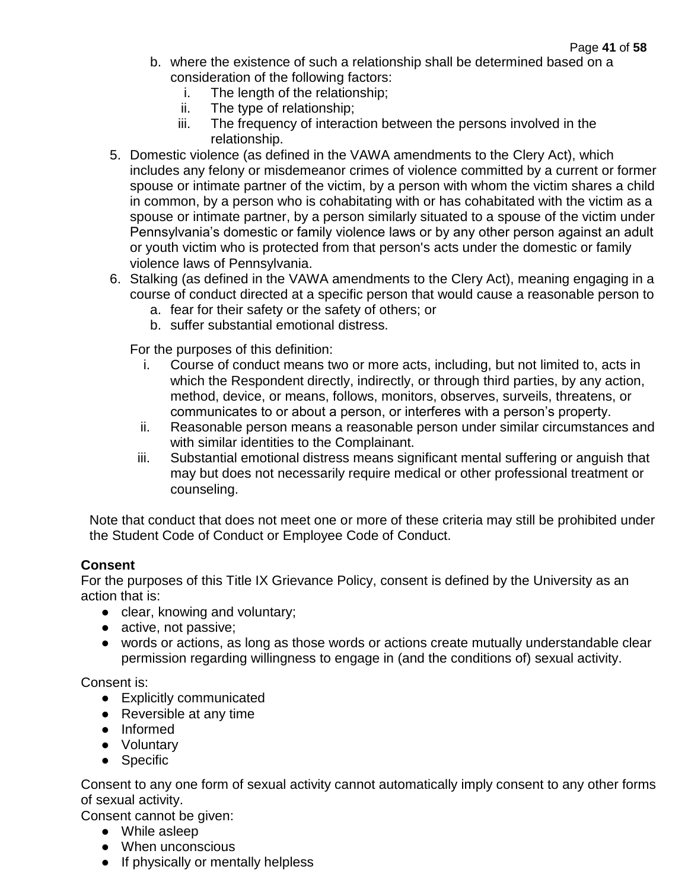b. where the existence of such a relationship shall be determined based on a consideration of the following factors:
      i. The length of the relationship;
      ii. The type of relationship;
      iii. The frequency of interaction between the persons involved in the relationship.
5. Domestic violence (as defined in the VAWA amendments to the Clery Act), which includes any felony or misdemeanor crimes of violence committed by a current or former spouse or intimate partner of the victim, by a person with whom the victim shares a child in common, by a person who is cohabitating with or has cohabitated with the victim as a spouse or intimate partner, by a person similarly situated to a spouse of the victim under Pennsylvania's domestic or family violence laws or by any other person against an adult or youth victim who is protected from that person's acts under the domestic or family violence laws of Pennsylvania.
6. Stalking (as defined in the VAWA amendments to the Clery Act), meaning engaging in a course of conduct directed at a specific person that would cause a reasonable person to
   a. fear for their safety or the safety of others; or
   b. suffer substantial emotional distress.

   For the purposes of this definition:
      i. Course of conduct means two or more acts, including, but not limited to, acts in which the Respondent directly, indirectly, or through third parties, by any action, method, device, or means, follows, monitors, observes, surveils, threatens, or communicates to or about a person, or interferes with a person's property.
      ii. Reasonable person means a reasonable person under similar circumstances and with similar identities to the Complainant.
      iii. Substantial emotional distress means significant mental suffering or anguish that may but does not necessarily require medical or other professional treatment or counseling.

Note that conduct that does not meet one or more of these criteria may still be prohibited under the Student Code of Conduct or Employee Code of Conduct.

**Consent**

For the purposes of this Title IX Grievance Policy, consent is defined by the University as an action that is:

- clear, knowing and voluntary;
- active, not passive;
- words or actions, as long as those words or actions create mutually understandable clear permission regarding willingness to engage in (and the conditions of) sexual activity.

Consent is:

- Explicitly communicated
- Reversible at any time
- Informed
- Voluntary
- Specific

Consent to any one form of sexual activity cannot automatically imply consent to any other forms of sexual activity.

Consent cannot be given:

- While asleep
- When unconscious
- If physically or mentally helpless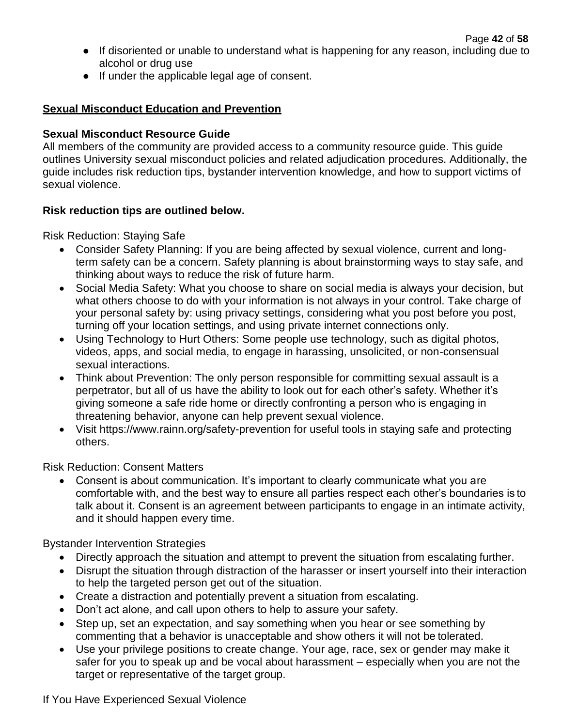- If disoriented or unable to understand what is happening for any reason, including due to alcohol or drug use
- If under the applicable legal age of consent.

## Sexual Misconduct Education and Prevention

### Sexual Misconduct Resource Guide

All members of the community are provided access to a community resource guide. This guide outlines University sexual misconduct policies and related adjudication procedures. Additionally, the guide includes risk reduction tips, bystander intervention knowledge, and how to support victims of sexual violence.

**Risk reduction tips are outlined below.**

Risk Reduction: Staying Safe

- Consider Safety Planning: If you are being affected by sexual violence, current and long-term safety can be a concern. Safety planning is about brainstorming ways to stay safe, and thinking about ways to reduce the risk of future harm.
- Social Media Safety: What you choose to share on social media is always your decision, but what others choose to do with your information is not always in your control. Take charge of your personal safety by: using privacy settings, considering what you post before you post, turning off your location settings, and using private internet connections only.
- Using Technology to Hurt Others: Some people use technology, such as digital photos, videos, apps, and social media, to engage in harassing, unsolicited, or non-consensual sexual interactions.
- Think about Prevention: The only person responsible for committing sexual assault is a perpetrator, but all of us have the ability to look out for each other's safety. Whether it's giving someone a safe ride home or directly confronting a person who is engaging in threatening behavior, anyone can help prevent sexual violence.
- Visit https://www.rainn.org/safety-prevention for useful tools in staying safe and protecting others.

Risk Reduction: Consent Matters

- Consent is about communication. It's important to clearly communicate what you are comfortable with, and the best way to ensure all parties respect each other's boundaries is to talk about it. Consent is an agreement between participants to engage in an intimate activity, and it should happen every time.

Bystander Intervention Strategies

- Directly approach the situation and attempt to prevent the situation from escalating further.
- Disrupt the situation through distraction of the harasser or insert yourself into their interaction to help the targeted person get out of the situation.
- Create a distraction and potentially prevent a situation from escalating.
- Don't act alone, and call upon others to help to assure your safety.
- Step up, set an expectation, and say something when you hear or see something by commenting that a behavior is unacceptable and show others it will not be tolerated.
- Use your privilege positions to create change. Your age, race, sex or gender may make it safer for you to speak up and be vocal about harassment – especially when you are not the target or representative of the target group.

If You Have Experienced Sexual Violence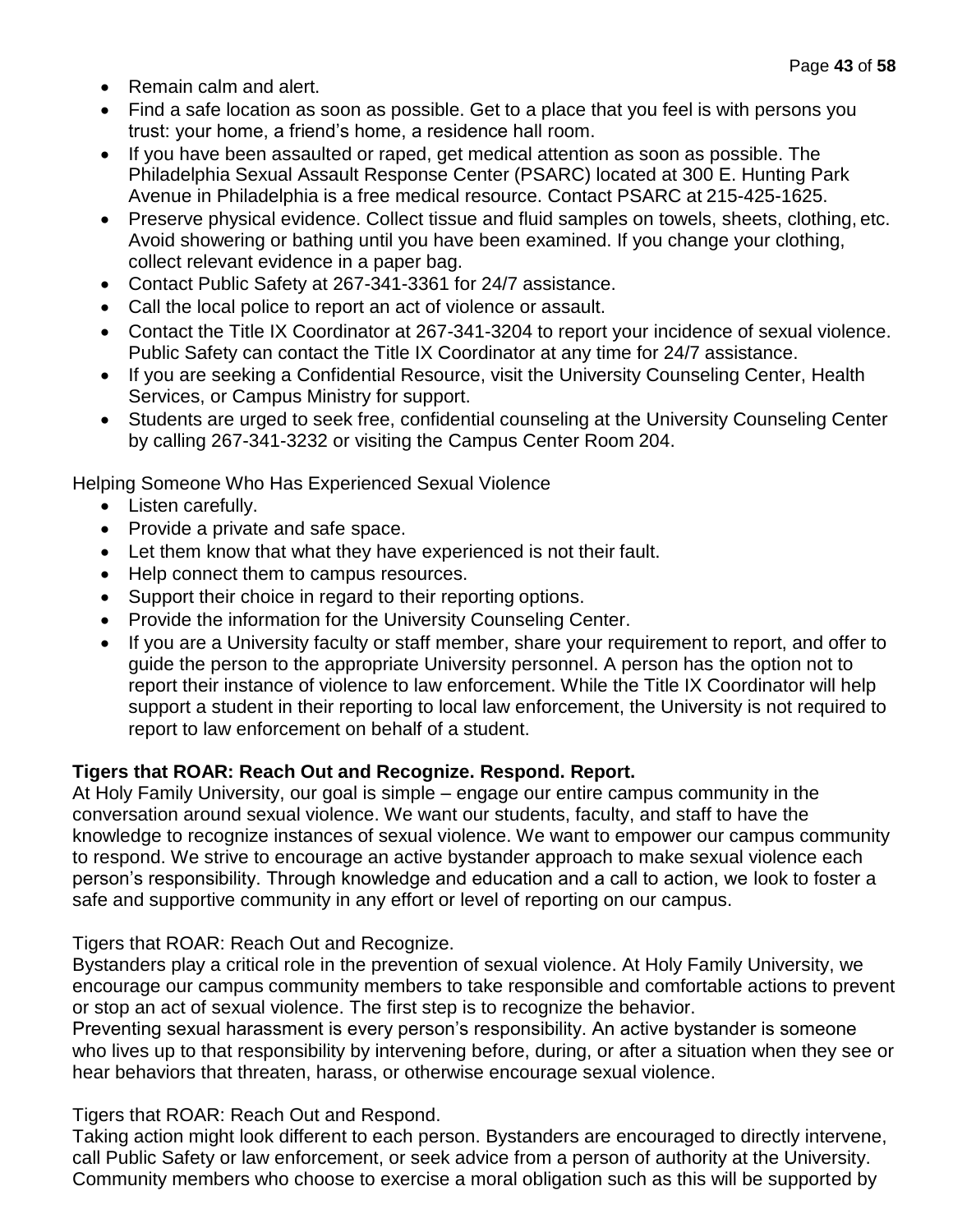- Remain calm and alert.
- Find a safe location as soon as possible. Get to a place that you feel is with persons you trust: your home, a friend's home, a residence hall room.
- If you have been assaulted or raped, get medical attention as soon as possible. The Philadelphia Sexual Assault Response Center (PSARC) located at 300 E. Hunting Park Avenue in Philadelphia is a free medical resource. Contact PSARC at 215-425-1625.
- Preserve physical evidence. Collect tissue and fluid samples on towels, sheets, clothing, etc. Avoid showering or bathing until you have been examined. If you change your clothing, collect relevant evidence in a paper bag.
- Contact Public Safety at 267-341-3361 for 24/7 assistance.
- Call the local police to report an act of violence or assault.
- Contact the Title IX Coordinator at 267-341-3204 to report your incidence of sexual violence. Public Safety can contact the Title IX Coordinator at any time for 24/7 assistance.
- If you are seeking a Confidential Resource, visit the University Counseling Center, Health Services, or Campus Ministry for support.
- Students are urged to seek free, confidential counseling at the University Counseling Center by calling 267-341-3232 or visiting the Campus Center Room 204.

Helping Someone Who Has Experienced Sexual Violence

- Listen carefully.
- Provide a private and safe space.
- Let them know that what they have experienced is not their fault.
- Help connect them to campus resources.
- Support their choice in regard to their reporting options.
- Provide the information for the University Counseling Center.
- If you are a University faculty or staff member, share your requirement to report, and offer to guide the person to the appropriate University personnel. A person has the option not to report their instance of violence to law enforcement. While the Title IX Coordinator will help support a student in their reporting to local law enforcement, the University is not required to report to law enforcement on behalf of a student.

**Tigers that ROAR: Reach Out and Recognize. Respond. Report.**

At Holy Family University, our goal is simple – engage our entire campus community in the conversation around sexual violence. We want our students, faculty, and staff to have the knowledge to recognize instances of sexual violence. We want to empower our campus community to respond. We strive to encourage an active bystander approach to make sexual violence each person's responsibility. Through knowledge and education and a call to action, we look to foster a safe and supportive community in any effort or level of reporting on our campus.

Tigers that ROAR: Reach Out and Recognize.

Bystanders play a critical role in the prevention of sexual violence. At Holy Family University, we encourage our campus community members to take responsible and comfortable actions to prevent or stop an act of sexual violence. The first step is to recognize the behavior.

Preventing sexual harassment is every person's responsibility. An active bystander is someone who lives up to that responsibility by intervening before, during, or after a situation when they see or hear behaviors that threaten, harass, or otherwise encourage sexual violence.

Tigers that ROAR: Reach Out and Respond.

Taking action might look different to each person. Bystanders are encouraged to directly intervene, call Public Safety or law enforcement, or seek advice from a person of authority at the University. Community members who choose to exercise a moral obligation such as this will be supported by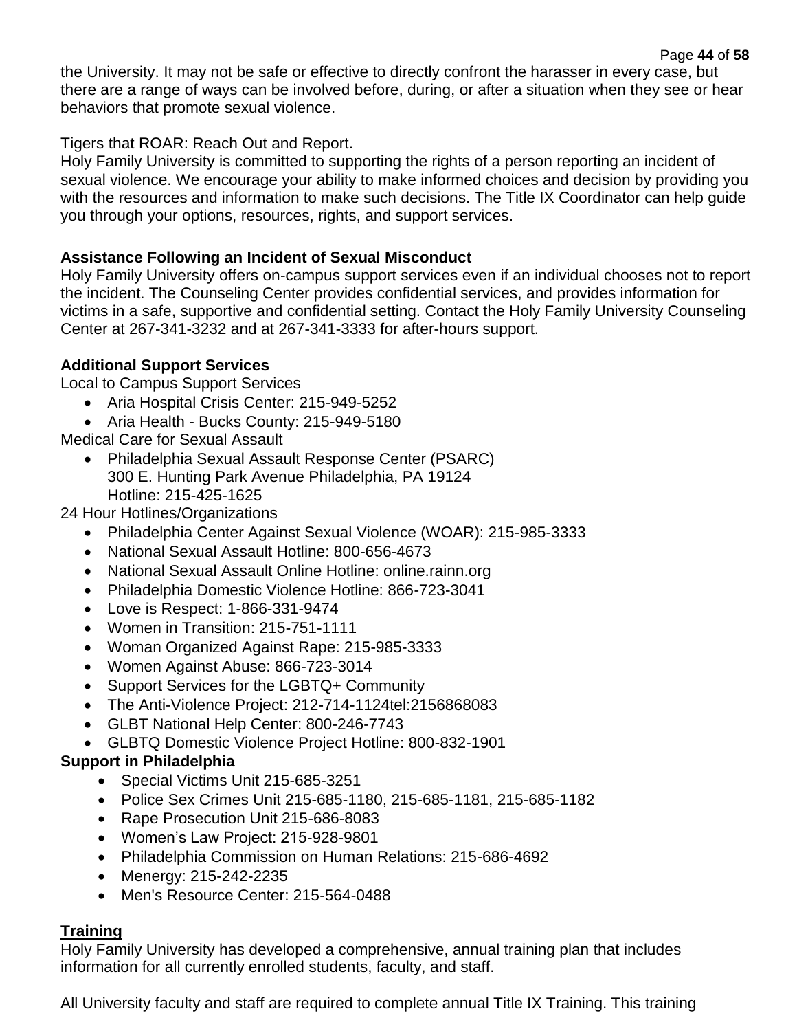the University. It may not be safe or effective to directly confront the harasser in every case, but there are a range of ways can be involved before, during, or after a situation when they see or hear behaviors that promote sexual violence.

Tigers that ROAR: Reach Out and Report.
Holy Family University is committed to supporting the rights of a person reporting an incident of sexual violence. We encourage your ability to make informed choices and decision by providing you with the resources and information to make such decisions. The Title IX Coordinator can help guide you through your options, resources, rights, and support services.

**Assistance Following an Incident of Sexual Misconduct**
Holy Family University offers on-campus support services even if an individual chooses not to report the incident. The Counseling Center provides confidential services, and provides information for victims in a safe, supportive and confidential setting. Contact the Holy Family University Counseling Center at 267-341-3232 and at 267-341-3333 for after-hours support.

**Additional Support Services**
Local to Campus Support Services

- Aria Hospital Crisis Center: 215-949-5252
- Aria Health - Bucks County: 215-949-5180

Medical Care for Sexual Assault

- Philadelphia Sexual Assault Response Center (PSARC)
  300 E. Hunting Park Avenue Philadelphia, PA 19124
  Hotline: 215-425-1625

24 Hour Hotlines/Organizations

- Philadelphia Center Against Sexual Violence (WOAR): 215-985-3333
- National Sexual Assault Hotline: 800-656-4673
- National Sexual Assault Online Hotline: online.rainn.org
- Philadelphia Domestic Violence Hotline: 866-723-3041
- Love is Respect: 1-866-331-9474
- Women in Transition: 215-751-1111
- Woman Organized Against Rape: 215-985-3333
- Women Against Abuse: 866-723-3014
- Support Services for the LGBTQ+ Community
- The Anti-Violence Project: 212-714-1124tel:2156868083
- GLBT National Help Center: 800-246-7743
- GLBTQ Domestic Violence Project Hotline: 800-832-1901

**Support in Philadelphia**

- Special Victims Unit 215-685-3251
- Police Sex Crimes Unit 215-685-1180, 215-685-1181, 215-685-1182
- Rape Prosecution Unit 215-686-8083
- Women's Law Project: 215-928-9801
- Philadelphia Commission on Human Relations: 215-686-4692
- Menergy: 215-242-2235
- Men's Resource Center: 215-564-0488

## <u>Training</u>

Holy Family University has developed a comprehensive, annual training plan that includes information for all currently enrolled students, faculty, and staff.

All University faculty and staff are required to complete annual Title IX Training. This training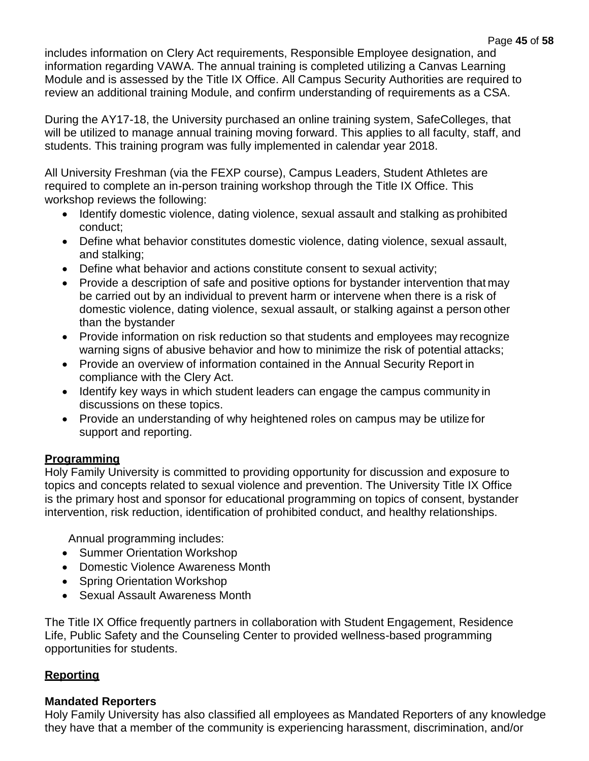includes information on Clery Act requirements, Responsible Employee designation, and information regarding VAWA. The annual training is completed utilizing a Canvas Learning Module and is assessed by the Title IX Office. All Campus Security Authorities are required to review an additional training Module, and confirm understanding of requirements as a CSA.

During the AY17-18, the University purchased an online training system, SafeColleges, that will be utilized to manage annual training moving forward. This applies to all faculty, staff, and students. This training program was fully implemented in calendar year 2018.

All University Freshman (via the FEXP course), Campus Leaders, Student Athletes are required to complete an in-person training workshop through the Title IX Office. This workshop reviews the following:

- Identify domestic violence, dating violence, sexual assault and stalking as prohibited conduct;
- Define what behavior constitutes domestic violence, dating violence, sexual assault, and stalking;
- Define what behavior and actions constitute consent to sexual activity;
- Provide a description of safe and positive options for bystander intervention that may be carried out by an individual to prevent harm or intervene when there is a risk of domestic violence, dating violence, sexual assault, or stalking against a person other than the bystander
- Provide information on risk reduction so that students and employees may recognize warning signs of abusive behavior and how to minimize the risk of potential attacks;
- Provide an overview of information contained in the Annual Security Report in compliance with the Clery Act.
- Identify key ways in which student leaders can engage the campus community in discussions on these topics.
- Provide an understanding of why heightened roles on campus may be utilize for support and reporting.

## Programming

Holy Family University is committed to providing opportunity for discussion and exposure to topics and concepts related to sexual violence and prevention. The University Title IX Office is the primary host and sponsor for educational programming on topics of consent, bystander intervention, risk reduction, identification of prohibited conduct, and healthy relationships.

Annual programming includes:

- Summer Orientation Workshop
- Domestic Violence Awareness Month
- Spring Orientation Workshop
- Sexual Assault Awareness Month

The Title IX Office frequently partners in collaboration with Student Engagement, Residence Life, Public Safety and the Counseling Center to provided wellness-based programming opportunities for students.

## Reporting

### Mandated Reporters

Holy Family University has also classified all employees as Mandated Reporters of any knowledge they have that a member of the community is experiencing harassment, discrimination, and/or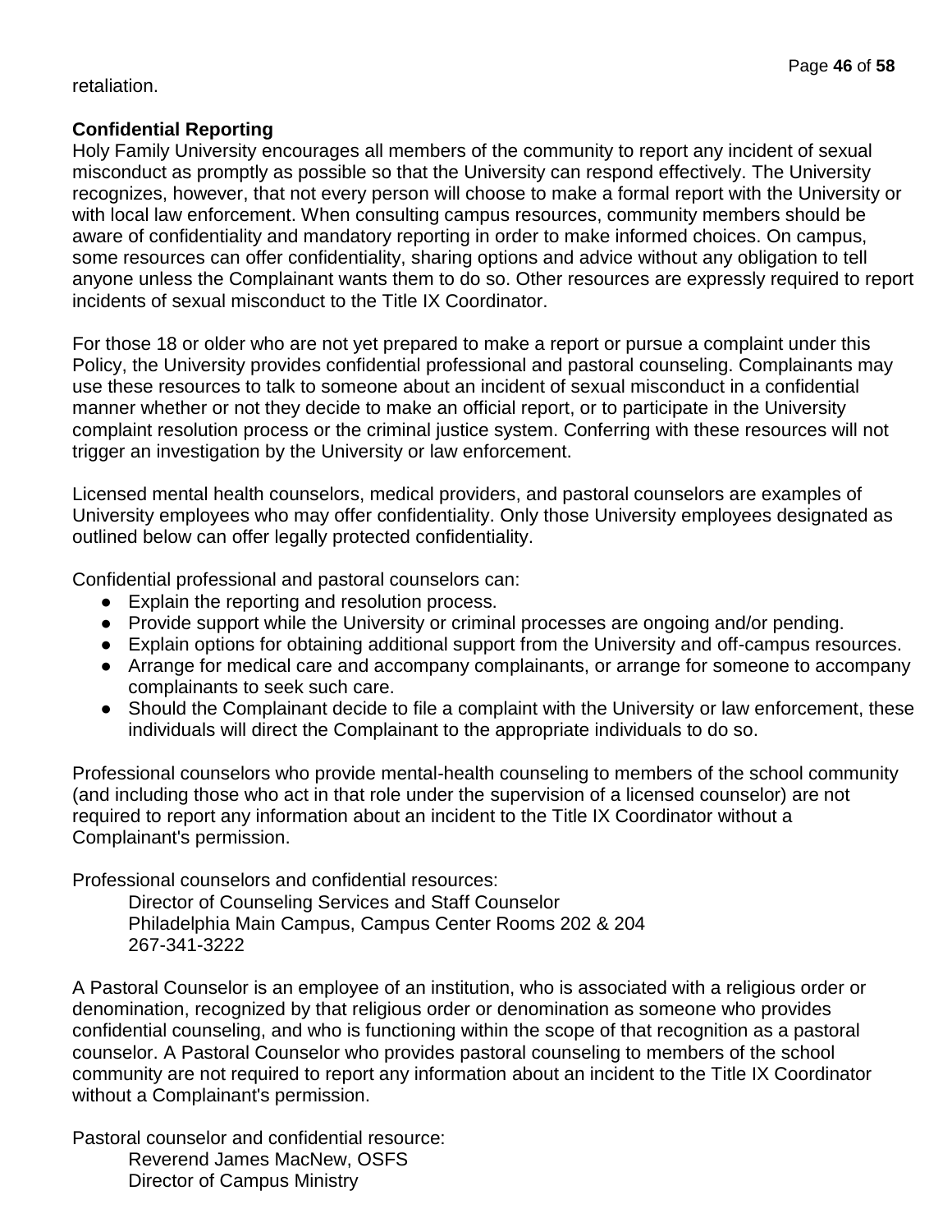retaliation.

**Confidential Reporting**

Holy Family University encourages all members of the community to report any incident of sexual misconduct as promptly as possible so that the University can respond effectively. The University recognizes, however, that not every person will choose to make a formal report with the University or with local law enforcement. When consulting campus resources, community members should be aware of confidentiality and mandatory reporting in order to make informed choices. On campus, some resources can offer confidentiality, sharing options and advice without any obligation to tell anyone unless the Complainant wants them to do so. Other resources are expressly required to report incidents of sexual misconduct to the Title IX Coordinator.

For those 18 or older who are not yet prepared to make a report or pursue a complaint under this Policy, the University provides confidential professional and pastoral counseling. Complainants may use these resources to talk to someone about an incident of sexual misconduct in a confidential manner whether or not they decide to make an official report, or to participate in the University complaint resolution process or the criminal justice system. Conferring with these resources will not trigger an investigation by the University or law enforcement.

Licensed mental health counselors, medical providers, and pastoral counselors are examples of University employees who may offer confidentiality. Only those University employees designated as outlined below can offer legally protected confidentiality.

Confidential professional and pastoral counselors can:

- Explain the reporting and resolution process.
- Provide support while the University or criminal processes are ongoing and/or pending.
- Explain options for obtaining additional support from the University and off-campus resources.
- Arrange for medical care and accompany complainants, or arrange for someone to accompany complainants to seek such care.
- Should the Complainant decide to file a complaint with the University or law enforcement, these individuals will direct the Complainant to the appropriate individuals to do so.

Professional counselors who provide mental-health counseling to members of the school community (and including those who act in that role under the supervision of a licensed counselor) are not required to report any information about an incident to the Title IX Coordinator without a Complainant's permission.

Professional counselors and confidential resources:

Director of Counseling Services and Staff Counselor
Philadelphia Main Campus, Campus Center Rooms 202 & 204
267-341-3222

A Pastoral Counselor is an employee of an institution, who is associated with a religious order or denomination, recognized by that religious order or denomination as someone who provides confidential counseling, and who is functioning within the scope of that recognition as a pastoral counselor. A Pastoral Counselor who provides pastoral counseling to members of the school community are not required to report any information about an incident to the Title IX Coordinator without a Complainant's permission.

Pastoral counselor and confidential resource:

Reverend James MacNew, OSFS
Director of Campus Ministry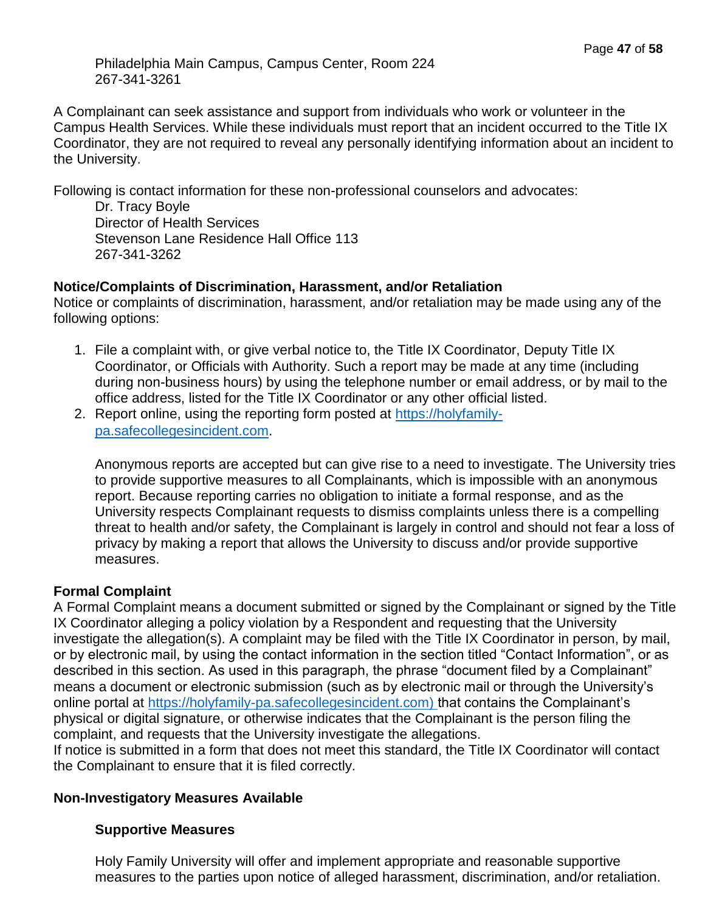Philadelphia Main Campus, Campus Center, Room 224
267-341-3261

A Complainant can seek assistance and support from individuals who work or volunteer in the Campus Health Services. While these individuals must report that an incident occurred to the Title IX Coordinator, they are not required to reveal any personally identifying information about an incident to the University.

Following is contact information for these non-professional counselors and advocates:

Dr. Tracy Boyle
Director of Health Services
Stevenson Lane Residence Hall Office 113
267-341-3262

**Notice/Complaints of Discrimination, Harassment, and/or Retaliation**

Notice or complaints of discrimination, harassment, and/or retaliation may be made using any of the following options:

1. File a complaint with, or give verbal notice to, the Title IX Coordinator, Deputy Title IX Coordinator, or Officials with Authority. Such a report may be made at any time (including during non-business hours) by using the telephone number or email address, or by mail to the office address, listed for the Title IX Coordinator or any other official listed.
2. Report online, using the reporting form posted at https://holyfamily-pa.safecollegesincident.com.

   Anonymous reports are accepted but can give rise to a need to investigate. The University tries to provide supportive measures to all Complainants, which is impossible with an anonymous report. Because reporting carries no obligation to initiate a formal response, and as the University respects Complainant requests to dismiss complaints unless there is a compelling threat to health and/or safety, the Complainant is largely in control and should not fear a loss of privacy by making a report that allows the University to discuss and/or provide supportive measures.

**Formal Complaint**

A Formal Complaint means a document submitted or signed by the Complainant or signed by the Title IX Coordinator alleging a policy violation by a Respondent and requesting that the University investigate the allegation(s). A complaint may be filed with the Title IX Coordinator in person, by mail, or by electronic mail, by using the contact information in the section titled "Contact Information", or as described in this section. As used in this paragraph, the phrase "document filed by a Complainant" means a document or electronic submission (such as by electronic mail or through the University's online portal at https://holyfamily-pa.safecollegesincident.com) that contains the Complainant's physical or digital signature, or otherwise indicates that the Complainant is the person filing the complaint, and requests that the University investigate the allegations.
If notice is submitted in a form that does not meet this standard, the Title IX Coordinator will contact the Complainant to ensure that it is filed correctly.

**Non-Investigatory Measures Available**

**Supportive Measures**

Holy Family University will offer and implement appropriate and reasonable supportive measures to the parties upon notice of alleged harassment, discrimination, and/or retaliation.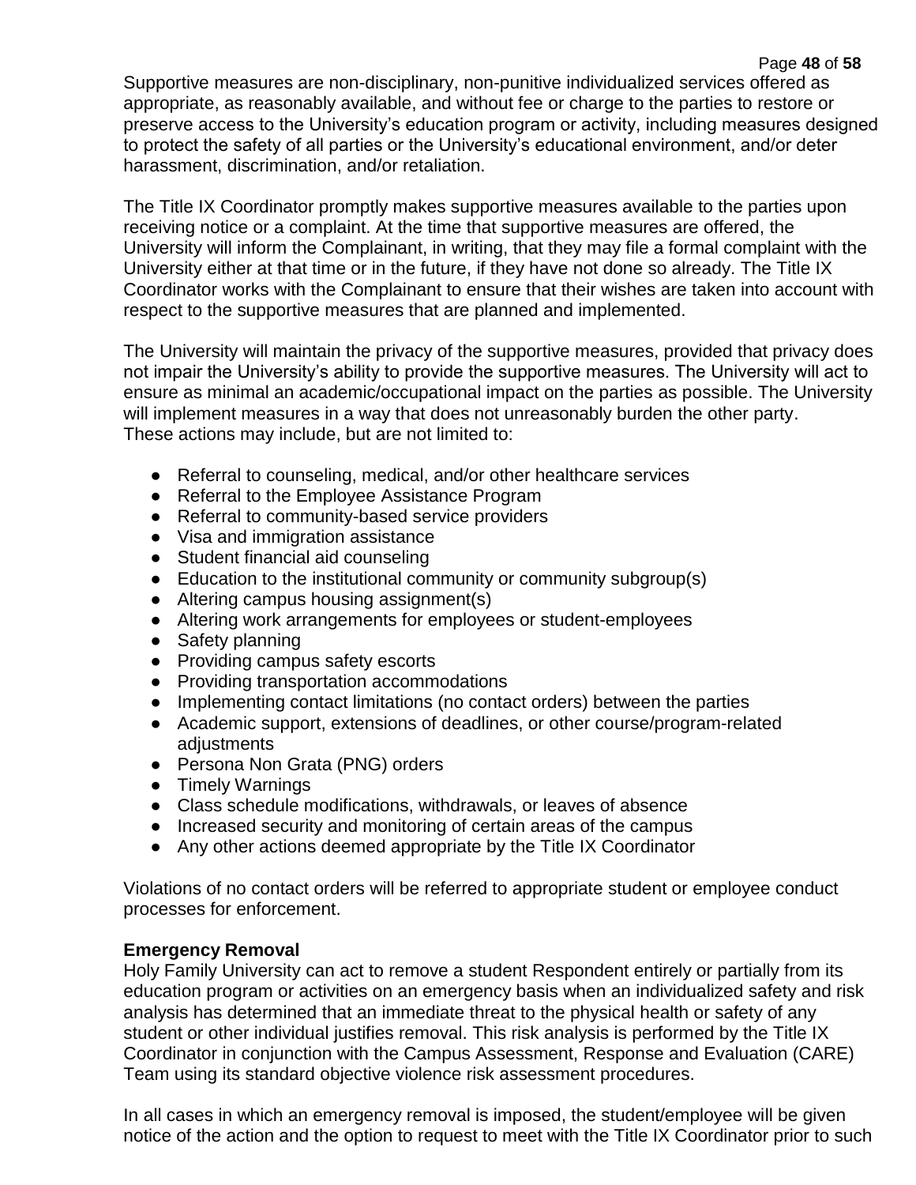Supportive measures are non-disciplinary, non-punitive individualized services offered as appropriate, as reasonably available, and without fee or charge to the parties to restore or preserve access to the University's education program or activity, including measures designed to protect the safety of all parties or the University's educational environment, and/or deter harassment, discrimination, and/or retaliation.

The Title IX Coordinator promptly makes supportive measures available to the parties upon receiving notice or a complaint. At the time that supportive measures are offered, the University will inform the Complainant, in writing, that they may file a formal complaint with the University either at that time or in the future, if they have not done so already. The Title IX Coordinator works with the Complainant to ensure that their wishes are taken into account with respect to the supportive measures that are planned and implemented.

The University will maintain the privacy of the supportive measures, provided that privacy does not impair the University's ability to provide the supportive measures. The University will act to ensure as minimal an academic/occupational impact on the parties as possible. The University will implement measures in a way that does not unreasonably burden the other party. These actions may include, but are not limited to:

- Referral to counseling, medical, and/or other healthcare services
- Referral to the Employee Assistance Program
- Referral to community-based service providers
- Visa and immigration assistance
- Student financial aid counseling
- Education to the institutional community or community subgroup(s)
- Altering campus housing assignment(s)
- Altering work arrangements for employees or student-employees
- Safety planning
- Providing campus safety escorts
- Providing transportation accommodations
- Implementing contact limitations (no contact orders) between the parties
- Academic support, extensions of deadlines, or other course/program-related adjustments
- Persona Non Grata (PNG) orders
- Timely Warnings
- Class schedule modifications, withdrawals, or leaves of absence
- Increased security and monitoring of certain areas of the campus
- Any other actions deemed appropriate by the Title IX Coordinator

Violations of no contact orders will be referred to appropriate student or employee conduct processes for enforcement.

**Emergency Removal**

Holy Family University can act to remove a student Respondent entirely or partially from its education program or activities on an emergency basis when an individualized safety and risk analysis has determined that an immediate threat to the physical health or safety of any student or other individual justifies removal. This risk analysis is performed by the Title IX Coordinator in conjunction with the Campus Assessment, Response and Evaluation (CARE) Team using its standard objective violence risk assessment procedures.

In all cases in which an emergency removal is imposed, the student/employee will be given notice of the action and the option to request to meet with the Title IX Coordinator prior to such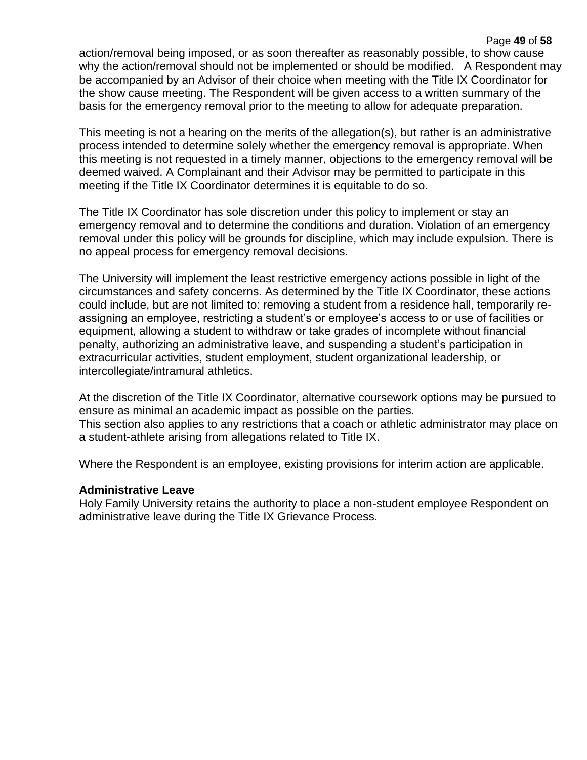action/removal being imposed, or as soon thereafter as reasonably possible, to show cause why the action/removal should not be implemented or should be modified. A Respondent may be accompanied by an Advisor of their choice when meeting with the Title IX Coordinator for the show cause meeting. The Respondent will be given access to a written summary of the basis for the emergency removal prior to the meeting to allow for adequate preparation.

This meeting is not a hearing on the merits of the allegation(s), but rather is an administrative process intended to determine solely whether the emergency removal is appropriate. When this meeting is not requested in a timely manner, objections to the emergency removal will be deemed waived. A Complainant and their Advisor may be permitted to participate in this meeting if the Title IX Coordinator determines it is equitable to do so.

The Title IX Coordinator has sole discretion under this policy to implement or stay an emergency removal and to determine the conditions and duration. Violation of an emergency removal under this policy will be grounds for discipline, which may include expulsion. There is no appeal process for emergency removal decisions.

The University will implement the least restrictive emergency actions possible in light of the circumstances and safety concerns. As determined by the Title IX Coordinator, these actions could include, but are not limited to: removing a student from a residence hall, temporarily re-assigning an employee, restricting a student's or employee's access to or use of facilities or equipment, allowing a student to withdraw or take grades of incomplete without financial penalty, authorizing an administrative leave, and suspending a student's participation in extracurricular activities, student employment, student organizational leadership, or intercollegiate/intramural athletics.

At the discretion of the Title IX Coordinator, alternative coursework options may be pursued to ensure as minimal an academic impact as possible on the parties.
This section also applies to any restrictions that a coach or athletic administrator may place on a student-athlete arising from allegations related to Title IX.

Where the Respondent is an employee, existing provisions for interim action are applicable.

**Administrative Leave**
Holy Family University retains the authority to place a non-student employee Respondent on administrative leave during the Title IX Grievance Process.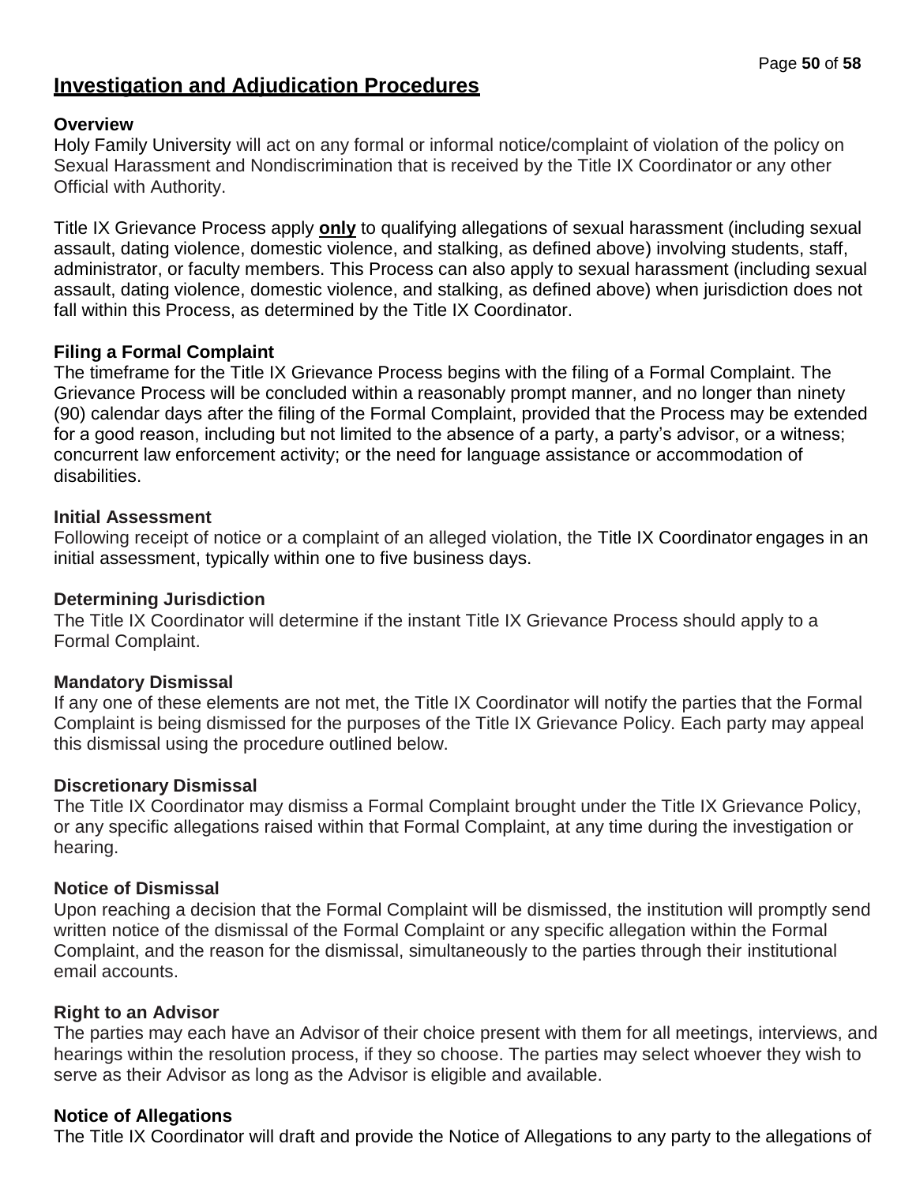## Investigation and Adjudication Procedures

**Overview**

Holy Family University will act on any formal or informal notice/complaint of violation of the policy on Sexual Harassment and Nondiscrimination that is received by the Title IX Coordinator or any other Official with Authority.

Title IX Grievance Process apply **only** to qualifying allegations of sexual harassment (including sexual assault, dating violence, domestic violence, and stalking, as defined above) involving students, staff, administrator, or faculty members. This Process can also apply to sexual harassment (including sexual assault, dating violence, domestic violence, and stalking, as defined above) when jurisdiction does not fall within this Process, as determined by the Title IX Coordinator.

**Filing a Formal Complaint**

The timeframe for the Title IX Grievance Process begins with the filing of a Formal Complaint. The Grievance Process will be concluded within a reasonably prompt manner, and no longer than ninety (90) calendar days after the filing of the Formal Complaint, provided that the Process may be extended for a good reason, including but not limited to the absence of a party, a party's advisor, or a witness; concurrent law enforcement activity; or the need for language assistance or accommodation of disabilities.

**Initial Assessment**

Following receipt of notice or a complaint of an alleged violation, the Title IX Coordinator engages in an initial assessment, typically within one to five business days.

**Determining Jurisdiction**

The Title IX Coordinator will determine if the instant Title IX Grievance Process should apply to a Formal Complaint.

**Mandatory Dismissal**

If any one of these elements are not met, the Title IX Coordinator will notify the parties that the Formal Complaint is being dismissed for the purposes of the Title IX Grievance Policy. Each party may appeal this dismissal using the procedure outlined below.

**Discretionary Dismissal**

The Title IX Coordinator may dismiss a Formal Complaint brought under the Title IX Grievance Policy, or any specific allegations raised within that Formal Complaint, at any time during the investigation or hearing.

**Notice of Dismissal**

Upon reaching a decision that the Formal Complaint will be dismissed, the institution will promptly send written notice of the dismissal of the Formal Complaint or any specific allegation within the Formal Complaint, and the reason for the dismissal, simultaneously to the parties through their institutional email accounts.

**Right to an Advisor**

The parties may each have an Advisor of their choice present with them for all meetings, interviews, and hearings within the resolution process, if they so choose. The parties may select whoever they wish to serve as their Advisor as long as the Advisor is eligible and available.

**Notice of Allegations**

The Title IX Coordinator will draft and provide the Notice of Allegations to any party to the allegations of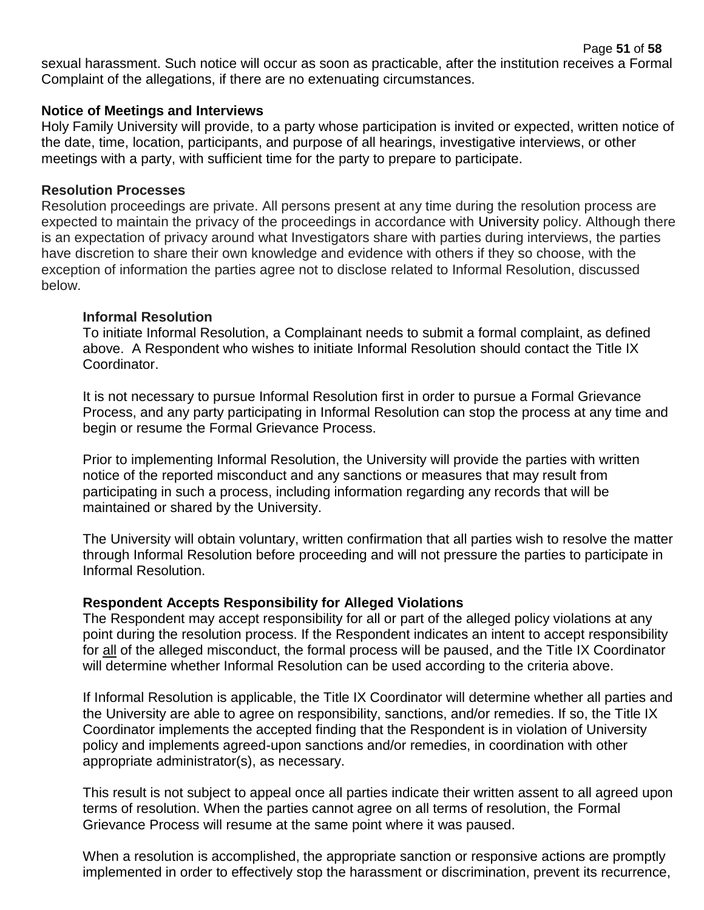sexual harassment. Such notice will occur as soon as practicable, after the institution receives a Formal Complaint of the allegations, if there are no extenuating circumstances.

**Notice of Meetings and Interviews**

Holy Family University will provide, to a party whose participation is invited or expected, written notice of the date, time, location, participants, and purpose of all hearings, investigative interviews, or other meetings with a party, with sufficient time for the party to prepare to participate.

**Resolution Processes**

Resolution proceedings are private. All persons present at any time during the resolution process are expected to maintain the privacy of the proceedings in accordance with University policy. Although there is an expectation of privacy around what Investigators share with parties during interviews, the parties have discretion to share their own knowledge and evidence with others if they so choose, with the exception of information the parties agree not to disclose related to Informal Resolution, discussed below.

**Informal Resolution**

To initiate Informal Resolution, a Complainant needs to submit a formal complaint, as defined above. A Respondent who wishes to initiate Informal Resolution should contact the Title IX Coordinator.

It is not necessary to pursue Informal Resolution first in order to pursue a Formal Grievance Process, and any party participating in Informal Resolution can stop the process at any time and begin or resume the Formal Grievance Process.

Prior to implementing Informal Resolution, the University will provide the parties with written notice of the reported misconduct and any sanctions or measures that may result from participating in such a process, including information regarding any records that will be maintained or shared by the University.

The University will obtain voluntary, written confirmation that all parties wish to resolve the matter through Informal Resolution before proceeding and will not pressure the parties to participate in Informal Resolution.

**Respondent Accepts Responsibility for Alleged Violations**

The Respondent may accept responsibility for all or part of the alleged policy violations at any point during the resolution process. If the Respondent indicates an intent to accept responsibility for all of the alleged misconduct, the formal process will be paused, and the Title IX Coordinator will determine whether Informal Resolution can be used according to the criteria above.

If Informal Resolution is applicable, the Title IX Coordinator will determine whether all parties and the University are able to agree on responsibility, sanctions, and/or remedies. If so, the Title IX Coordinator implements the accepted finding that the Respondent is in violation of University policy and implements agreed-upon sanctions and/or remedies, in coordination with other appropriate administrator(s), as necessary.

This result is not subject to appeal once all parties indicate their written assent to all agreed upon terms of resolution. When the parties cannot agree on all terms of resolution, the Formal Grievance Process will resume at the same point where it was paused.

When a resolution is accomplished, the appropriate sanction or responsive actions are promptly implemented in order to effectively stop the harassment or discrimination, prevent its recurrence,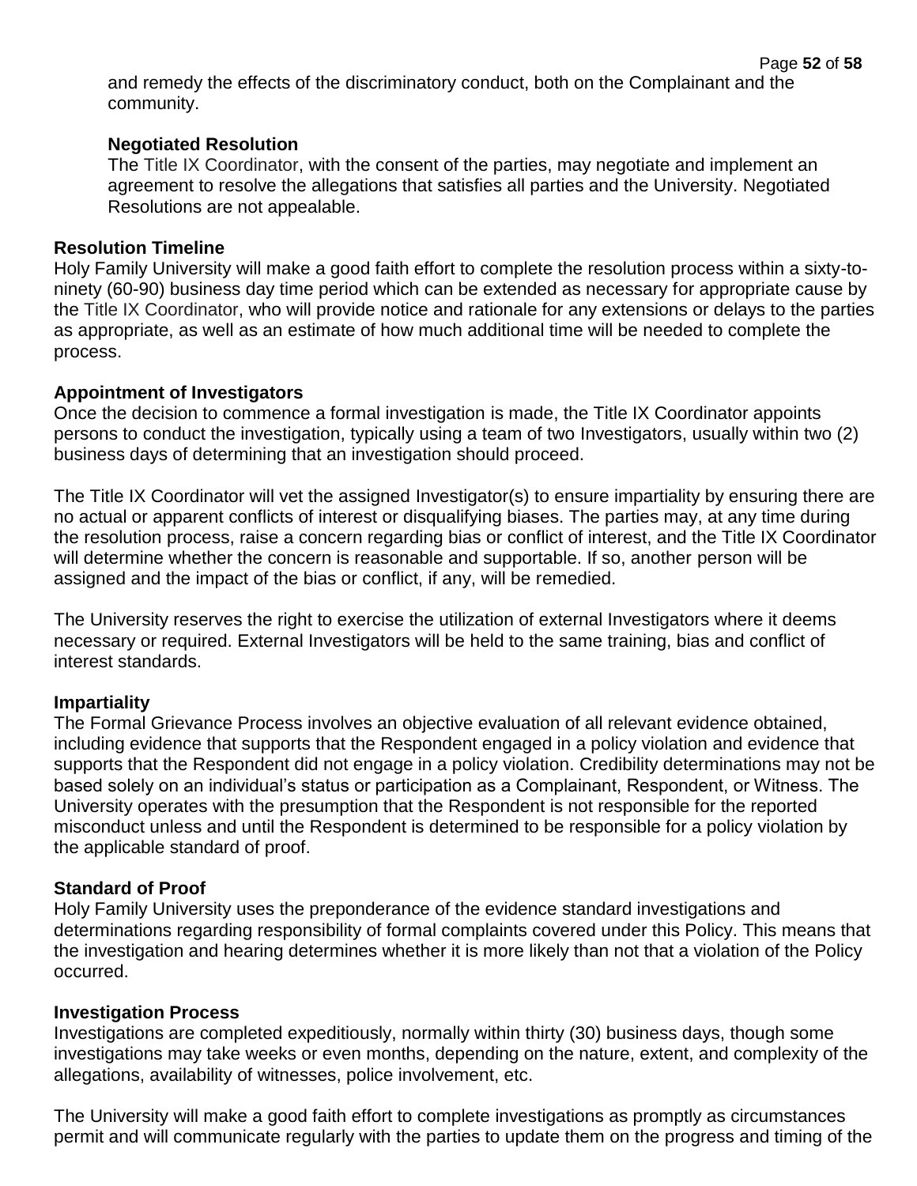and remedy the effects of the discriminatory conduct, both on the Complainant and the community.

**Negotiated Resolution**

The Title IX Coordinator, with the consent of the parties, may negotiate and implement an agreement to resolve the allegations that satisfies all parties and the University. Negotiated Resolutions are not appealable.

**Resolution Timeline**

Holy Family University will make a good faith effort to complete the resolution process within a sixty-to-ninety (60-90) business day time period which can be extended as necessary for appropriate cause by the Title IX Coordinator, who will provide notice and rationale for any extensions or delays to the parties as appropriate, as well as an estimate of how much additional time will be needed to complete the process.

**Appointment of Investigators**

Once the decision to commence a formal investigation is made, the Title IX Coordinator appoints persons to conduct the investigation, typically using a team of two Investigators, usually within two (2) business days of determining that an investigation should proceed.

The Title IX Coordinator will vet the assigned Investigator(s) to ensure impartiality by ensuring there are no actual or apparent conflicts of interest or disqualifying biases. The parties may, at any time during the resolution process, raise a concern regarding bias or conflict of interest, and the Title IX Coordinator will determine whether the concern is reasonable and supportable. If so, another person will be assigned and the impact of the bias or conflict, if any, will be remedied.

The University reserves the right to exercise the utilization of external Investigators where it deems necessary or required. External Investigators will be held to the same training, bias and conflict of interest standards.

**Impartiality**

The Formal Grievance Process involves an objective evaluation of all relevant evidence obtained, including evidence that supports that the Respondent engaged in a policy violation and evidence that supports that the Respondent did not engage in a policy violation. Credibility determinations may not be based solely on an individual's status or participation as a Complainant, Respondent, or Witness. The University operates with the presumption that the Respondent is not responsible for the reported misconduct unless and until the Respondent is determined to be responsible for a policy violation by the applicable standard of proof.

**Standard of Proof**

Holy Family University uses the preponderance of the evidence standard investigations and determinations regarding responsibility of formal complaints covered under this Policy. This means that the investigation and hearing determines whether it is more likely than not that a violation of the Policy occurred.

**Investigation Process**

Investigations are completed expeditiously, normally within thirty (30) business days, though some investigations may take weeks or even months, depending on the nature, extent, and complexity of the allegations, availability of witnesses, police involvement, etc.

The University will make a good faith effort to complete investigations as promptly as circumstances permit and will communicate regularly with the parties to update them on the progress and timing of the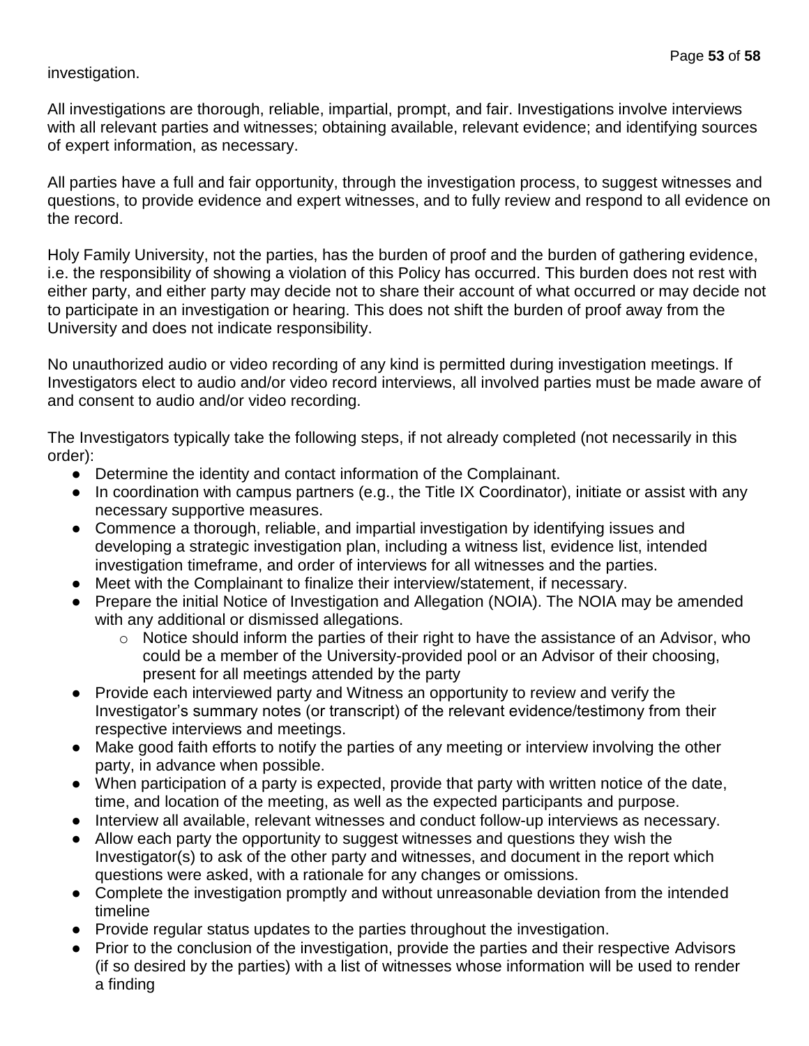investigation.

All investigations are thorough, reliable, impartial, prompt, and fair. Investigations involve interviews with all relevant parties and witnesses; obtaining available, relevant evidence; and identifying sources of expert information, as necessary.

All parties have a full and fair opportunity, through the investigation process, to suggest witnesses and questions, to provide evidence and expert witnesses, and to fully review and respond to all evidence on the record.

Holy Family University, not the parties, has the burden of proof and the burden of gathering evidence, i.e. the responsibility of showing a violation of this Policy has occurred. This burden does not rest with either party, and either party may decide not to share their account of what occurred or may decide not to participate in an investigation or hearing. This does not shift the burden of proof away from the University and does not indicate responsibility.

No unauthorized audio or video recording of any kind is permitted during investigation meetings. If Investigators elect to audio and/or video record interviews, all involved parties must be made aware of and consent to audio and/or video recording.

The Investigators typically take the following steps, if not already completed (not necessarily in this order):

- Determine the identity and contact information of the Complainant.
- In coordination with campus partners (e.g., the Title IX Coordinator), initiate or assist with any necessary supportive measures.
- Commence a thorough, reliable, and impartial investigation by identifying issues and developing a strategic investigation plan, including a witness list, evidence list, intended investigation timeframe, and order of interviews for all witnesses and the parties.
- Meet with the Complainant to finalize their interview/statement, if necessary.
- Prepare the initial Notice of Investigation and Allegation (NOIA). The NOIA may be amended with any additional or dismissed allegations.
    - Notice should inform the parties of their right to have the assistance of an Advisor, who could be a member of the University-provided pool or an Advisor of their choosing, present for all meetings attended by the party
- Provide each interviewed party and Witness an opportunity to review and verify the Investigator's summary notes (or transcript) of the relevant evidence/testimony from their respective interviews and meetings.
- Make good faith efforts to notify the parties of any meeting or interview involving the other party, in advance when possible.
- When participation of a party is expected, provide that party with written notice of the date, time, and location of the meeting, as well as the expected participants and purpose.
- Interview all available, relevant witnesses and conduct follow-up interviews as necessary.
- Allow each party the opportunity to suggest witnesses and questions they wish the Investigator(s) to ask of the other party and witnesses, and document in the report which questions were asked, with a rationale for any changes or omissions.
- Complete the investigation promptly and without unreasonable deviation from the intended timeline
- Provide regular status updates to the parties throughout the investigation.
- Prior to the conclusion of the investigation, provide the parties and their respective Advisors (if so desired by the parties) with a list of witnesses whose information will be used to render a finding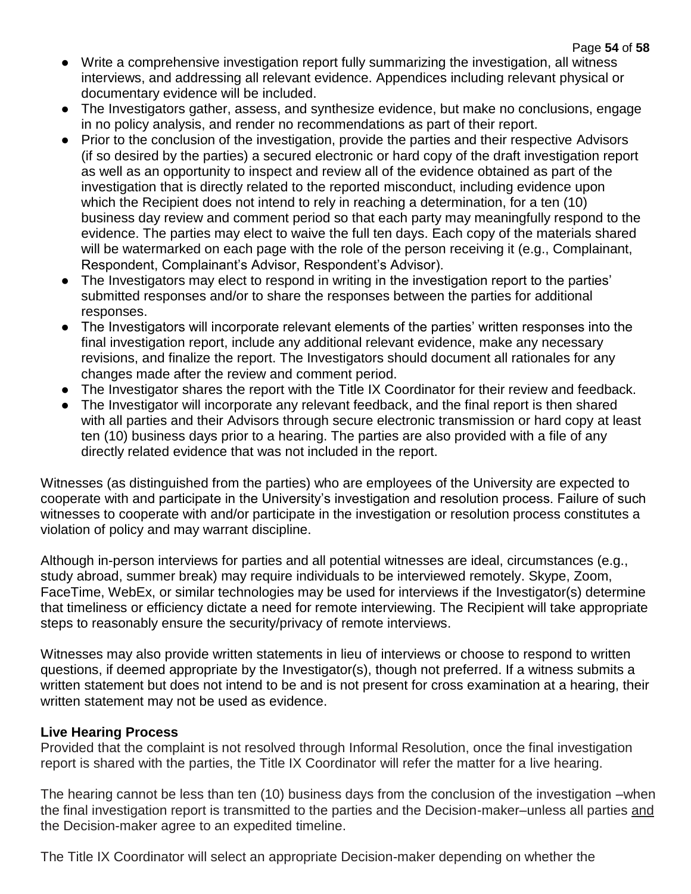- Write a comprehensive investigation report fully summarizing the investigation, all witness interviews, and addressing all relevant evidence. Appendices including relevant physical or documentary evidence will be included.
- The Investigators gather, assess, and synthesize evidence, but make no conclusions, engage in no policy analysis, and render no recommendations as part of their report.
- Prior to the conclusion of the investigation, provide the parties and their respective Advisors (if so desired by the parties) a secured electronic or hard copy of the draft investigation report as well as an opportunity to inspect and review all of the evidence obtained as part of the investigation that is directly related to the reported misconduct, including evidence upon which the Recipient does not intend to rely in reaching a determination, for a ten (10) business day review and comment period so that each party may meaningfully respond to the evidence. The parties may elect to waive the full ten days. Each copy of the materials shared will be watermarked on each page with the role of the person receiving it (e.g., Complainant, Respondent, Complainant's Advisor, Respondent's Advisor).
- The Investigators may elect to respond in writing in the investigation report to the parties' submitted responses and/or to share the responses between the parties for additional responses.
- The Investigators will incorporate relevant elements of the parties' written responses into the final investigation report, include any additional relevant evidence, make any necessary revisions, and finalize the report. The Investigators should document all rationales for any changes made after the review and comment period.
- The Investigator shares the report with the Title IX Coordinator for their review and feedback.
- The Investigator will incorporate any relevant feedback, and the final report is then shared with all parties and their Advisors through secure electronic transmission or hard copy at least ten (10) business days prior to a hearing. The parties are also provided with a file of any directly related evidence that was not included in the report.

Witnesses (as distinguished from the parties) who are employees of the University are expected to cooperate with and participate in the University's investigation and resolution process. Failure of such witnesses to cooperate with and/or participate in the investigation or resolution process constitutes a violation of policy and may warrant discipline.

Although in-person interviews for parties and all potential witnesses are ideal, circumstances (e.g., study abroad, summer break) may require individuals to be interviewed remotely. Skype, Zoom, FaceTime, WebEx, or similar technologies may be used for interviews if the Investigator(s) determine that timeliness or efficiency dictate a need for remote interviewing. The Recipient will take appropriate steps to reasonably ensure the security/privacy of remote interviews.

Witnesses may also provide written statements in lieu of interviews or choose to respond to written questions, if deemed appropriate by the Investigator(s), though not preferred. If a witness submits a written statement but does not intend to be and is not present for cross examination at a hearing, their written statement may not be used as evidence.

**Live Hearing Process**

Provided that the complaint is not resolved through Informal Resolution, once the final investigation report is shared with the parties, the Title IX Coordinator will refer the matter for a live hearing.

The hearing cannot be less than ten (10) business days from the conclusion of the investigation –when the final investigation report is transmitted to the parties and the Decision-maker–unless all parties <u>and</u> the Decision-maker agree to an expedited timeline.

The Title IX Coordinator will select an appropriate Decision-maker depending on whether the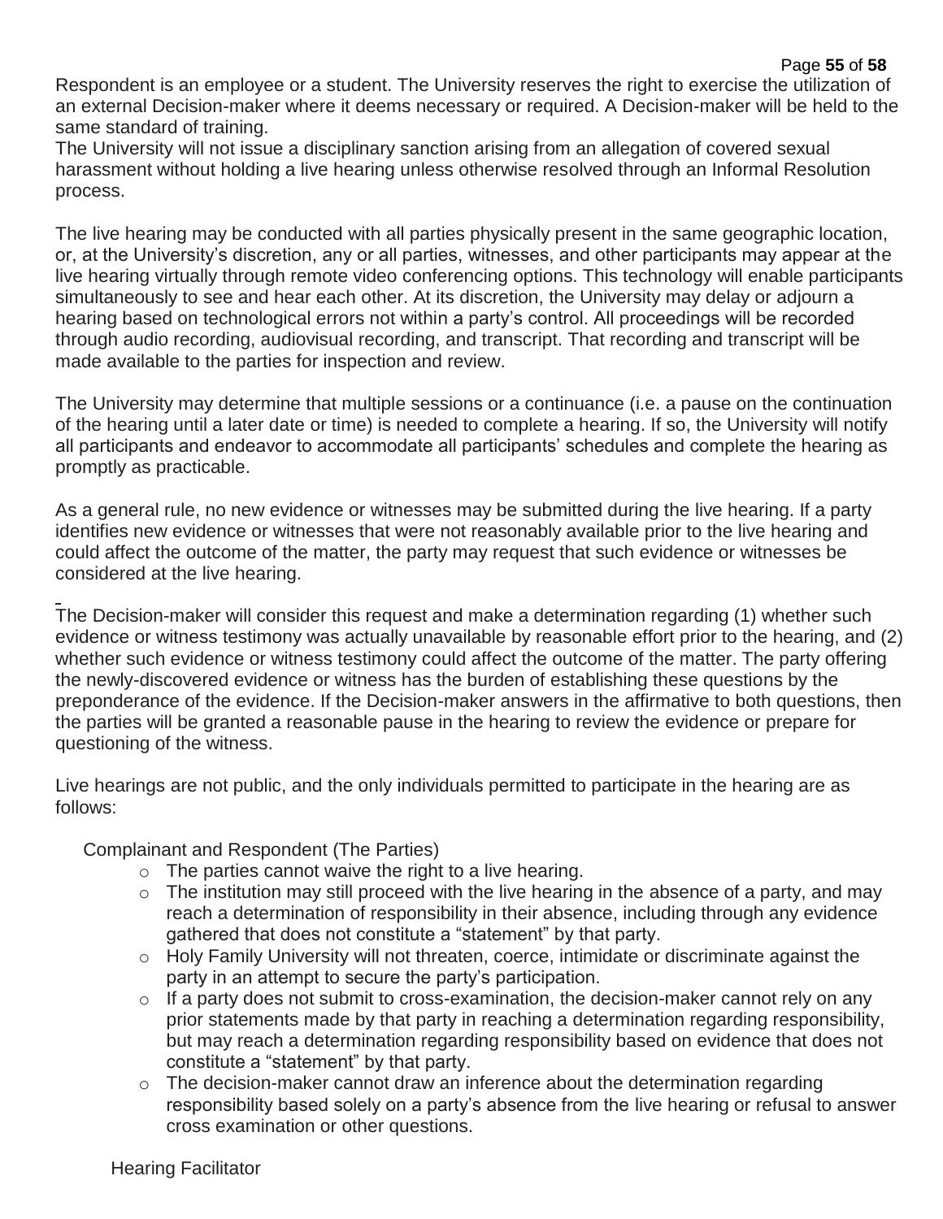Respondent is an employee or a student. The University reserves the right to exercise the utilization of an external Decision-maker where it deems necessary or required. A Decision-maker will be held to the same standard of training.

The University will not issue a disciplinary sanction arising from an allegation of covered sexual harassment without holding a live hearing unless otherwise resolved through an Informal Resolution process.

The live hearing may be conducted with all parties physically present in the same geographic location, or, at the University's discretion, any or all parties, witnesses, and other participants may appear at the live hearing virtually through remote video conferencing options. This technology will enable participants simultaneously to see and hear each other. At its discretion, the University may delay or adjourn a hearing based on technological errors not within a party's control. All proceedings will be recorded through audio recording, audiovisual recording, and transcript. That recording and transcript will be made available to the parties for inspection and review.

The University may determine that multiple sessions or a continuance (i.e. a pause on the continuation of the hearing until a later date or time) is needed to complete a hearing. If so, the University will notify all participants and endeavor to accommodate all participants' schedules and complete the hearing as promptly as practicable.

As a general rule, no new evidence or witnesses may be submitted during the live hearing. If a party identifies new evidence or witnesses that were not reasonably available prior to the live hearing and could affect the outcome of the matter, the party may request that such evidence or witnesses be considered at the live hearing.

The Decision-maker will consider this request and make a determination regarding (1) whether such evidence or witness testimony was actually unavailable by reasonable effort prior to the hearing, and (2) whether such evidence or witness testimony could affect the outcome of the matter. The party offering the newly-discovered evidence or witness has the burden of establishing these questions by the preponderance of the evidence. If the Decision-maker answers in the affirmative to both questions, then the parties will be granted a reasonable pause in the hearing to review the evidence or prepare for questioning of the witness.

Live hearings are not public, and the only individuals permitted to participate in the hearing are as follows:

Complainant and Respondent (The Parties)

- The parties cannot waive the right to a live hearing.
- The institution may still proceed with the live hearing in the absence of a party, and may reach a determination of responsibility in their absence, including through any evidence gathered that does not constitute a "statement" by that party.
- Holy Family University will not threaten, coerce, intimidate or discriminate against the party in an attempt to secure the party's participation.
- If a party does not submit to cross-examination, the decision-maker cannot rely on any prior statements made by that party in reaching a determination regarding responsibility, but may reach a determination regarding responsibility based on evidence that does not constitute a "statement" by that party.
- The decision-maker cannot draw an inference about the determination regarding responsibility based solely on a party's absence from the live hearing or refusal to answer cross examination or other questions.

Hearing Facilitator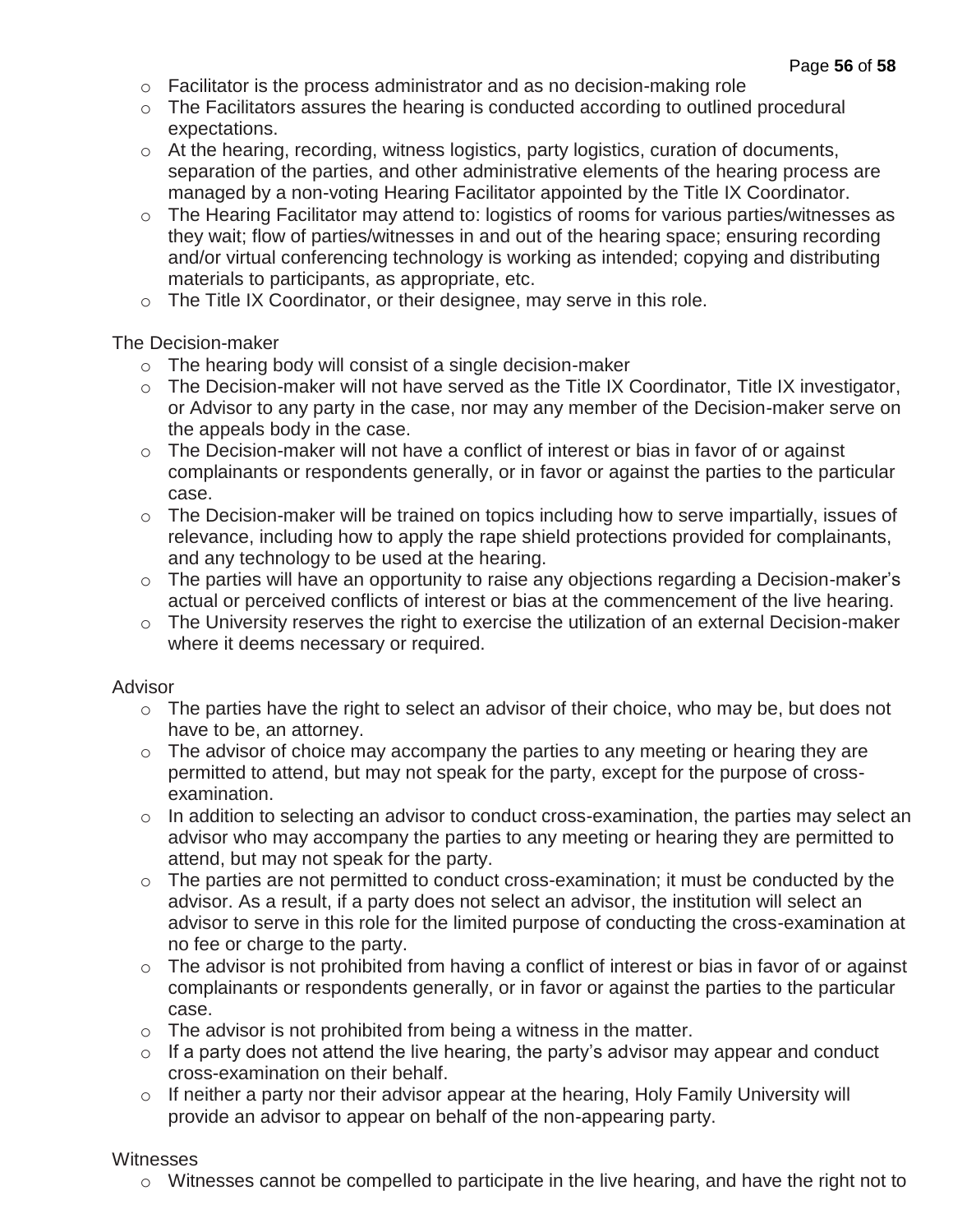- Facilitator is the process administrator and as no decision-making role
- The Facilitators assures the hearing is conducted according to outlined procedural expectations.
- At the hearing, recording, witness logistics, party logistics, curation of documents, separation of the parties, and other administrative elements of the hearing process are managed by a non-voting Hearing Facilitator appointed by the Title IX Coordinator.
- The Hearing Facilitator may attend to: logistics of rooms for various parties/witnesses as they wait; flow of parties/witnesses in and out of the hearing space; ensuring recording and/or virtual conferencing technology is working as intended; copying and distributing materials to participants, as appropriate, etc.
- The Title IX Coordinator, or their designee, may serve in this role.

The Decision-maker

- The hearing body will consist of a single decision-maker
- The Decision-maker will not have served as the Title IX Coordinator, Title IX investigator, or Advisor to any party in the case, nor may any member of the Decision-maker serve on the appeals body in the case.
- The Decision-maker will not have a conflict of interest or bias in favor of or against complainants or respondents generally, or in favor or against the parties to the particular case.
- The Decision-maker will be trained on topics including how to serve impartially, issues of relevance, including how to apply the rape shield protections provided for complainants, and any technology to be used at the hearing.
- The parties will have an opportunity to raise any objections regarding a Decision-maker's actual or perceived conflicts of interest or bias at the commencement of the live hearing.
- The University reserves the right to exercise the utilization of an external Decision-maker where it deems necessary or required.

Advisor

- The parties have the right to select an advisor of their choice, who may be, but does not have to be, an attorney.
- The advisor of choice may accompany the parties to any meeting or hearing they are permitted to attend, but may not speak for the party, except for the purpose of cross-examination.
- In addition to selecting an advisor to conduct cross-examination, the parties may select an advisor who may accompany the parties to any meeting or hearing they are permitted to attend, but may not speak for the party.
- The parties are not permitted to conduct cross-examination; it must be conducted by the advisor. As a result, if a party does not select an advisor, the institution will select an advisor to serve in this role for the limited purpose of conducting the cross-examination at no fee or charge to the party.
- The advisor is not prohibited from having a conflict of interest or bias in favor of or against complainants or respondents generally, or in favor or against the parties to the particular case.
- The advisor is not prohibited from being a witness in the matter.
- If a party does not attend the live hearing, the party's advisor may appear and conduct cross-examination on their behalf.
- If neither a party nor their advisor appear at the hearing, Holy Family University will provide an advisor to appear on behalf of the non-appearing party.

Witnesses

- Witnesses cannot be compelled to participate in the live hearing, and have the right not to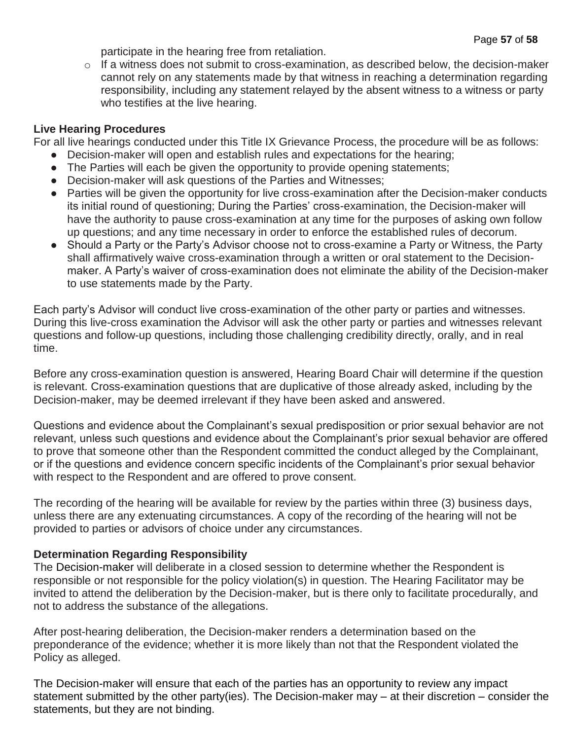participate in the hearing free from retaliation.

- If a witness does not submit to cross-examination, as described below, the decision-maker cannot rely on any statements made by that witness in reaching a determination regarding responsibility, including any statement relayed by the absent witness to a witness or party who testifies at the live hearing.

**Live Hearing Procedures**

For all live hearings conducted under this Title IX Grievance Process, the procedure will be as follows:

- Decision-maker will open and establish rules and expectations for the hearing;
- The Parties will each be given the opportunity to provide opening statements;
- Decision-maker will ask questions of the Parties and Witnesses;
- Parties will be given the opportunity for live cross-examination after the Decision-maker conducts its initial round of questioning; During the Parties' cross-examination, the Decision-maker will have the authority to pause cross-examination at any time for the purposes of asking own follow up questions; and any time necessary in order to enforce the established rules of decorum.
- Should a Party or the Party's Advisor choose not to cross-examine a Party or Witness, the Party shall affirmatively waive cross-examination through a written or oral statement to the Decision-maker. A Party's waiver of cross-examination does not eliminate the ability of the Decision-maker to use statements made by the Party.

Each party's Advisor will conduct live cross-examination of the other party or parties and witnesses. During this live-cross examination the Advisor will ask the other party or parties and witnesses relevant questions and follow-up questions, including those challenging credibility directly, orally, and in real time.

Before any cross-examination question is answered, Hearing Board Chair will determine if the question is relevant. Cross-examination questions that are duplicative of those already asked, including by the Decision-maker, may be deemed irrelevant if they have been asked and answered.

Questions and evidence about the Complainant's sexual predisposition or prior sexual behavior are not relevant, unless such questions and evidence about the Complainant's prior sexual behavior are offered to prove that someone other than the Respondent committed the conduct alleged by the Complainant, or if the questions and evidence concern specific incidents of the Complainant's prior sexual behavior with respect to the Respondent and are offered to prove consent.

The recording of the hearing will be available for review by the parties within three (3) business days, unless there are any extenuating circumstances. A copy of the recording of the hearing will not be provided to parties or advisors of choice under any circumstances.

**Determination Regarding Responsibility**

The Decision-maker will deliberate in a closed session to determine whether the Respondent is responsible or not responsible for the policy violation(s) in question. The Hearing Facilitator may be invited to attend the deliberation by the Decision-maker, but is there only to facilitate procedurally, and not to address the substance of the allegations.

After post-hearing deliberation, the Decision-maker renders a determination based on the preponderance of the evidence; whether it is more likely than not that the Respondent violated the Policy as alleged.

The Decision-maker will ensure that each of the parties has an opportunity to review any impact statement submitted by the other party(ies). The Decision-maker may – at their discretion – consider the statements, but they are not binding.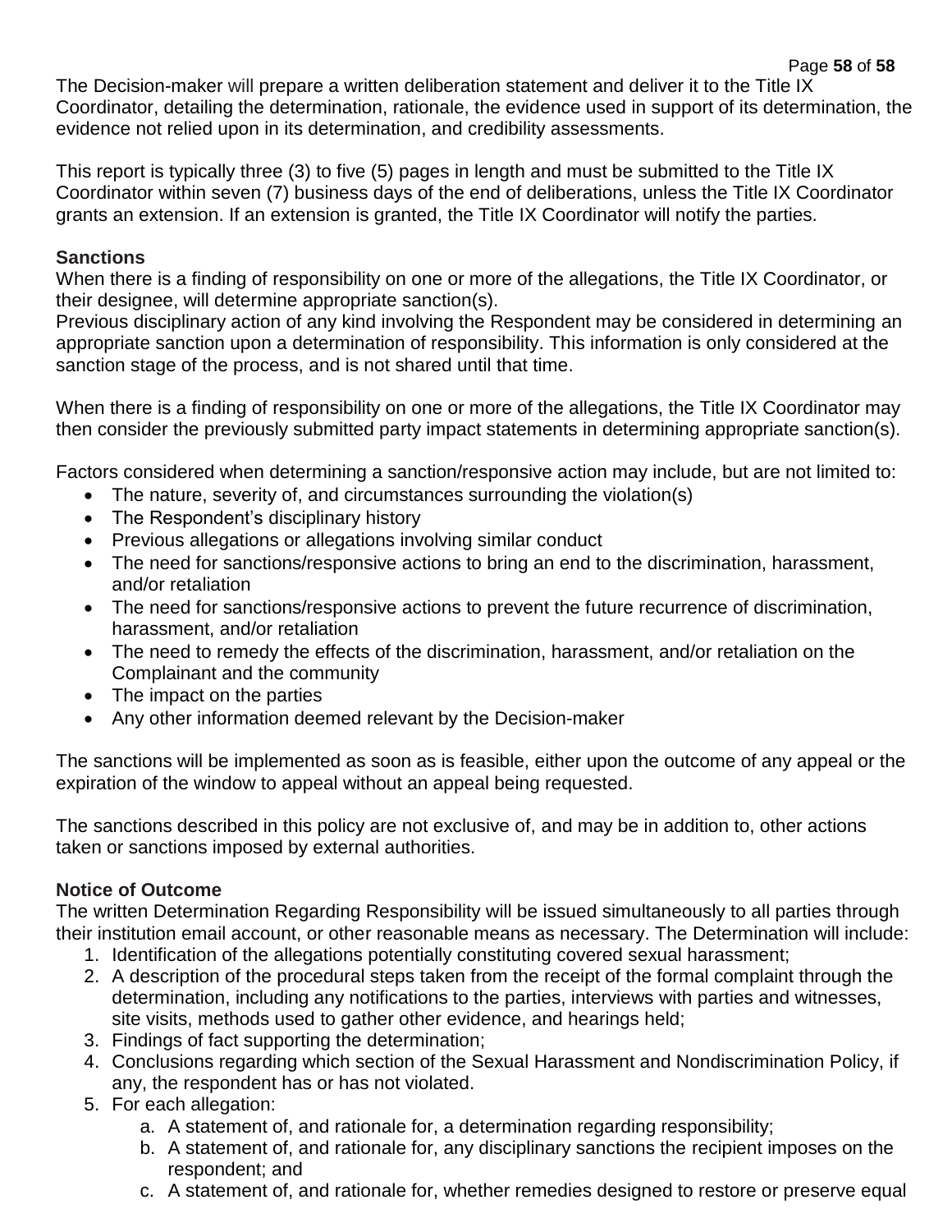The Decision-maker will prepare a written deliberation statement and deliver it to the Title IX Coordinator, detailing the determination, rationale, the evidence used in support of its determination, the evidence not relied upon in its determination, and credibility assessments.

This report is typically three (3) to five (5) pages in length and must be submitted to the Title IX Coordinator within seven (7) business days of the end of deliberations, unless the Title IX Coordinator grants an extension. If an extension is granted, the Title IX Coordinator will notify the parties.

**Sanctions**

When there is a finding of responsibility on one or more of the allegations, the Title IX Coordinator, or their designee, will determine appropriate sanction(s).

Previous disciplinary action of any kind involving the Respondent may be considered in determining an appropriate sanction upon a determination of responsibility. This information is only considered at the sanction stage of the process, and is not shared until that time.

When there is a finding of responsibility on one or more of the allegations, the Title IX Coordinator may then consider the previously submitted party impact statements in determining appropriate sanction(s).

Factors considered when determining a sanction/responsive action may include, but are not limited to:

- The nature, severity of, and circumstances surrounding the violation(s)
- The Respondent's disciplinary history
- Previous allegations or allegations involving similar conduct
- The need for sanctions/responsive actions to bring an end to the discrimination, harassment, and/or retaliation
- The need for sanctions/responsive actions to prevent the future recurrence of discrimination, harassment, and/or retaliation
- The need to remedy the effects of the discrimination, harassment, and/or retaliation on the Complainant and the community
- The impact on the parties
- Any other information deemed relevant by the Decision-maker

The sanctions will be implemented as soon as is feasible, either upon the outcome of any appeal or the expiration of the window to appeal without an appeal being requested.

The sanctions described in this policy are not exclusive of, and may be in addition to, other actions taken or sanctions imposed by external authorities.

**Notice of Outcome**

The written Determination Regarding Responsibility will be issued simultaneously to all parties through their institution email account, or other reasonable means as necessary. The Determination will include:

1. Identification of the allegations potentially constituting covered sexual harassment;
2. A description of the procedural steps taken from the receipt of the formal complaint through the determination, including any notifications to the parties, interviews with parties and witnesses, site visits, methods used to gather other evidence, and hearings held;
3. Findings of fact supporting the determination;
4. Conclusions regarding which section of the Sexual Harassment and Nondiscrimination Policy, if any, the respondent has or has not violated.
5. For each allegation:
   a. A statement of, and rationale for, a determination regarding responsibility;
   b. A statement of, and rationale for, any disciplinary sanctions the recipient imposes on the respondent; and
   c. A statement of, and rationale for, whether remedies designed to restore or preserve equal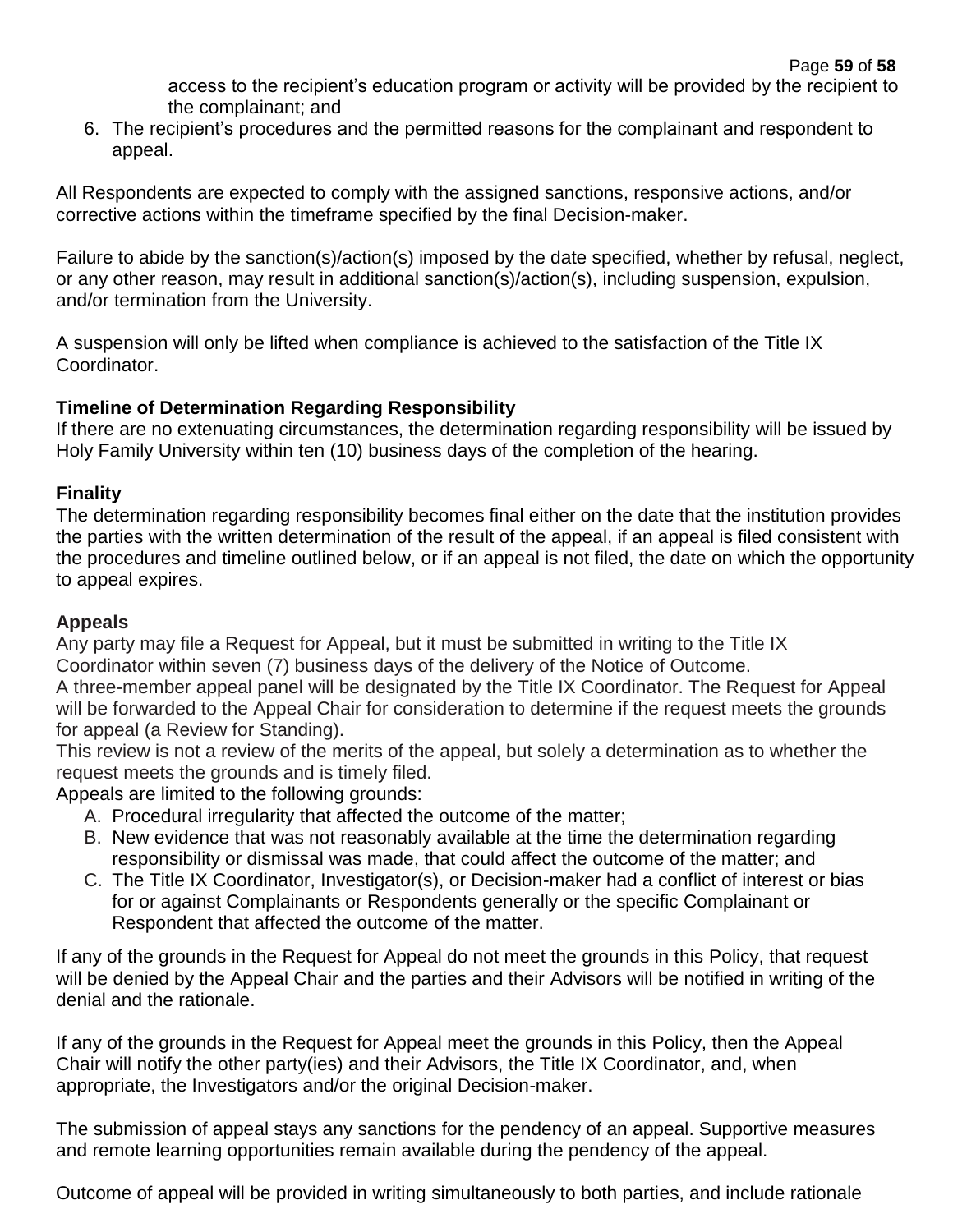access to the recipient's education program or activity will be provided by the recipient to the complainant; and

6. The recipient's procedures and the permitted reasons for the complainant and respondent to appeal.

All Respondents are expected to comply with the assigned sanctions, responsive actions, and/or corrective actions within the timeframe specified by the final Decision-maker.

Failure to abide by the sanction(s)/action(s) imposed by the date specified, whether by refusal, neglect, or any other reason, may result in additional sanction(s)/action(s), including suspension, expulsion, and/or termination from the University.

A suspension will only be lifted when compliance is achieved to the satisfaction of the Title IX Coordinator.

**Timeline of Determination Regarding Responsibility**

If there are no extenuating circumstances, the determination regarding responsibility will be issued by Holy Family University within ten (10) business days of the completion of the hearing.

**Finality**

The determination regarding responsibility becomes final either on the date that the institution provides the parties with the written determination of the result of the appeal, if an appeal is filed consistent with the procedures and timeline outlined below, or if an appeal is not filed, the date on which the opportunity to appeal expires.

**Appeals**

Any party may file a Request for Appeal, but it must be submitted in writing to the Title IX Coordinator within seven (7) business days of the delivery of the Notice of Outcome.

A three-member appeal panel will be designated by the Title IX Coordinator. The Request for Appeal will be forwarded to the Appeal Chair for consideration to determine if the request meets the grounds for appeal (a Review for Standing).

This review is not a review of the merits of the appeal, but solely a determination as to whether the request meets the grounds and is timely filed.

Appeals are limited to the following grounds:

A. Procedural irregularity that affected the outcome of the matter;
B. New evidence that was not reasonably available at the time the determination regarding responsibility or dismissal was made, that could affect the outcome of the matter; and
C. The Title IX Coordinator, Investigator(s), or Decision-maker had a conflict of interest or bias for or against Complainants or Respondents generally or the specific Complainant or Respondent that affected the outcome of the matter.

If any of the grounds in the Request for Appeal do not meet the grounds in this Policy, that request will be denied by the Appeal Chair and the parties and their Advisors will be notified in writing of the denial and the rationale.

If any of the grounds in the Request for Appeal meet the grounds in this Policy, then the Appeal Chair will notify the other party(ies) and their Advisors, the Title IX Coordinator, and, when appropriate, the Investigators and/or the original Decision-maker.

The submission of appeal stays any sanctions for the pendency of an appeal. Supportive measures and remote learning opportunities remain available during the pendency of the appeal.

Outcome of appeal will be provided in writing simultaneously to both parties, and include rationale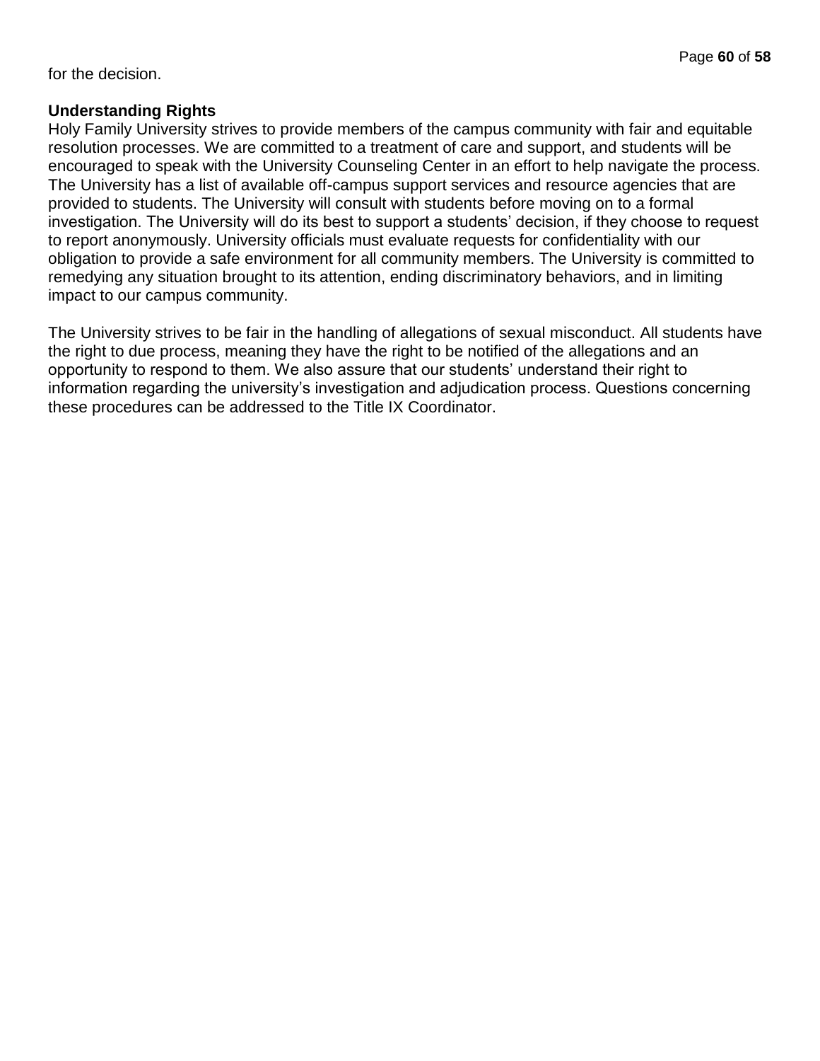for the decision.

**Understanding Rights**

Holy Family University strives to provide members of the campus community with fair and equitable resolution processes. We are committed to a treatment of care and support, and students will be encouraged to speak with the University Counseling Center in an effort to help navigate the process. The University has a list of available off-campus support services and resource agencies that are provided to students. The University will consult with students before moving on to a formal investigation. The University will do its best to support a students' decision, if they choose to request to report anonymously. University officials must evaluate requests for confidentiality with our obligation to provide a safe environment for all community members. The University is committed to remedying any situation brought to its attention, ending discriminatory behaviors, and in limiting impact to our campus community.

The University strives to be fair in the handling of allegations of sexual misconduct. All students have the right to due process, meaning they have the right to be notified of the allegations and an opportunity to respond to them. We also assure that our students' understand their right to information regarding the university's investigation and adjudication process. Questions concerning these procedures can be addressed to the Title IX Coordinator.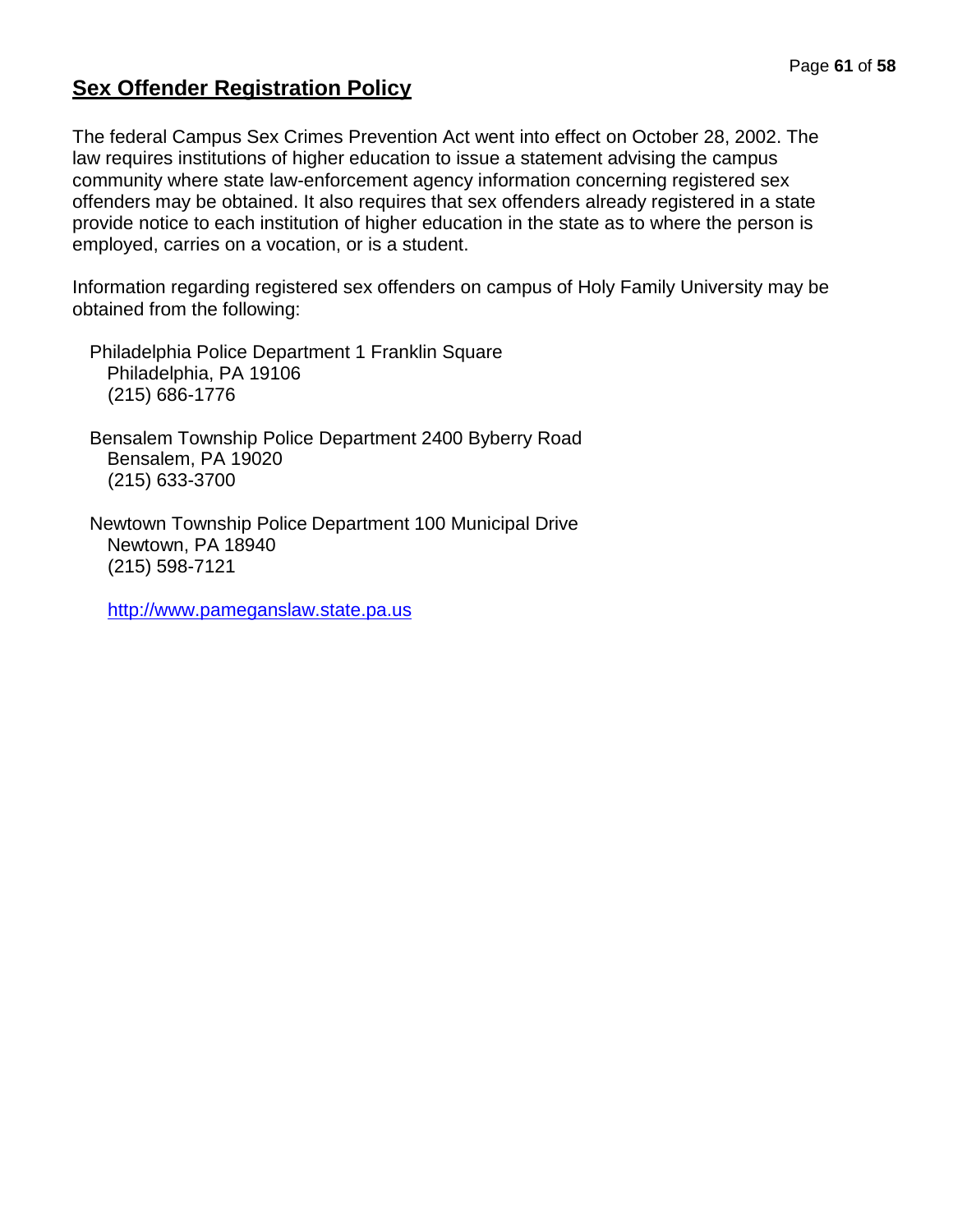## Sex Offender Registration Policy

The federal Campus Sex Crimes Prevention Act went into effect on October 28, 2002. The law requires institutions of higher education to issue a statement advising the campus community where state law-enforcement agency information concerning registered sex offenders may be obtained. It also requires that sex offenders already registered in a state provide notice to each institution of higher education in the state as to where the person is employed, carries on a vocation, or is a student.

Information regarding registered sex offenders on campus of Holy Family University may be obtained from the following:

Philadelphia Police Department 1 Franklin Square
Philadelphia, PA 19106
(215) 686-1776

Bensalem Township Police Department 2400 Byberry Road
Bensalem, PA 19020
(215) 633-3700

Newtown Township Police Department 100 Municipal Drive
Newtown, PA 18940
(215) 598-7121

http://www.pameganslaw.state.pa.us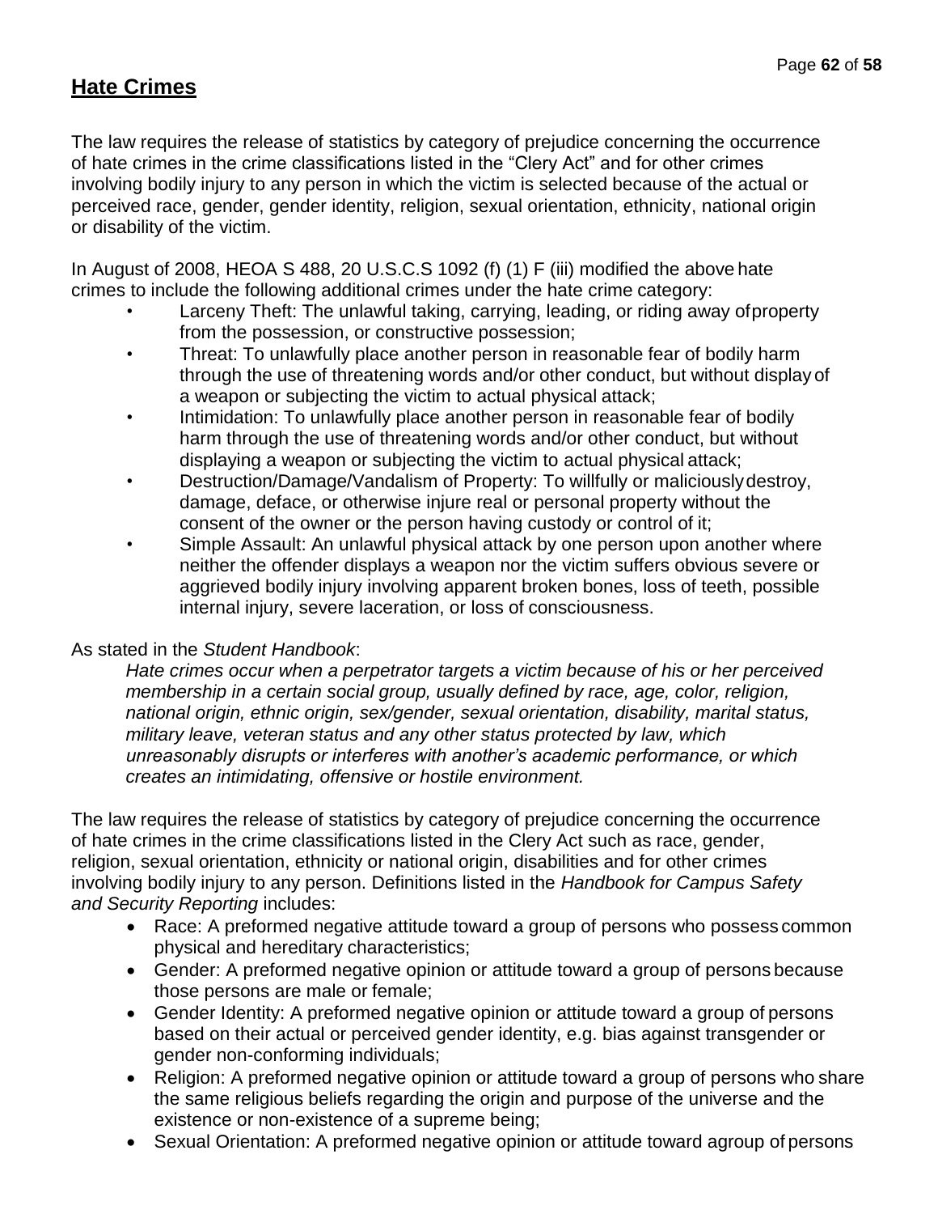## Hate Crimes

The law requires the release of statistics by category of prejudice concerning the occurrence of hate crimes in the crime classifications listed in the "Clery Act" and for other crimes involving bodily injury to any person in which the victim is selected because of the actual or perceived race, gender, gender identity, religion, sexual orientation, ethnicity, national origin or disability of the victim.

In August of 2008, HEOA S 488, 20 U.S.C.S 1092 (f) (1) F (iii) modified the above hate crimes to include the following additional crimes under the hate crime category:

- Larceny Theft: The unlawful taking, carrying, leading, or riding away of property from the possession, or constructive possession;
- Threat: To unlawfully place another person in reasonable fear of bodily harm through the use of threatening words and/or other conduct, but without display of a weapon or subjecting the victim to actual physical attack;
- Intimidation: To unlawfully place another person in reasonable fear of bodily harm through the use of threatening words and/or other conduct, but without displaying a weapon or subjecting the victim to actual physical attack;
- Destruction/Damage/Vandalism of Property: To willfully or maliciously destroy, damage, deface, or otherwise injure real or personal property without the consent of the owner or the person having custody or control of it;
- Simple Assault: An unlawful physical attack by one person upon another where neither the offender displays a weapon nor the victim suffers obvious severe or aggrieved bodily injury involving apparent broken bones, loss of teeth, possible internal injury, severe laceration, or loss of consciousness.

As stated in the *Student Handbook*:

> *Hate crimes occur when a perpetrator targets a victim because of his or her perceived membership in a certain social group, usually defined by race, age, color, religion, national origin, ethnic origin, sex/gender, sexual orientation, disability, marital status, military leave, veteran status and any other status protected by law, which unreasonably disrupts or interferes with another's academic performance, or which creates an intimidating, offensive or hostile environment.*

The law requires the release of statistics by category of prejudice concerning the occurrence of hate crimes in the crime classifications listed in the Clery Act such as race, gender, religion, sexual orientation, ethnicity or national origin, disabilities and for other crimes involving bodily injury to any person. Definitions listed in the *Handbook for Campus Safety and Security Reporting* includes:

- Race: A preformed negative attitude toward a group of persons who possess common physical and hereditary characteristics;
- Gender: A preformed negative opinion or attitude toward a group of persons because those persons are male or female;
- Gender Identity: A preformed negative opinion or attitude toward a group of persons based on their actual or perceived gender identity, e.g. bias against transgender or gender non-conforming individuals;
- Religion: A preformed negative opinion or attitude toward a group of persons who share the same religious beliefs regarding the origin and purpose of the universe and the existence or non-existence of a supreme being;
- Sexual Orientation: A preformed negative opinion or attitude toward agroup of persons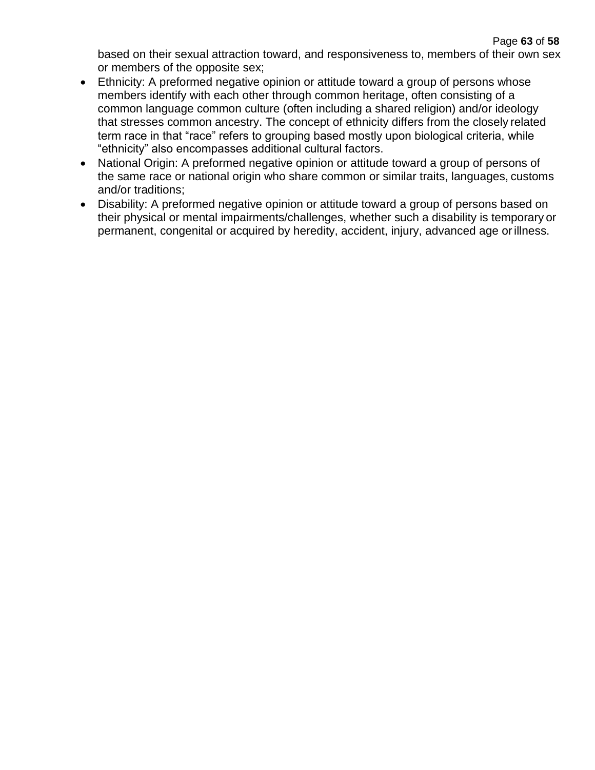based on their sexual attraction toward, and responsiveness to, members of their own sex or members of the opposite sex;

- Ethnicity: A preformed negative opinion or attitude toward a group of persons whose members identify with each other through common heritage, often consisting of a common language common culture (often including a shared religion) and/or ideology that stresses common ancestry. The concept of ethnicity differs from the closely related term race in that "race" refers to grouping based mostly upon biological criteria, while "ethnicity" also encompasses additional cultural factors.
- National Origin: A preformed negative opinion or attitude toward a group of persons of the same race or national origin who share common or similar traits, languages, customs and/or traditions;
- Disability: A preformed negative opinion or attitude toward a group of persons based on their physical or mental impairments/challenges, whether such a disability is temporary or permanent, congenital or acquired by heredity, accident, injury, advanced age or illness.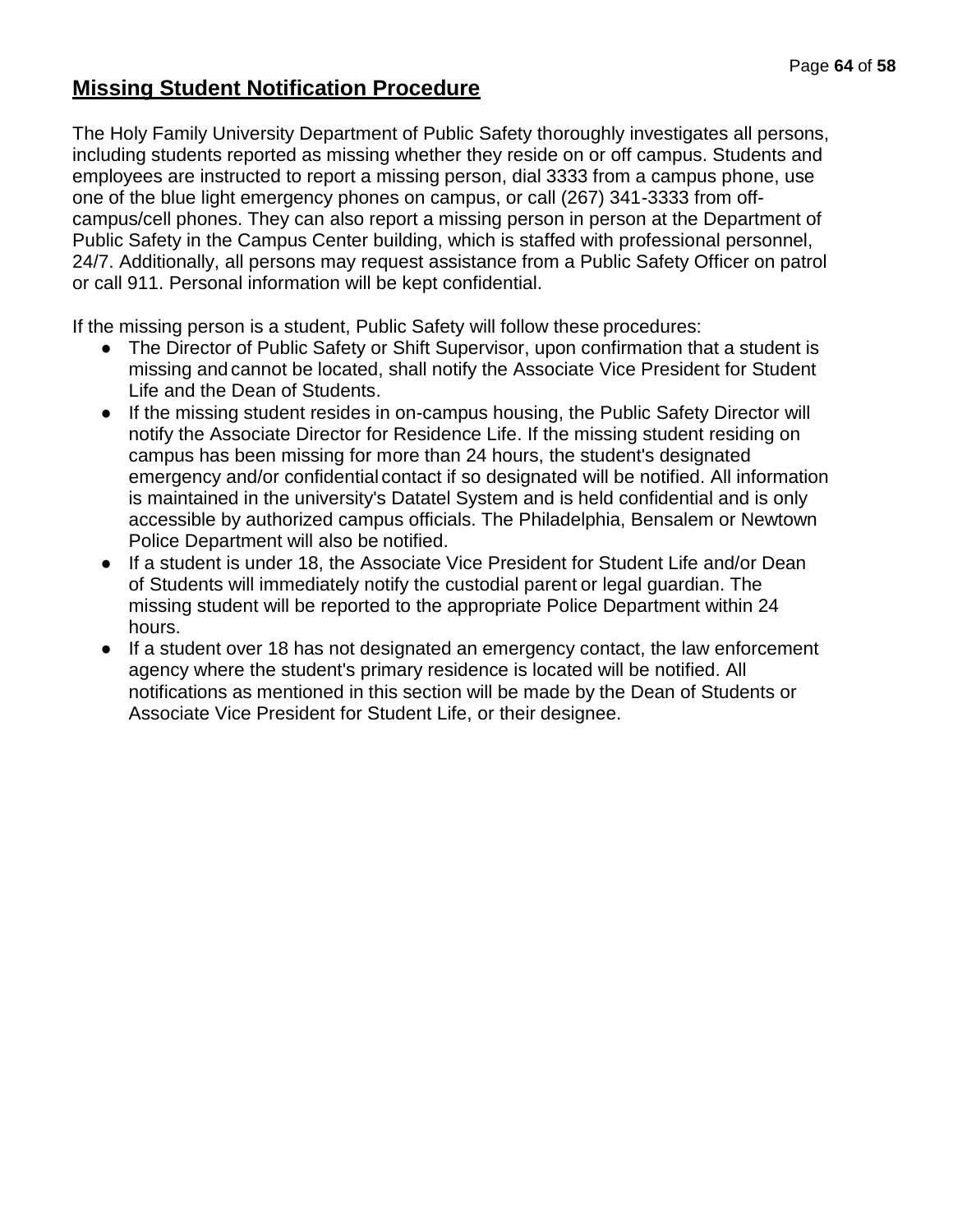## Missing Student Notification Procedure

The Holy Family University Department of Public Safety thoroughly investigates all persons, including students reported as missing whether they reside on or off campus. Students and employees are instructed to report a missing person, dial 3333 from a campus phone, use one of the blue light emergency phones on campus, or call (267) 341-3333 from off-campus/cell phones. They can also report a missing person in person at the Department of Public Safety in the Campus Center building, which is staffed with professional personnel, 24/7. Additionally, all persons may request assistance from a Public Safety Officer on patrol or call 911. Personal information will be kept confidential.

If the missing person is a student, Public Safety will follow these procedures:

- The Director of Public Safety or Shift Supervisor, upon confirmation that a student is missing and cannot be located, shall notify the Associate Vice President for Student Life and the Dean of Students.
- If the missing student resides in on-campus housing, the Public Safety Director will notify the Associate Director for Residence Life. If the missing student residing on campus has been missing for more than 24 hours, the student's designated emergency and/or confidential contact if so designated will be notified. All information is maintained in the university's Datatel System and is held confidential and is only accessible by authorized campus officials. The Philadelphia, Bensalem or Newtown Police Department will also be notified.
- If a student is under 18, the Associate Vice President for Student Life and/or Dean of Students will immediately notify the custodial parent or legal guardian. The missing student will be reported to the appropriate Police Department within 24 hours.
- If a student over 18 has not designated an emergency contact, the law enforcement agency where the student's primary residence is located will be notified. All notifications as mentioned in this section will be made by the Dean of Students or Associate Vice President for Student Life, or their designee.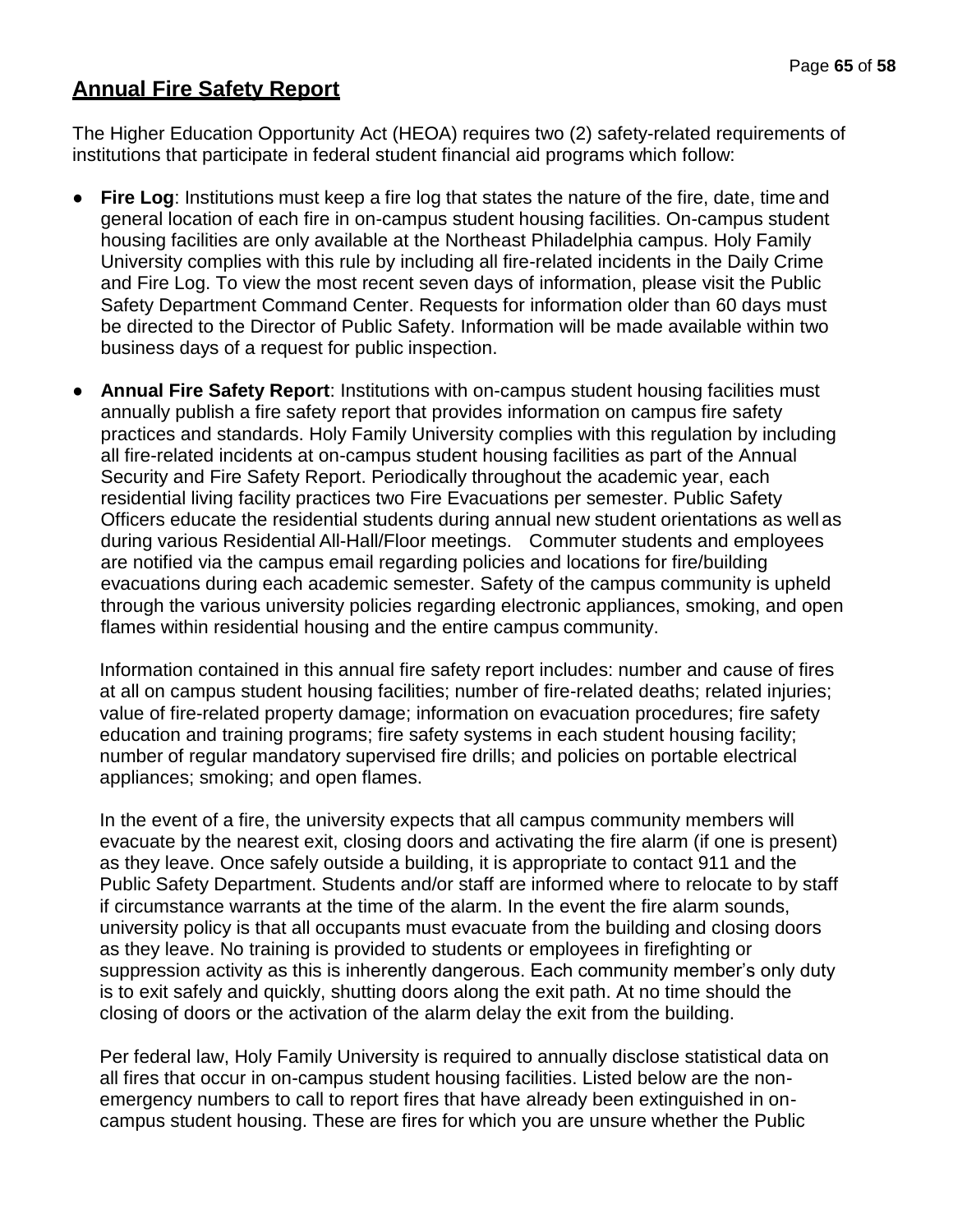## Annual Fire Safety Report

The Higher Education Opportunity Act (HEOA) requires two (2) safety-related requirements of institutions that participate in federal student financial aid programs which follow:

- **Fire Log**: Institutions must keep a fire log that states the nature of the fire, date, time and general location of each fire in on-campus student housing facilities. On-campus student housing facilities are only available at the Northeast Philadelphia campus. Holy Family University complies with this rule by including all fire-related incidents in the Daily Crime and Fire Log. To view the most recent seven days of information, please visit the Public Safety Department Command Center. Requests for information older than 60 days must be directed to the Director of Public Safety. Information will be made available within two business days of a request for public inspection.

- **Annual Fire Safety Report**: Institutions with on-campus student housing facilities must annually publish a fire safety report that provides information on campus fire safety practices and standards. Holy Family University complies with this regulation by including all fire-related incidents at on-campus student housing facilities as part of the Annual Security and Fire Safety Report. Periodically throughout the academic year, each residential living facility practices two Fire Evacuations per semester. Public Safety Officers educate the residential students during annual new student orientations as well as during various Residential All-Hall/Floor meetings. Commuter students and employees are notified via the campus email regarding policies and locations for fire/building evacuations during each academic semester. Safety of the campus community is upheld through the various university policies regarding electronic appliances, smoking, and open flames within residential housing and the entire campus community.

  Information contained in this annual fire safety report includes: number and cause of fires at all on campus student housing facilities; number of fire-related deaths; related injuries; value of fire-related property damage; information on evacuation procedures; fire safety education and training programs; fire safety systems in each student housing facility; number of regular mandatory supervised fire drills; and policies on portable electrical appliances; smoking; and open flames.

  In the event of a fire, the university expects that all campus community members will evacuate by the nearest exit, closing doors and activating the fire alarm (if one is present) as they leave. Once safely outside a building, it is appropriate to contact 911 and the Public Safety Department. Students and/or staff are informed where to relocate to by staff if circumstance warrants at the time of the alarm. In the event the fire alarm sounds, university policy is that all occupants must evacuate from the building and closing doors as they leave. No training is provided to students or employees in firefighting or suppression activity as this is inherently dangerous. Each community member's only duty is to exit safely and quickly, shutting doors along the exit path. At no time should the closing of doors or the activation of the alarm delay the exit from the building.

  Per federal law, Holy Family University is required to annually disclose statistical data on all fires that occur in on-campus student housing facilities. Listed below are the non-emergency numbers to call to report fires that have already been extinguished in on-campus student housing. These are fires for which you are unsure whether the Public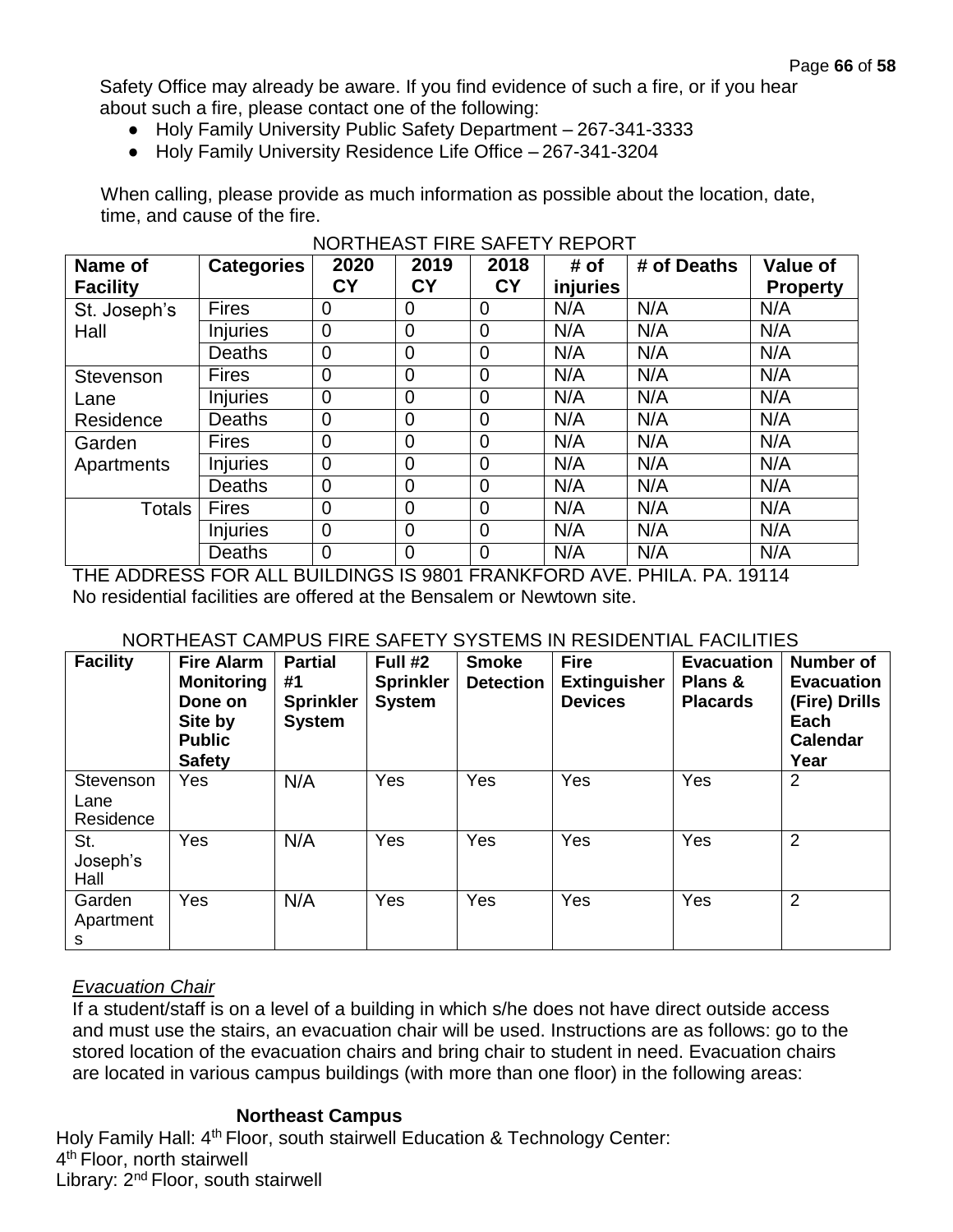Safety Office may already be aware. If you find evidence of such a fire, or if you hear about such a fire, please contact one of the following:

- Holy Family University Public Safety Department – 267-341-3333
- Holy Family University Residence Life Office – 267-341-3204

When calling, please provide as much information as possible about the location, date, time, and cause of the fire.

NORTHEAST FIRE SAFETY REPORT

| Name of Facility | Categories | 2020 CY | 2019 CY | 2018 CY | # of injuries | # of Deaths | Value of Property |
|---|---|---|---|---|---|---|---|
| St. Joseph's Hall | Fires | 0 | 0 | 0 | N/A | N/A | N/A |
| | Injuries | 0 | 0 | 0 | N/A | N/A | N/A |
| | Deaths | 0 | 0 | 0 | N/A | N/A | N/A |
| Stevenson Lane Residence | Fires | 0 | 0 | 0 | N/A | N/A | N/A |
| | Injuries | 0 | 0 | 0 | N/A | N/A | N/A |
| | Deaths | 0 | 0 | 0 | N/A | N/A | N/A |
| Garden Apartments | Fires | 0 | 0 | 0 | N/A | N/A | N/A |
| | Injuries | 0 | 0 | 0 | N/A | N/A | N/A |
| | Deaths | 0 | 0 | 0 | N/A | N/A | N/A |
| Totals | Fires | 0 | 0 | 0 | N/A | N/A | N/A |
| | Injuries | 0 | 0 | 0 | N/A | N/A | N/A |
| | Deaths | 0 | 0 | 0 | N/A | N/A | N/A |

THE ADDRESS FOR ALL BUILDINGS IS 9801 FRANKFORD AVE. PHILA. PA. 19114
No residential facilities are offered at the Bensalem or Newtown site.

NORTHEAST CAMPUS FIRE SAFETY SYSTEMS IN RESIDENTIAL FACILITIES

| Facility | Fire Alarm Monitoring Done on Site by Public Safety | Partial #1 Sprinkler System | Full #2 Sprinkler System | Smoke Detection | Fire Extinguisher Devices | Evacuation Plans & Placards | Number of Evacuation (Fire) Drills Each Calendar Year |
|---|---|---|---|---|---|---|---|
| Stevenson Lane Residence | Yes | N/A | Yes | Yes | Yes | Yes | 2 |
| St. Joseph's Hall | Yes | N/A | Yes | Yes | Yes | Yes | 2 |
| Garden Apartments | Yes | N/A | Yes | Yes | Yes | Yes | 2 |

*Evacuation Chair*

If a student/staff is on a level of a building in which s/he does not have direct outside access and must use the stairs, an evacuation chair will be used. Instructions are as follows: go to the stored location of the evacuation chairs and bring chair to student in need. Evacuation chairs are located in various campus buildings (with more than one floor) in the following areas:

**Northeast Campus**

Holy Family Hall: 4th Floor, south stairwell Education & Technology Center:
4th Floor, north stairwell
Library: 2nd Floor, south stairwell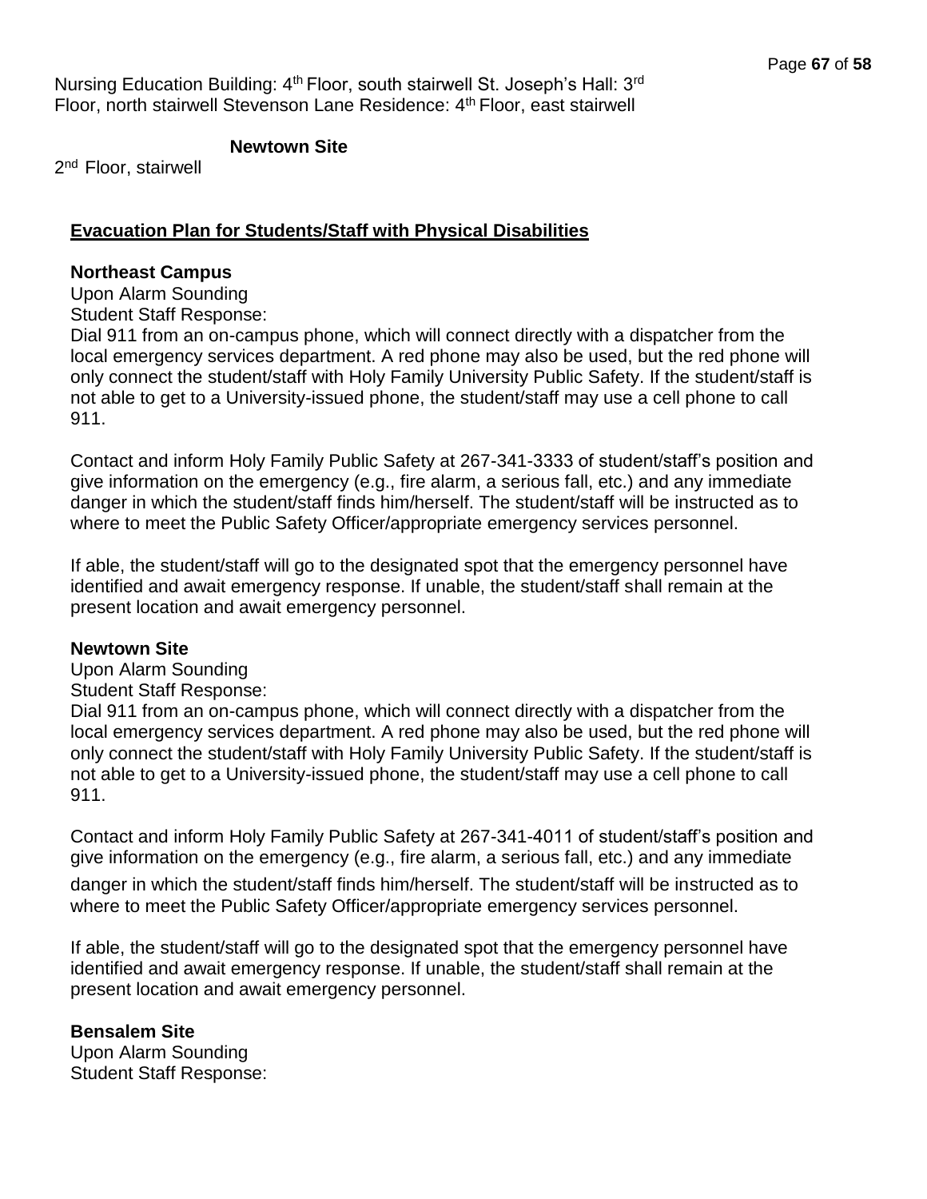Nursing Education Building: 4th Floor, south stairwell St. Joseph's Hall: 3rd Floor, north stairwell Stevenson Lane Residence: 4th Floor, east stairwell

**Newtown Site**

2nd Floor, stairwell

## Evacuation Plan for Students/Staff with Physical Disabilities

**Northeast Campus**

Upon Alarm Sounding

Student Staff Response:

Dial 911 from an on-campus phone, which will connect directly with a dispatcher from the local emergency services department. A red phone may also be used, but the red phone will only connect the student/staff with Holy Family University Public Safety. If the student/staff is not able to get to a University-issued phone, the student/staff may use a cell phone to call 911.

Contact and inform Holy Family Public Safety at 267-341-3333 of student/staff's position and give information on the emergency (e.g., fire alarm, a serious fall, etc.) and any immediate danger in which the student/staff finds him/herself. The student/staff will be instructed as to where to meet the Public Safety Officer/appropriate emergency services personnel.

If able, the student/staff will go to the designated spot that the emergency personnel have identified and await emergency response. If unable, the student/staff shall remain at the present location and await emergency personnel.

**Newtown Site**

Upon Alarm Sounding

Student Staff Response:

Dial 911 from an on-campus phone, which will connect directly with a dispatcher from the local emergency services department. A red phone may also be used, but the red phone will only connect the student/staff with Holy Family University Public Safety. If the student/staff is not able to get to a University-issued phone, the student/staff may use a cell phone to call 911.

Contact and inform Holy Family Public Safety at 267-341-4011 of student/staff's position and give information on the emergency (e.g., fire alarm, a serious fall, etc.) and any immediate danger in which the student/staff finds him/herself. The student/staff will be instructed as to where to meet the Public Safety Officer/appropriate emergency services personnel.

If able, the student/staff will go to the designated spot that the emergency personnel have identified and await emergency response. If unable, the student/staff shall remain at the present location and await emergency personnel.

**Bensalem Site**

Upon Alarm Sounding

Student Staff Response: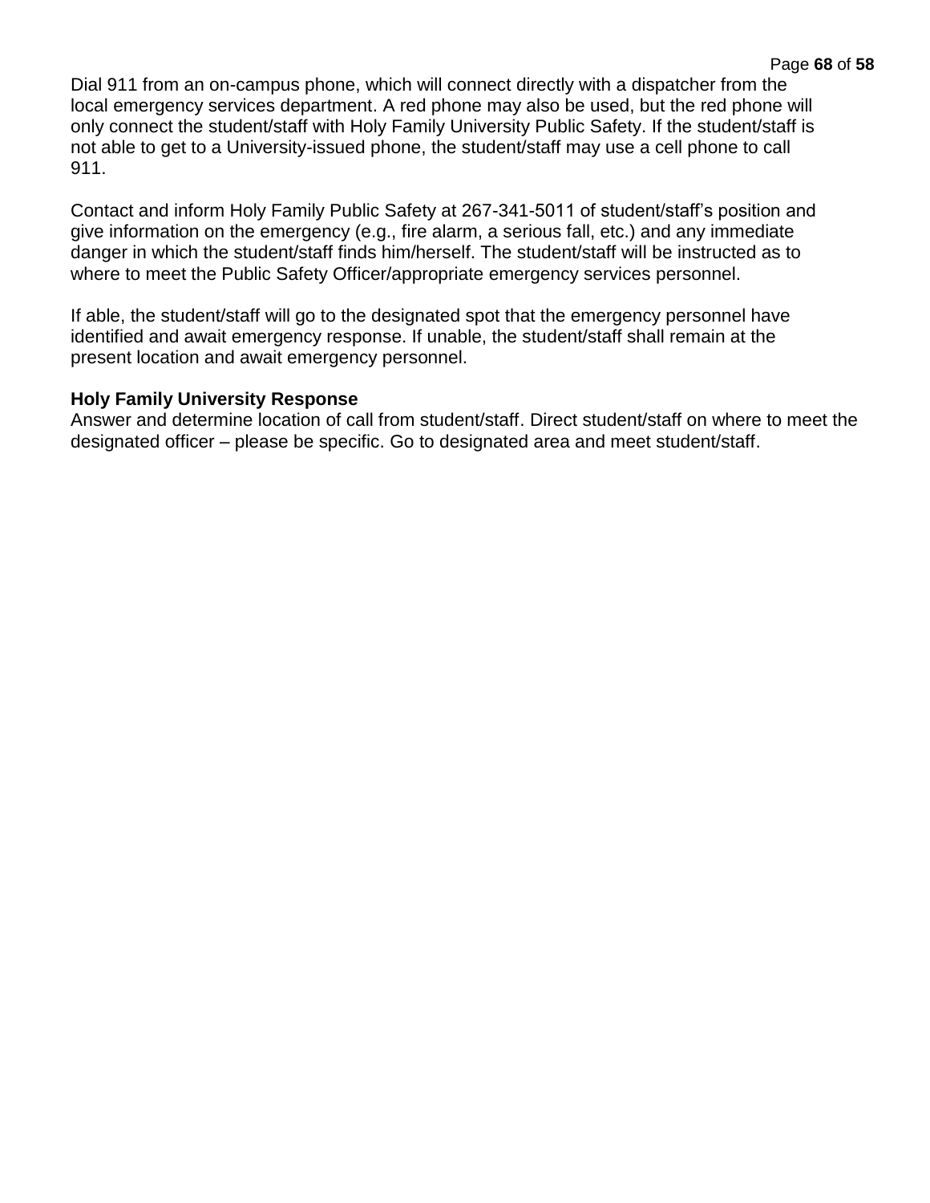Dial 911 from an on-campus phone, which will connect directly with a dispatcher from the local emergency services department. A red phone may also be used, but the red phone will only connect the student/staff with Holy Family University Public Safety. If the student/staff is not able to get to a University-issued phone, the student/staff may use a cell phone to call 911.

Contact and inform Holy Family Public Safety at 267-341-5011 of student/staff's position and give information on the emergency (e.g., fire alarm, a serious fall, etc.) and any immediate danger in which the student/staff finds him/herself. The student/staff will be instructed as to where to meet the Public Safety Officer/appropriate emergency services personnel.

If able, the student/staff will go to the designated spot that the emergency personnel have identified and await emergency response. If unable, the student/staff shall remain at the present location and await emergency personnel.

**Holy Family University Response**

Answer and determine location of call from student/staff. Direct student/staff on where to meet the designated officer – please be specific. Go to designated area and meet student/staff.